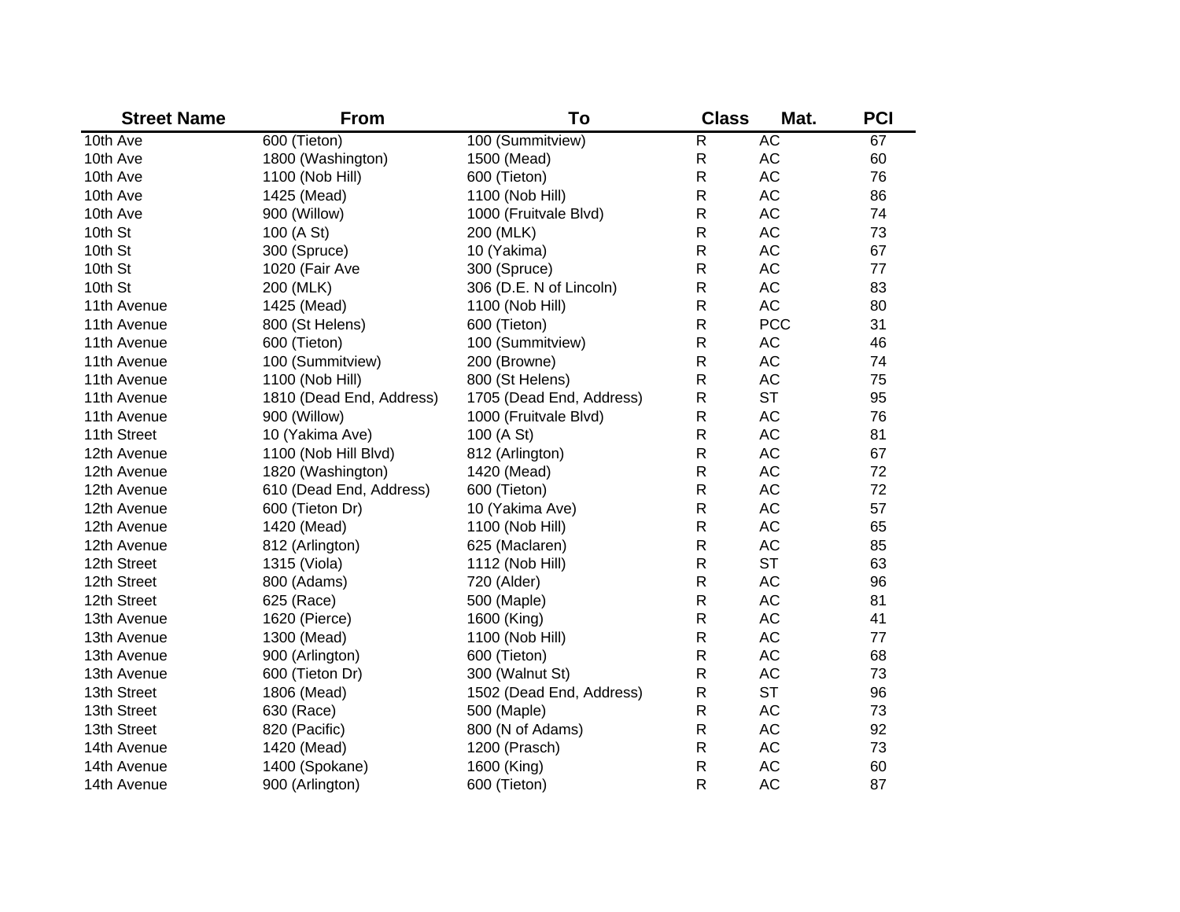| Street Name | From | To | Class | Mat. | PCI |
|---|---|---|---|---|---|
| 10th Ave | 600 (Tieton) | 100 (Summitview) | R | AC | 67 |
| 10th Ave | 1800 (Washington) | 1500 (Mead) | R | AC | 60 |
| 10th Ave | 1100 (Nob Hill) | 600 (Tieton) | R | AC | 76 |
| 10th Ave | 1425 (Mead) | 1100 (Nob Hill) | R | AC | 86 |
| 10th Ave | 900 (Willow) | 1000 (Fruitvale Blvd) | R | AC | 74 |
| 10th St | 100 (A St) | 200 (MLK) | R | AC | 73 |
| 10th St | 300 (Spruce) | 10 (Yakima) | R | AC | 67 |
| 10th St | 1020 (Fair Ave | 300 (Spruce) | R | AC | 77 |
| 10th St | 200 (MLK) | 306 (D.E. N of Lincoln) | R | AC | 83 |
| 11th Avenue | 1425 (Mead) | 1100 (Nob Hill) | R | AC | 80 |
| 11th Avenue | 800 (St Helens) | 600 (Tieton) | R | PCC | 31 |
| 11th Avenue | 600 (Tieton) | 100 (Summitview) | R | AC | 46 |
| 11th Avenue | 100 (Summitview) | 200 (Browne) | R | AC | 74 |
| 11th Avenue | 1100 (Nob Hill) | 800 (St Helens) | R | AC | 75 |
| 11th Avenue | 1810 (Dead End, Address) | 1705 (Dead End, Address) | R | ST | 95 |
| 11th Avenue | 900 (Willow) | 1000 (Fruitvale Blvd) | R | AC | 76 |
| 11th Street | 10 (Yakima Ave) | 100 (A St) | R | AC | 81 |
| 12th Avenue | 1100 (Nob Hill Blvd) | 812 (Arlington) | R | AC | 67 |
| 12th Avenue | 1820 (Washington) | 1420 (Mead) | R | AC | 72 |
| 12th Avenue | 610 (Dead End, Address) | 600 (Tieton) | R | AC | 72 |
| 12th Avenue | 600 (Tieton Dr) | 10 (Yakima Ave) | R | AC | 57 |
| 12th Avenue | 1420 (Mead) | 1100 (Nob Hill) | R | AC | 65 |
| 12th Avenue | 812 (Arlington) | 625 (Maclaren) | R | AC | 85 |
| 12th Street | 1315 (Viola) | 1112 (Nob Hill) | R | ST | 63 |
| 12th Street | 800 (Adams) | 720 (Alder) | R | AC | 96 |
| 12th Street | 625 (Race) | 500 (Maple) | R | AC | 81 |
| 13th Avenue | 1620 (Pierce) | 1600 (King) | R | AC | 41 |
| 13th Avenue | 1300 (Mead) | 1100 (Nob Hill) | R | AC | 77 |
| 13th Avenue | 900 (Arlington) | 600 (Tieton) | R | AC | 68 |
| 13th Avenue | 600 (Tieton Dr) | 300 (Walnut St) | R | AC | 73 |
| 13th Street | 1806 (Mead) | 1502 (Dead End, Address) | R | ST | 96 |
| 13th Street | 630 (Race) | 500 (Maple) | R | AC | 73 |
| 13th Street | 820 (Pacific) | 800 (N of Adams) | R | AC | 92 |
| 14th Avenue | 1420 (Mead) | 1200 (Prasch) | R | AC | 73 |
| 14th Avenue | 1400 (Spokane) | 1600 (King) | R | AC | 60 |
| 14th Avenue | 900 (Arlington) | 600 (Tieton) | R | AC | 87 |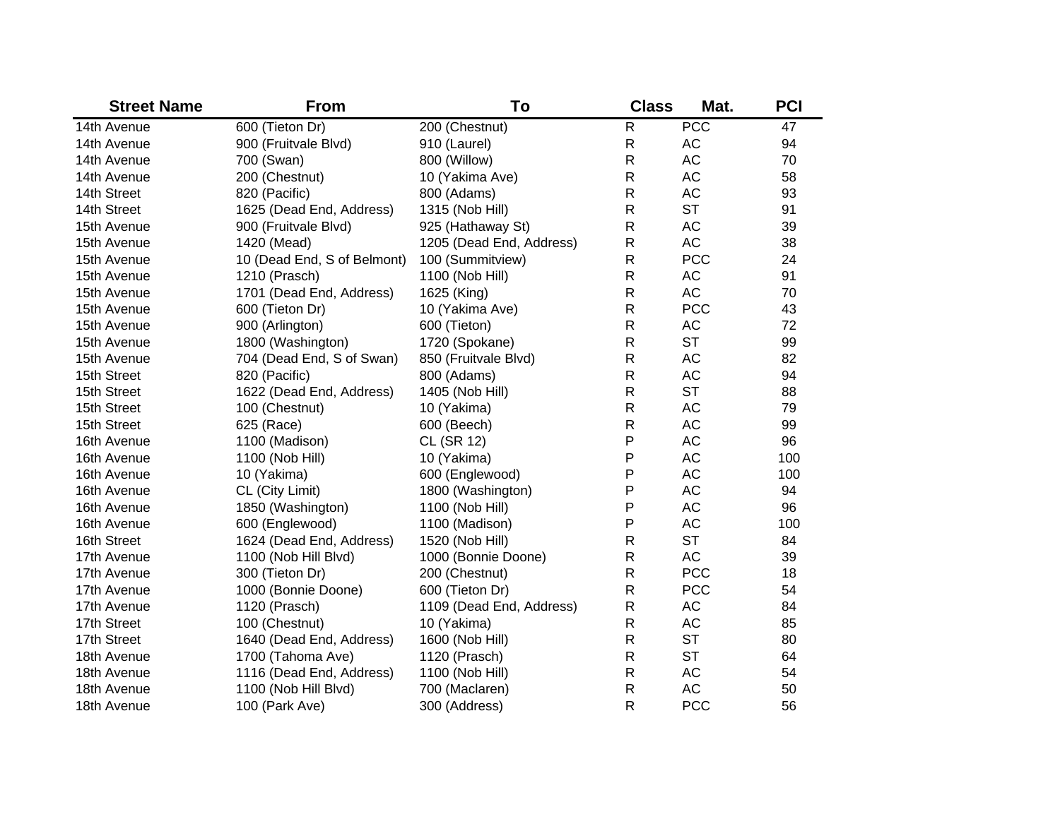| Street Name | From | To | Class | Mat. | PCI |
|---|---|---|---|---|---|
| 14th Avenue | 600 (Tieton Dr) | 200 (Chestnut) | R | PCC | 47 |
| 14th Avenue | 900 (Fruitvale Blvd) | 910 (Laurel) | R | AC | 94 |
| 14th Avenue | 700 (Swan) | 800 (Willow) | R | AC | 70 |
| 14th Avenue | 200 (Chestnut) | 10 (Yakima Ave) | R | AC | 58 |
| 14th Street | 820 (Pacific) | 800 (Adams) | R | AC | 93 |
| 14th Street | 1625 (Dead End, Address) | 1315 (Nob Hill) | R | ST | 91 |
| 15th Avenue | 900 (Fruitvale Blvd) | 925 (Hathaway St) | R | AC | 39 |
| 15th Avenue | 1420 (Mead) | 1205 (Dead End, Address) | R | AC | 38 |
| 15th Avenue | 10 (Dead End, S of Belmont) | 100 (Summitview) | R | PCC | 24 |
| 15th Avenue | 1210 (Prasch) | 1100 (Nob Hill) | R | AC | 91 |
| 15th Avenue | 1701 (Dead End, Address) | 1625 (King) | R | AC | 70 |
| 15th Avenue | 600 (Tieton Dr) | 10 (Yakima Ave) | R | PCC | 43 |
| 15th Avenue | 900 (Arlington) | 600 (Tieton) | R | AC | 72 |
| 15th Avenue | 1800 (Washington) | 1720 (Spokane) | R | ST | 99 |
| 15th Avenue | 704 (Dead End, S of Swan) | 850 (Fruitvale Blvd) | R | AC | 82 |
| 15th Street | 820 (Pacific) | 800 (Adams) | R | AC | 94 |
| 15th Street | 1622 (Dead End, Address) | 1405 (Nob Hill) | R | ST | 88 |
| 15th Street | 100 (Chestnut) | 10 (Yakima) | R | AC | 79 |
| 15th Street | 625 (Race) | 600 (Beech) | R | AC | 99 |
| 16th Avenue | 1100 (Madison) | CL (SR 12) | P | AC | 96 |
| 16th Avenue | 1100 (Nob Hill) | 10 (Yakima) | P | AC | 100 |
| 16th Avenue | 10 (Yakima) | 600 (Englewood) | P | AC | 100 |
| 16th Avenue | CL (City Limit) | 1800 (Washington) | P | AC | 94 |
| 16th Avenue | 1850 (Washington) | 1100 (Nob Hill) | P | AC | 96 |
| 16th Avenue | 600 (Englewood) | 1100 (Madison) | P | AC | 100 |
| 16th Street | 1624 (Dead End, Address) | 1520 (Nob Hill) | R | ST | 84 |
| 17th Avenue | 1100 (Nob Hill Blvd) | 1000 (Bonnie Doone) | R | AC | 39 |
| 17th Avenue | 300 (Tieton Dr) | 200 (Chestnut) | R | PCC | 18 |
| 17th Avenue | 1000 (Bonnie Doone) | 600 (Tieton Dr) | R | PCC | 54 |
| 17th Avenue | 1120 (Prasch) | 1109 (Dead End, Address) | R | AC | 84 |
| 17th Street | 100 (Chestnut) | 10 (Yakima) | R | AC | 85 |
| 17th Street | 1640 (Dead End, Address) | 1600 (Nob Hill) | R | ST | 80 |
| 18th Avenue | 1700 (Tahoma Ave) | 1120 (Prasch) | R | ST | 64 |
| 18th Avenue | 1116 (Dead End, Address) | 1100 (Nob Hill) | R | AC | 54 |
| 18th Avenue | 1100 (Nob Hill Blvd) | 700 (Maclaren) | R | AC | 50 |
| 18th Avenue | 100 (Park Ave) | 300 (Address) | R | PCC | 56 |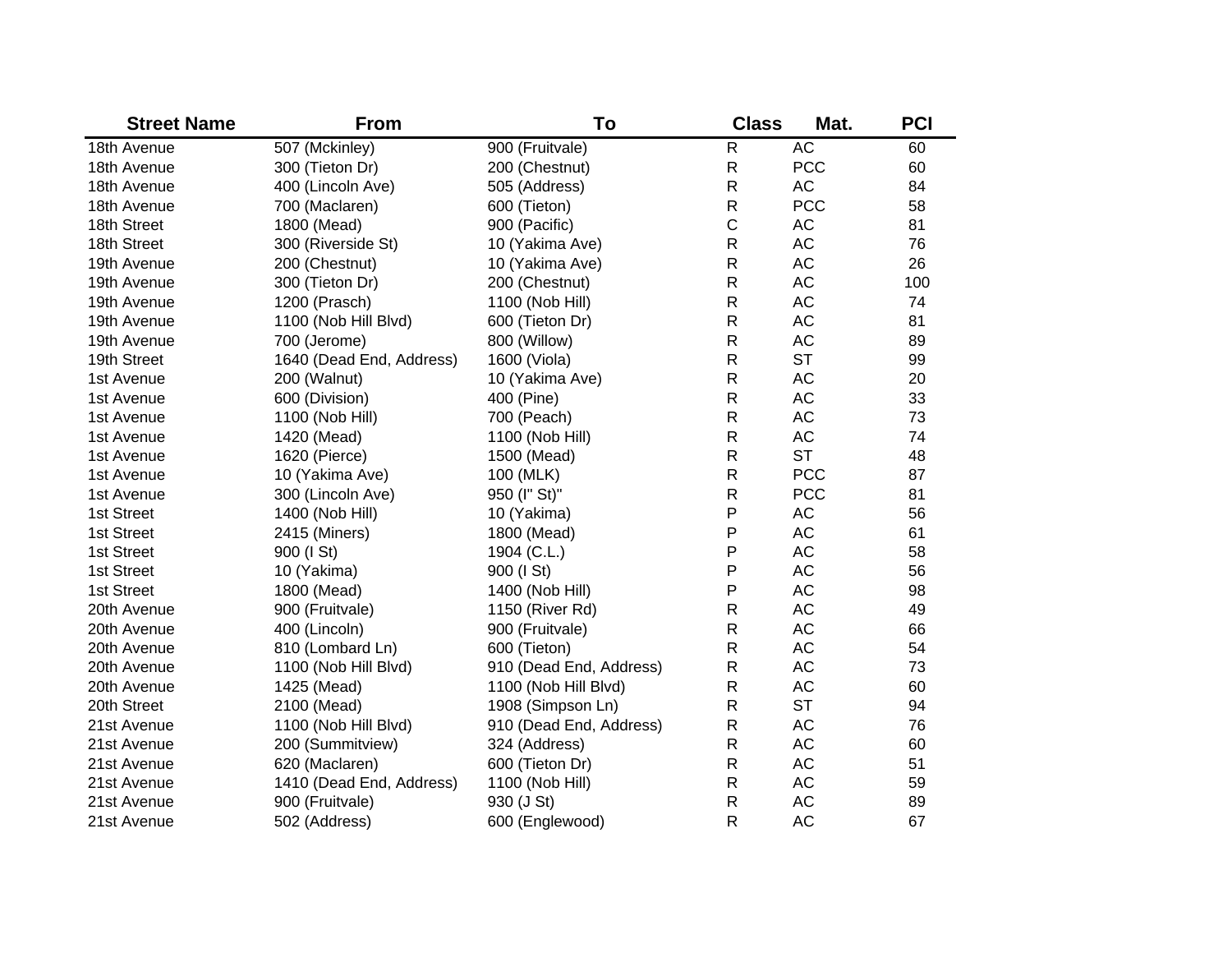| Street Name | From | To | Class | Mat. | PCI |
|---|---|---|---|---|---|
| 18th Avenue | 507 (Mckinley) | 900 (Fruitvale) | R | AC | 60 |
| 18th Avenue | 300 (Tieton Dr) | 200 (Chestnut) | R | PCC | 60 |
| 18th Avenue | 400 (Lincoln Ave) | 505 (Address) | R | AC | 84 |
| 18th Avenue | 700 (Maclaren) | 600 (Tieton) | R | PCC | 58 |
| 18th Street | 1800 (Mead) | 900 (Pacific) | C | AC | 81 |
| 18th Street | 300 (Riverside St) | 10 (Yakima Ave) | R | AC | 76 |
| 19th Avenue | 200 (Chestnut) | 10 (Yakima Ave) | R | AC | 26 |
| 19th Avenue | 300 (Tieton Dr) | 200 (Chestnut) | R | AC | 100 |
| 19th Avenue | 1200 (Prasch) | 1100 (Nob Hill) | R | AC | 74 |
| 19th Avenue | 1100 (Nob Hill Blvd) | 600 (Tieton Dr) | R | AC | 81 |
| 19th Avenue | 700 (Jerome) | 800 (Willow) | R | AC | 89 |
| 19th Street | 1640 (Dead End, Address) | 1600 (Viola) | R | ST | 99 |
| 1st Avenue | 200 (Walnut) | 10 (Yakima Ave) | R | AC | 20 |
| 1st Avenue | 600 (Division) | 400 (Pine) | R | AC | 33 |
| 1st Avenue | 1100 (Nob Hill) | 700 (Peach) | R | AC | 73 |
| 1st Avenue | 1420 (Mead) | 1100 (Nob Hill) | R | AC | 74 |
| 1st Avenue | 1620 (Pierce) | 1500 (Mead) | R | ST | 48 |
| 1st Avenue | 10 (Yakima Ave) | 100 (MLK) | R | PCC | 87 |
| 1st Avenue | 300 (Lincoln Ave) | 950 (I" St)" | R | PCC | 81 |
| 1st Street | 1400 (Nob Hill) | 10 (Yakima) | P | AC | 56 |
| 1st Street | 2415 (Miners) | 1800 (Mead) | P | AC | 61 |
| 1st Street | 900 (I St) | 1904 (C.L.) | P | AC | 58 |
| 1st Street | 10 (Yakima) | 900 (I St) | P | AC | 56 |
| 1st Street | 1800 (Mead) | 1400 (Nob Hill) | P | AC | 98 |
| 20th Avenue | 900 (Fruitvale) | 1150 (River Rd) | R | AC | 49 |
| 20th Avenue | 400 (Lincoln) | 900 (Fruitvale) | R | AC | 66 |
| 20th Avenue | 810 (Lombard Ln) | 600 (Tieton) | R | AC | 54 |
| 20th Avenue | 1100 (Nob Hill Blvd) | 910 (Dead End, Address) | R | AC | 73 |
| 20th Avenue | 1425 (Mead) | 1100 (Nob Hill Blvd) | R | AC | 60 |
| 20th Street | 2100 (Mead) | 1908 (Simpson Ln) | R | ST | 94 |
| 21st Avenue | 1100 (Nob Hill Blvd) | 910 (Dead End, Address) | R | AC | 76 |
| 21st Avenue | 200 (Summitview) | 324 (Address) | R | AC | 60 |
| 21st Avenue | 620 (Maclaren) | 600 (Tieton Dr) | R | AC | 51 |
| 21st Avenue | 1410 (Dead End, Address) | 1100 (Nob Hill) | R | AC | 59 |
| 21st Avenue | 900 (Fruitvale) | 930 (J St) | R | AC | 89 |
| 21st Avenue | 502 (Address) | 600 (Englewood) | R | AC | 67 |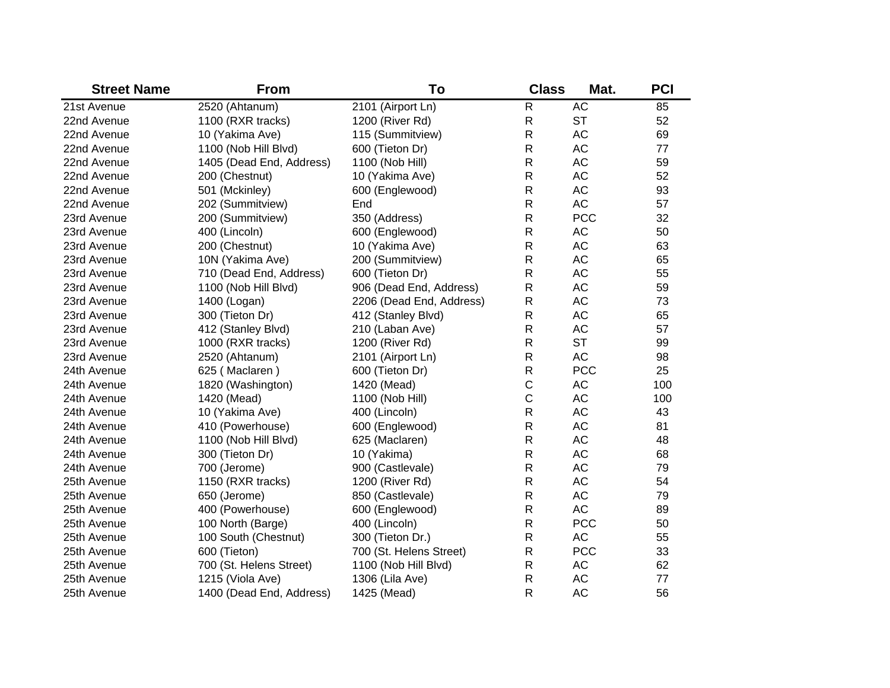| Street Name | From | To | Class | Mat. | PCI |
|---|---|---|---|---|---|
| 21st Avenue | 2520 (Ahtanum) | 2101 (Airport Ln) | R | AC | 85 |
| 22nd Avenue | 1100 (RXR tracks) | 1200 (River Rd) | R | ST | 52 |
| 22nd Avenue | 10 (Yakima Ave) | 115 (Summitview) | R | AC | 69 |
| 22nd Avenue | 1100 (Nob Hill Blvd) | 600 (Tieton Dr) | R | AC | 77 |
| 22nd Avenue | 1405 (Dead End, Address) | 1100 (Nob Hill) | R | AC | 59 |
| 22nd Avenue | 200 (Chestnut) | 10 (Yakima Ave) | R | AC | 52 |
| 22nd Avenue | 501 (Mckinley) | 600 (Englewood) | R | AC | 93 |
| 22nd Avenue | 202 (Summitview) | End | R | AC | 57 |
| 23rd Avenue | 200 (Summitview) | 350 (Address) | R | PCC | 32 |
| 23rd Avenue | 400 (Lincoln) | 600 (Englewood) | R | AC | 50 |
| 23rd Avenue | 200 (Chestnut) | 10 (Yakima Ave) | R | AC | 63 |
| 23rd Avenue | 10N (Yakima Ave) | 200 (Summitview) | R | AC | 65 |
| 23rd Avenue | 710 (Dead End, Address) | 600 (Tieton Dr) | R | AC | 55 |
| 23rd Avenue | 1100 (Nob Hill Blvd) | 906 (Dead End, Address) | R | AC | 59 |
| 23rd Avenue | 1400 (Logan) | 2206 (Dead End, Address) | R | AC | 73 |
| 23rd Avenue | 300 (Tieton Dr) | 412 (Stanley Blvd) | R | AC | 65 |
| 23rd Avenue | 412 (Stanley Blvd) | 210 (Laban Ave) | R | AC | 57 |
| 23rd Avenue | 1000 (RXR tracks) | 1200 (River Rd) | R | ST | 99 |
| 23rd Avenue | 2520 (Ahtanum) | 2101 (Airport Ln) | R | AC | 98 |
| 24th Avenue | 625 ( Maclaren ) | 600 (Tieton Dr) | R | PCC | 25 |
| 24th Avenue | 1820 (Washington) | 1420 (Mead) | C | AC | 100 |
| 24th Avenue | 1420 (Mead) | 1100 (Nob Hill) | C | AC | 100 |
| 24th Avenue | 10 (Yakima Ave) | 400 (Lincoln) | R | AC | 43 |
| 24th Avenue | 410 (Powerhouse) | 600 (Englewood) | R | AC | 81 |
| 24th Avenue | 1100 (Nob Hill Blvd) | 625 (Maclaren) | R | AC | 48 |
| 24th Avenue | 300 (Tieton Dr) | 10 (Yakima) | R | AC | 68 |
| 24th Avenue | 700 (Jerome) | 900 (Castlevale) | R | AC | 79 |
| 25th Avenue | 1150 (RXR tracks) | 1200 (River Rd) | R | AC | 54 |
| 25th Avenue | 650 (Jerome) | 850 (Castlevale) | R | AC | 79 |
| 25th Avenue | 400 (Powerhouse) | 600 (Englewood) | R | AC | 89 |
| 25th Avenue | 100 North (Barge) | 400 (Lincoln) | R | PCC | 50 |
| 25th Avenue | 100 South (Chestnut) | 300 (Tieton Dr.) | R | AC | 55 |
| 25th Avenue | 600 (Tieton) | 700 (St. Helens Street) | R | PCC | 33 |
| 25th Avenue | 700 (St. Helens Street) | 1100 (Nob Hill Blvd) | R | AC | 62 |
| 25th Avenue | 1215 (Viola Ave) | 1306 (Lila Ave) | R | AC | 77 |
| 25th Avenue | 1400 (Dead End, Address) | 1425 (Mead) | R | AC | 56 |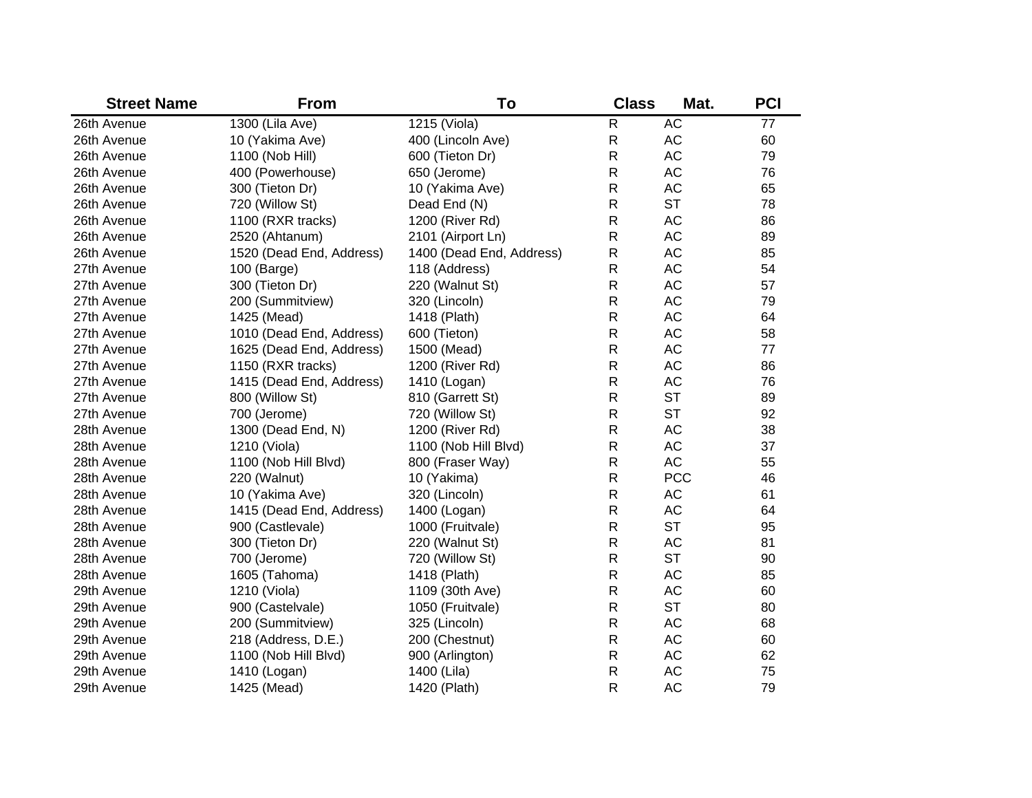| Street Name | From | To | Class | Mat. | PCI |
|---|---|---|---|---|---|
| 26th Avenue | 1300 (Lila Ave) | 1215 (Viola) | R | AC | 77 |
| 26th Avenue | 10 (Yakima Ave) | 400 (Lincoln Ave) | R | AC | 60 |
| 26th Avenue | 1100 (Nob Hill) | 600 (Tieton Dr) | R | AC | 79 |
| 26th Avenue | 400 (Powerhouse) | 650 (Jerome) | R | AC | 76 |
| 26th Avenue | 300 (Tieton Dr) | 10 (Yakima Ave) | R | AC | 65 |
| 26th Avenue | 720 (Willow St) | Dead End (N) | R | ST | 78 |
| 26th Avenue | 1100 (RXR tracks) | 1200 (River Rd) | R | AC | 86 |
| 26th Avenue | 2520 (Ahtanum) | 2101 (Airport Ln) | R | AC | 89 |
| 26th Avenue | 1520 (Dead End, Address) | 1400 (Dead End, Address) | R | AC | 85 |
| 27th Avenue | 100 (Barge) | 118 (Address) | R | AC | 54 |
| 27th Avenue | 300 (Tieton Dr) | 220 (Walnut St) | R | AC | 57 |
| 27th Avenue | 200 (Summitview) | 320 (Lincoln) | R | AC | 79 |
| 27th Avenue | 1425 (Mead) | 1418 (Plath) | R | AC | 64 |
| 27th Avenue | 1010 (Dead End, Address) | 600 (Tieton) | R | AC | 58 |
| 27th Avenue | 1625 (Dead End, Address) | 1500 (Mead) | R | AC | 77 |
| 27th Avenue | 1150 (RXR tracks) | 1200 (River Rd) | R | AC | 86 |
| 27th Avenue | 1415 (Dead End, Address) | 1410 (Logan) | R | AC | 76 |
| 27th Avenue | 800 (Willow St) | 810 (Garrett St) | R | ST | 89 |
| 27th Avenue | 700 (Jerome) | 720 (Willow St) | R | ST | 92 |
| 28th Avenue | 1300 (Dead End, N) | 1200 (River Rd) | R | AC | 38 |
| 28th Avenue | 1210 (Viola) | 1100 (Nob Hill Blvd) | R | AC | 37 |
| 28th Avenue | 1100 (Nob Hill Blvd) | 800 (Fraser Way) | R | AC | 55 |
| 28th Avenue | 220 (Walnut) | 10 (Yakima) | R | PCC | 46 |
| 28th Avenue | 10 (Yakima Ave) | 320 (Lincoln) | R | AC | 61 |
| 28th Avenue | 1415 (Dead End, Address) | 1400 (Logan) | R | AC | 64 |
| 28th Avenue | 900 (Castlevale) | 1000 (Fruitvale) | R | ST | 95 |
| 28th Avenue | 300 (Tieton Dr) | 220 (Walnut St) | R | AC | 81 |
| 28th Avenue | 700 (Jerome) | 720 (Willow St) | R | ST | 90 |
| 28th Avenue | 1605 (Tahoma) | 1418 (Plath) | R | AC | 85 |
| 29th Avenue | 1210 (Viola) | 1109 (30th Ave) | R | AC | 60 |
| 29th Avenue | 900 (Castelvale) | 1050 (Fruitvale) | R | ST | 80 |
| 29th Avenue | 200 (Summitview) | 325 (Lincoln) | R | AC | 68 |
| 29th Avenue | 218 (Address, D.E.) | 200 (Chestnut) | R | AC | 60 |
| 29th Avenue | 1100 (Nob Hill Blvd) | 900 (Arlington) | R | AC | 62 |
| 29th Avenue | 1410 (Logan) | 1400 (Lila) | R | AC | 75 |
| 29th Avenue | 1425 (Mead) | 1420 (Plath) | R | AC | 79 |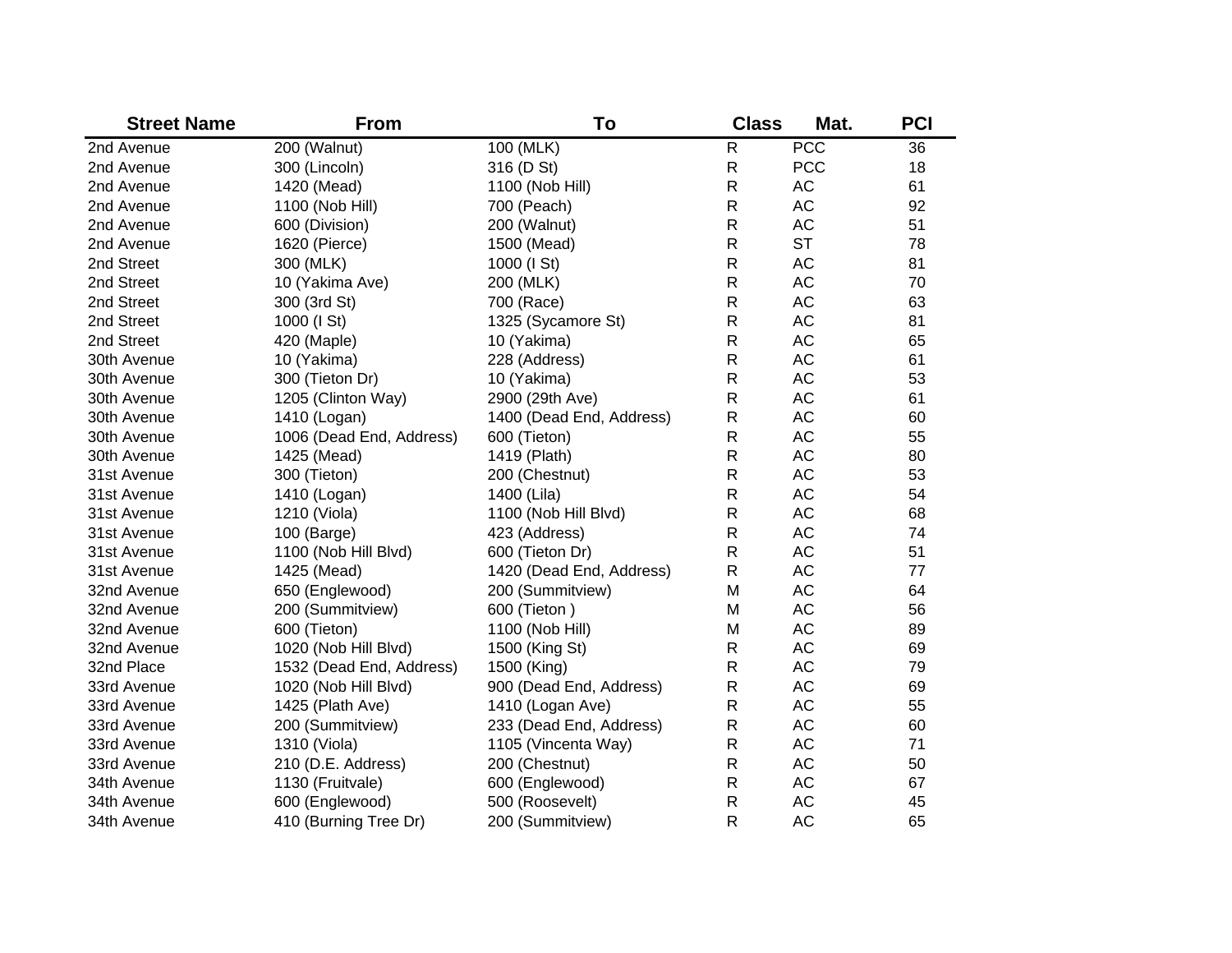| Street Name | From | To | Class | Mat. | PCI |
|---|---|---|---|---|---|
| 2nd Avenue | 200 (Walnut) | 100 (MLK) | R | PCC | 36 |
| 2nd Avenue | 300 (Lincoln) | 316 (D St) | R | PCC | 18 |
| 2nd Avenue | 1420 (Mead) | 1100 (Nob Hill) | R | AC | 61 |
| 2nd Avenue | 1100 (Nob Hill) | 700 (Peach) | R | AC | 92 |
| 2nd Avenue | 600 (Division) | 200 (Walnut) | R | AC | 51 |
| 2nd Avenue | 1620 (Pierce) | 1500 (Mead) | R | ST | 78 |
| 2nd Street | 300 (MLK) | 1000 (I St) | R | AC | 81 |
| 2nd Street | 10 (Yakima Ave) | 200 (MLK) | R | AC | 70 |
| 2nd Street | 300 (3rd St) | 700 (Race) | R | AC | 63 |
| 2nd Street | 1000 (I St) | 1325 (Sycamore St) | R | AC | 81 |
| 2nd Street | 420 (Maple) | 10 (Yakima) | R | AC | 65 |
| 30th Avenue | 10 (Yakima) | 228 (Address) | R | AC | 61 |
| 30th Avenue | 300 (Tieton Dr) | 10 (Yakima) | R | AC | 53 |
| 30th Avenue | 1205 (Clinton Way) | 2900 (29th Ave) | R | AC | 61 |
| 30th Avenue | 1410 (Logan) | 1400 (Dead End, Address) | R | AC | 60 |
| 30th Avenue | 1006 (Dead End, Address) | 600 (Tieton) | R | AC | 55 |
| 30th Avenue | 1425 (Mead) | 1419 (Plath) | R | AC | 80 |
| 31st Avenue | 300 (Tieton) | 200 (Chestnut) | R | AC | 53 |
| 31st Avenue | 1410 (Logan) | 1400 (Lila) | R | AC | 54 |
| 31st Avenue | 1210 (Viola) | 1100 (Nob Hill Blvd) | R | AC | 68 |
| 31st Avenue | 100 (Barge) | 423 (Address) | R | AC | 74 |
| 31st Avenue | 1100 (Nob Hill Blvd) | 600 (Tieton Dr) | R | AC | 51 |
| 31st Avenue | 1425 (Mead) | 1420 (Dead End, Address) | R | AC | 77 |
| 32nd Avenue | 650 (Englewood) | 200 (Summitview) | M | AC | 64 |
| 32nd Avenue | 200 (Summitview) | 600 (Tieton ) | M | AC | 56 |
| 32nd Avenue | 600 (Tieton) | 1100 (Nob Hill) | M | AC | 89 |
| 32nd Avenue | 1020 (Nob Hill Blvd) | 1500 (King St) | R | AC | 69 |
| 32nd Place | 1532 (Dead End, Address) | 1500 (King) | R | AC | 79 |
| 33rd Avenue | 1020 (Nob Hill Blvd) | 900 (Dead End, Address) | R | AC | 69 |
| 33rd Avenue | 1425 (Plath Ave) | 1410 (Logan Ave) | R | AC | 55 |
| 33rd Avenue | 200 (Summitview) | 233 (Dead End, Address) | R | AC | 60 |
| 33rd Avenue | 1310 (Viola) | 1105 (Vincenta Way) | R | AC | 71 |
| 33rd Avenue | 210 (D.E. Address) | 200 (Chestnut) | R | AC | 50 |
| 34th Avenue | 1130 (Fruitvale) | 600 (Englewood) | R | AC | 67 |
| 34th Avenue | 600 (Englewood) | 500 (Roosevelt) | R | AC | 45 |
| 34th Avenue | 410 (Burning Tree Dr) | 200 (Summitview) | R | AC | 65 |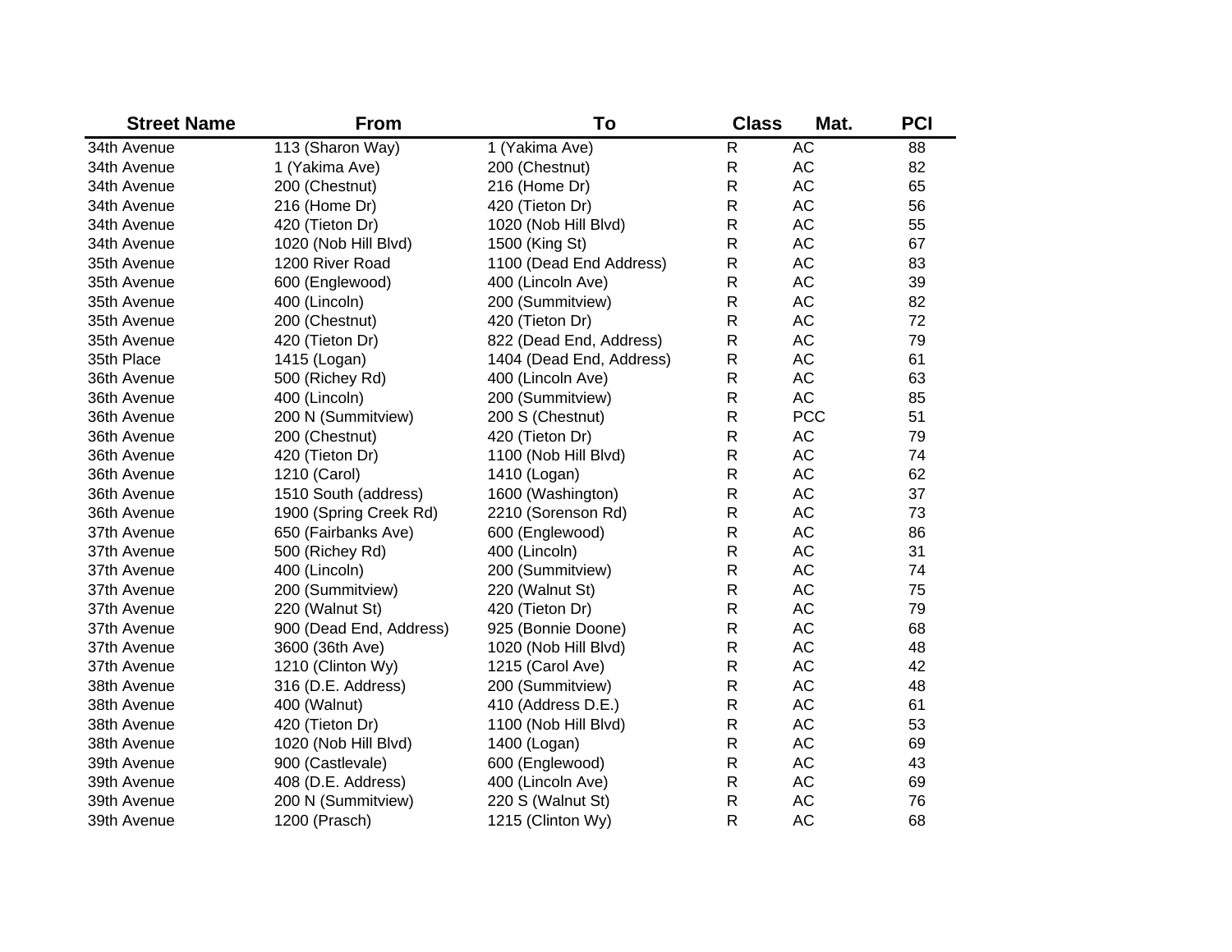| Street Name | From | To | Class | Mat. | PCI |
|---|---|---|---|---|---|
| 34th Avenue | 113 (Sharon Way) | 1 (Yakima Ave) | R | AC | 88 |
| 34th Avenue | 1 (Yakima Ave) | 200 (Chestnut) | R | AC | 82 |
| 34th Avenue | 200 (Chestnut) | 216 (Home Dr) | R | AC | 65 |
| 34th Avenue | 216 (Home Dr) | 420 (Tieton Dr) | R | AC | 56 |
| 34th Avenue | 420 (Tieton Dr) | 1020 (Nob Hill Blvd) | R | AC | 55 |
| 34th Avenue | 1020 (Nob Hill Blvd) | 1500 (King St) | R | AC | 67 |
| 35th Avenue | 1200 River Road | 1100 (Dead End Address) | R | AC | 83 |
| 35th Avenue | 600 (Englewood) | 400 (Lincoln Ave) | R | AC | 39 |
| 35th Avenue | 400 (Lincoln) | 200 (Summitview) | R | AC | 82 |
| 35th Avenue | 200 (Chestnut) | 420 (Tieton Dr) | R | AC | 72 |
| 35th Avenue | 420 (Tieton Dr) | 822 (Dead End, Address) | R | AC | 79 |
| 35th Place | 1415 (Logan) | 1404 (Dead End, Address) | R | AC | 61 |
| 36th Avenue | 500 (Richey Rd) | 400 (Lincoln Ave) | R | AC | 63 |
| 36th Avenue | 400 (Lincoln) | 200 (Summitview) | R | AC | 85 |
| 36th Avenue | 200 N (Summitview) | 200 S (Chestnut) | R | PCC | 51 |
| 36th Avenue | 200 (Chestnut) | 420 (Tieton Dr) | R | AC | 79 |
| 36th Avenue | 420 (Tieton Dr) | 1100 (Nob Hill Blvd) | R | AC | 74 |
| 36th Avenue | 1210 (Carol) | 1410 (Logan) | R | AC | 62 |
| 36th Avenue | 1510 South (address) | 1600 (Washington) | R | AC | 37 |
| 36th Avenue | 1900 (Spring Creek Rd) | 2210 (Sorenson Rd) | R | AC | 73 |
| 37th Avenue | 650 (Fairbanks Ave) | 600 (Englewood) | R | AC | 86 |
| 37th Avenue | 500 (Richey Rd) | 400 (Lincoln) | R | AC | 31 |
| 37th Avenue | 400 (Lincoln) | 200 (Summitview) | R | AC | 74 |
| 37th Avenue | 200 (Summitview) | 220 (Walnut St) | R | AC | 75 |
| 37th Avenue | 220 (Walnut St) | 420 (Tieton Dr) | R | AC | 79 |
| 37th Avenue | 900 (Dead End, Address) | 925 (Bonnie Doone) | R | AC | 68 |
| 37th Avenue | 3600 (36th Ave) | 1020 (Nob Hill Blvd) | R | AC | 48 |
| 37th Avenue | 1210 (Clinton Wy) | 1215 (Carol Ave) | R | AC | 42 |
| 38th Avenue | 316 (D.E. Address) | 200 (Summitview) | R | AC | 48 |
| 38th Avenue | 400 (Walnut) | 410 (Address D.E.) | R | AC | 61 |
| 38th Avenue | 420 (Tieton Dr) | 1100 (Nob Hill Blvd) | R | AC | 53 |
| 38th Avenue | 1020 (Nob Hill Blvd) | 1400 (Logan) | R | AC | 69 |
| 39th Avenue | 900 (Castlevale) | 600 (Englewood) | R | AC | 43 |
| 39th Avenue | 408 (D.E. Address) | 400 (Lincoln Ave) | R | AC | 69 |
| 39th Avenue | 200 N (Summitview) | 220 S (Walnut St) | R | AC | 76 |
| 39th Avenue | 1200 (Prasch) | 1215 (Clinton Wy) | R | AC | 68 |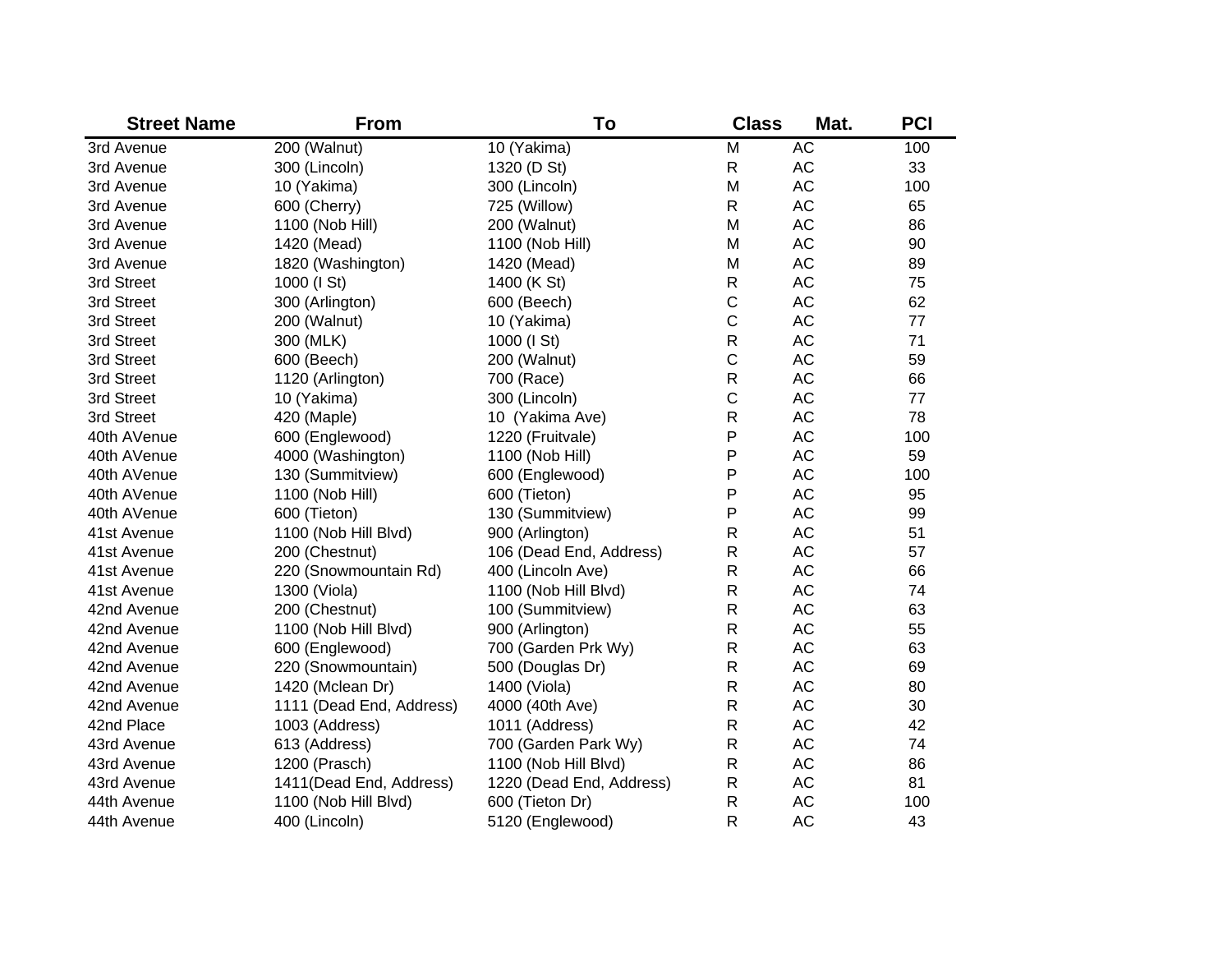| Street Name | From | To | Class | Mat. | PCI |
|---|---|---|---|---|---|
| 3rd Avenue | 200 (Walnut) | 10 (Yakima) | M | AC | 100 |
| 3rd Avenue | 300 (Lincoln) | 1320 (D St) | R | AC | 33 |
| 3rd Avenue | 10 (Yakima) | 300 (Lincoln) | M | AC | 100 |
| 3rd Avenue | 600 (Cherry) | 725 (Willow) | R | AC | 65 |
| 3rd Avenue | 1100 (Nob Hill) | 200 (Walnut) | M | AC | 86 |
| 3rd Avenue | 1420 (Mead) | 1100 (Nob Hill) | M | AC | 90 |
| 3rd Avenue | 1820 (Washington) | 1420 (Mead) | M | AC | 89 |
| 3rd Street | 1000 (I St) | 1400 (K St) | R | AC | 75 |
| 3rd Street | 300 (Arlington) | 600 (Beech) | C | AC | 62 |
| 3rd Street | 200 (Walnut) | 10 (Yakima) | C | AC | 77 |
| 3rd Street | 300 (MLK) | 1000 (I St) | R | AC | 71 |
| 3rd Street | 600 (Beech) | 200 (Walnut) | C | AC | 59 |
| 3rd Street | 1120 (Arlington) | 700 (Race) | R | AC | 66 |
| 3rd Street | 10 (Yakima) | 300 (Lincoln) | C | AC | 77 |
| 3rd Street | 420 (Maple) | 10 (Yakima Ave) | R | AC | 78 |
| 40th AVenue | 600 (Englewood) | 1220 (Fruitvale) | P | AC | 100 |
| 40th AVenue | 4000 (Washington) | 1100 (Nob Hill) | P | AC | 59 |
| 40th AVenue | 130 (Summitview) | 600 (Englewood) | P | AC | 100 |
| 40th AVenue | 1100 (Nob Hill) | 600 (Tieton) | P | AC | 95 |
| 40th AVenue | 600 (Tieton) | 130 (Summitview) | P | AC | 99 |
| 41st Avenue | 1100 (Nob Hill Blvd) | 900 (Arlington) | R | AC | 51 |
| 41st Avenue | 200 (Chestnut) | 106 (Dead End, Address) | R | AC | 57 |
| 41st Avenue | 220 (Snowmountain Rd) | 400 (Lincoln Ave) | R | AC | 66 |
| 41st Avenue | 1300 (Viola) | 1100 (Nob Hill Blvd) | R | AC | 74 |
| 42nd Avenue | 200 (Chestnut) | 100 (Summitview) | R | AC | 63 |
| 42nd Avenue | 1100 (Nob Hill Blvd) | 900 (Arlington) | R | AC | 55 |
| 42nd Avenue | 600 (Englewood) | 700 (Garden Prk Wy) | R | AC | 63 |
| 42nd Avenue | 220 (Snowmountain) | 500 (Douglas Dr) | R | AC | 69 |
| 42nd Avenue | 1420 (Mclean Dr) | 1400 (Viola) | R | AC | 80 |
| 42nd Avenue | 1111 (Dead End, Address) | 4000 (40th Ave) | R | AC | 30 |
| 42nd Place | 1003 (Address) | 1011 (Address) | R | AC | 42 |
| 43rd Avenue | 613 (Address) | 700 (Garden Park Wy) | R | AC | 74 |
| 43rd Avenue | 1200 (Prasch) | 1100 (Nob Hill Blvd) | R | AC | 86 |
| 43rd Avenue | 1411(Dead End, Address) | 1220 (Dead End, Address) | R | AC | 81 |
| 44th Avenue | 1100 (Nob Hill Blvd) | 600 (Tieton Dr) | R | AC | 100 |
| 44th Avenue | 400 (Lincoln) | 5120 (Englewood) | R | AC | 43 |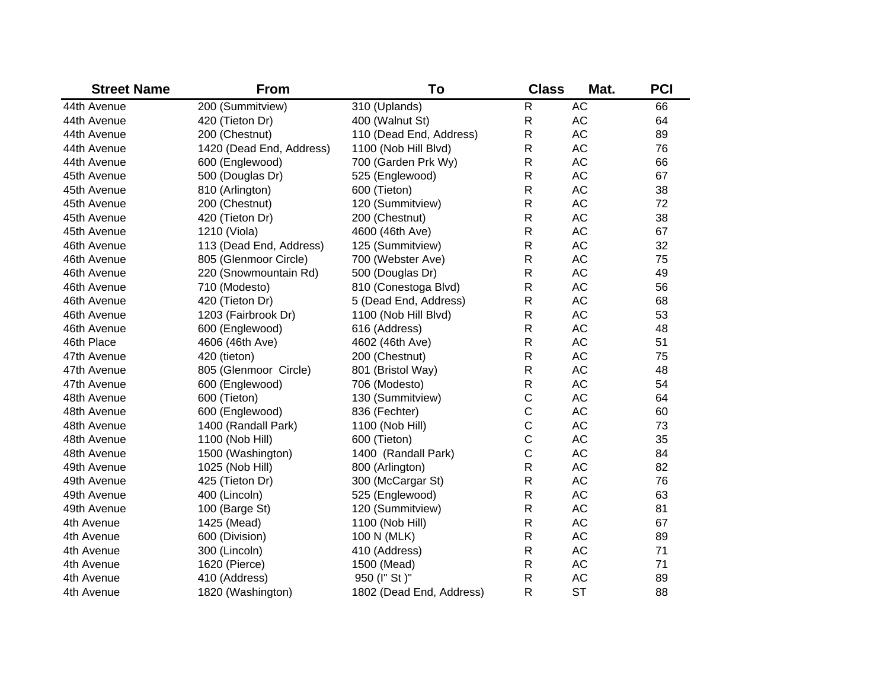| Street Name | From | To | Class | Mat. | PCI |
|---|---|---|---|---|---|
| 44th Avenue | 200 (Summitview) | 310 (Uplands) | R | AC | 66 |
| 44th Avenue | 420 (Tieton Dr) | 400 (Walnut St) | R | AC | 64 |
| 44th Avenue | 200 (Chestnut) | 110 (Dead End, Address) | R | AC | 89 |
| 44th Avenue | 1420 (Dead End, Address) | 1100 (Nob Hill Blvd) | R | AC | 76 |
| 44th Avenue | 600 (Englewood) | 700 (Garden Prk Wy) | R | AC | 66 |
| 45th Avenue | 500 (Douglas Dr) | 525 (Englewood) | R | AC | 67 |
| 45th Avenue | 810 (Arlington) | 600 (Tieton) | R | AC | 38 |
| 45th Avenue | 200 (Chestnut) | 120 (Summitview) | R | AC | 72 |
| 45th Avenue | 420 (Tieton Dr) | 200 (Chestnut) | R | AC | 38 |
| 45th Avenue | 1210 (Viola) | 4600 (46th Ave) | R | AC | 67 |
| 46th Avenue | 113 (Dead End, Address) | 125 (Summitview) | R | AC | 32 |
| 46th Avenue | 805 (Glenmoor Circle) | 700 (Webster Ave) | R | AC | 75 |
| 46th Avenue | 220 (Snowmountain Rd) | 500 (Douglas Dr) | R | AC | 49 |
| 46th Avenue | 710 (Modesto) | 810 (Conestoga Blvd) | R | AC | 56 |
| 46th Avenue | 420 (Tieton Dr) | 5 (Dead End, Address) | R | AC | 68 |
| 46th Avenue | 1203 (Fairbrook Dr) | 1100 (Nob Hill Blvd) | R | AC | 53 |
| 46th Avenue | 600 (Englewood) | 616 (Address) | R | AC | 48 |
| 46th Place | 4606 (46th Ave) | 4602 (46th Ave) | R | AC | 51 |
| 47th Avenue | 420 (tieton) | 200 (Chestnut) | R | AC | 75 |
| 47th Avenue | 805 (Glenmoor  Circle) | 801 (Bristol Way) | R | AC | 48 |
| 47th Avenue | 600 (Englewood) | 706 (Modesto) | R | AC | 54 |
| 48th Avenue | 600 (Tieton) | 130 (Summitview) | C | AC | 64 |
| 48th Avenue | 600 (Englewood) | 836 (Fechter) | C | AC | 60 |
| 48th Avenue | 1400 (Randall Park) | 1100 (Nob Hill) | C | AC | 73 |
| 48th Avenue | 1100 (Nob Hill) | 600 (Tieton) | C | AC | 35 |
| 48th Avenue | 1500 (Washington) | 1400  (Randall Park) | C | AC | 84 |
| 49th Avenue | 1025 (Nob Hill) | 800 (Arlington) | R | AC | 82 |
| 49th Avenue | 425 (Tieton Dr) | 300 (McCargar St) | R | AC | 76 |
| 49th Avenue | 400 (Lincoln) | 525 (Englewood) | R | AC | 63 |
| 49th Avenue | 100 (Barge St) | 120 (Summitview) | R | AC | 81 |
| 4th Avenue | 1425 (Mead) | 1100 (Nob Hill) | R | AC | 67 |
| 4th Avenue | 600 (Division) | 100 N (MLK) | R | AC | 89 |
| 4th Avenue | 300 (Lincoln) | 410 (Address) | R | AC | 71 |
| 4th Avenue | 1620 (Pierce) | 1500 (Mead) | R | AC | 71 |
| 4th Avenue | 410 (Address) | 950 (I" St )" | R | AC | 89 |
| 4th Avenue | 1820 (Washington) | 1802 (Dead End, Address) | R | ST | 88 |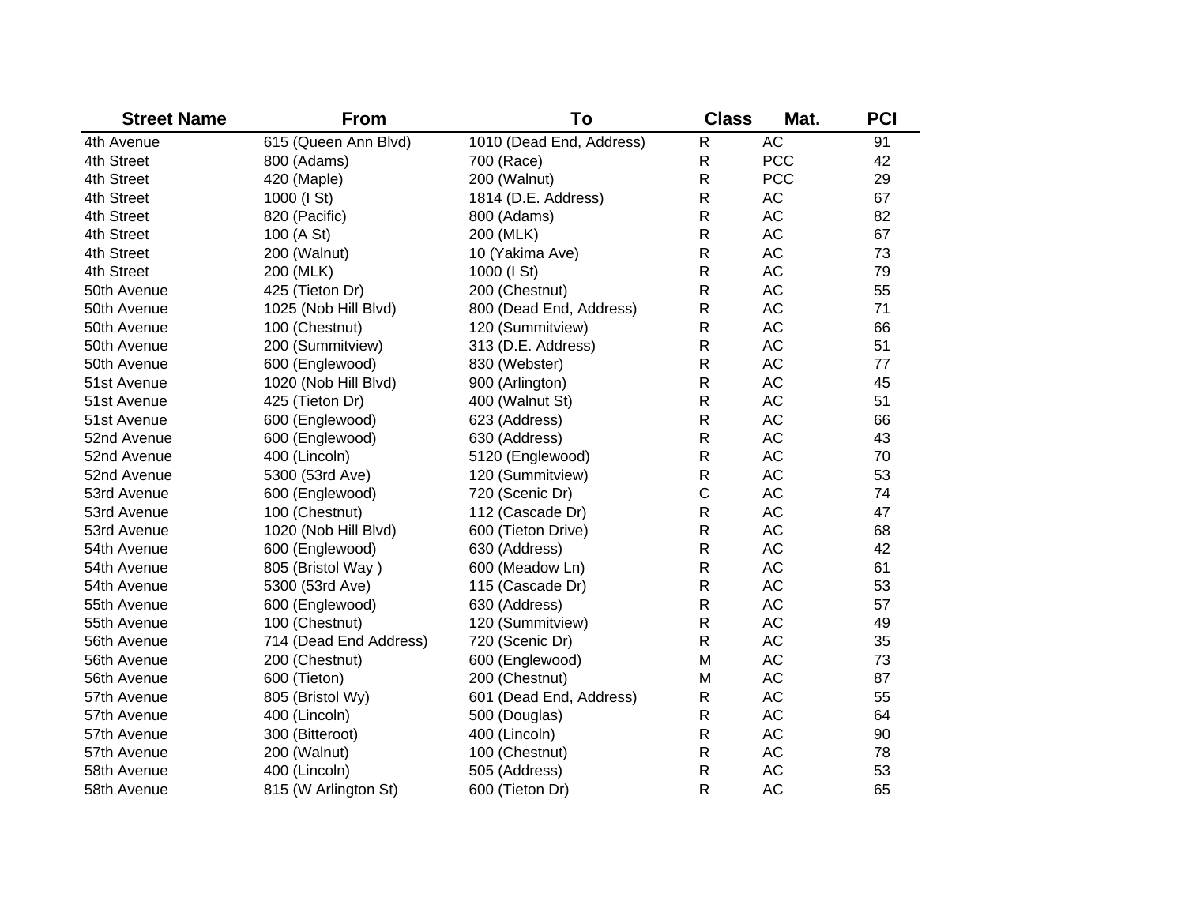| Street Name | From | To | Class | Mat. | PCI |
|---|---|---|---|---|---|
| 4th Avenue | 615 (Queen Ann Blvd) | 1010 (Dead End, Address) | R | AC | 91 |
| 4th Street | 800 (Adams) | 700 (Race) | R | PCC | 42 |
| 4th Street | 420 (Maple) | 200 (Walnut) | R | PCC | 29 |
| 4th Street | 1000 (I St) | 1814 (D.E. Address) | R | AC | 67 |
| 4th Street | 820 (Pacific) | 800 (Adams) | R | AC | 82 |
| 4th Street | 100 (A St) | 200 (MLK) | R | AC | 67 |
| 4th Street | 200 (Walnut) | 10 (Yakima Ave) | R | AC | 73 |
| 4th Street | 200 (MLK) | 1000 (I St) | R | AC | 79 |
| 50th Avenue | 425 (Tieton Dr) | 200 (Chestnut) | R | AC | 55 |
| 50th Avenue | 1025 (Nob Hill Blvd) | 800 (Dead End, Address) | R | AC | 71 |
| 50th Avenue | 100 (Chestnut) | 120 (Summitview) | R | AC | 66 |
| 50th Avenue | 200 (Summitview) | 313 (D.E. Address) | R | AC | 51 |
| 50th Avenue | 600 (Englewood) | 830 (Webster) | R | AC | 77 |
| 51st Avenue | 1020 (Nob Hill Blvd) | 900 (Arlington) | R | AC | 45 |
| 51st Avenue | 425 (Tieton Dr) | 400 (Walnut St) | R | AC | 51 |
| 51st Avenue | 600 (Englewood) | 623 (Address) | R | AC | 66 |
| 52nd Avenue | 600 (Englewood) | 630 (Address) | R | AC | 43 |
| 52nd Avenue | 400 (Lincoln) | 5120 (Englewood) | R | AC | 70 |
| 52nd Avenue | 5300 (53rd Ave) | 120 (Summitview) | R | AC | 53 |
| 53rd Avenue | 600 (Englewood) | 720 (Scenic Dr) | C | AC | 74 |
| 53rd Avenue | 100 (Chestnut) | 112 (Cascade Dr) | R | AC | 47 |
| 53rd Avenue | 1020 (Nob Hill Blvd) | 600 (Tieton Drive) | R | AC | 68 |
| 54th Avenue | 600 (Englewood) | 630 (Address) | R | AC | 42 |
| 54th Avenue | 805 (Bristol Way ) | 600 (Meadow Ln) | R | AC | 61 |
| 54th Avenue | 5300 (53rd Ave) | 115 (Cascade Dr) | R | AC | 53 |
| 55th Avenue | 600 (Englewood) | 630 (Address) | R | AC | 57 |
| 55th Avenue | 100 (Chestnut) | 120 (Summitview) | R | AC | 49 |
| 56th Avenue | 714 (Dead End Address) | 720 (Scenic Dr) | R | AC | 35 |
| 56th Avenue | 200 (Chestnut) | 600 (Englewood) | M | AC | 73 |
| 56th Avenue | 600 (Tieton) | 200 (Chestnut) | M | AC | 87 |
| 57th Avenue | 805 (Bristol Wy) | 601 (Dead End, Address) | R | AC | 55 |
| 57th Avenue | 400 (Lincoln) | 500 (Douglas) | R | AC | 64 |
| 57th Avenue | 300 (Bitteroot) | 400 (Lincoln) | R | AC | 90 |
| 57th Avenue | 200 (Walnut) | 100 (Chestnut) | R | AC | 78 |
| 58th Avenue | 400 (Lincoln) | 505 (Address) | R | AC | 53 |
| 58th Avenue | 815 (W Arlington St) | 600 (Tieton Dr) | R | AC | 65 |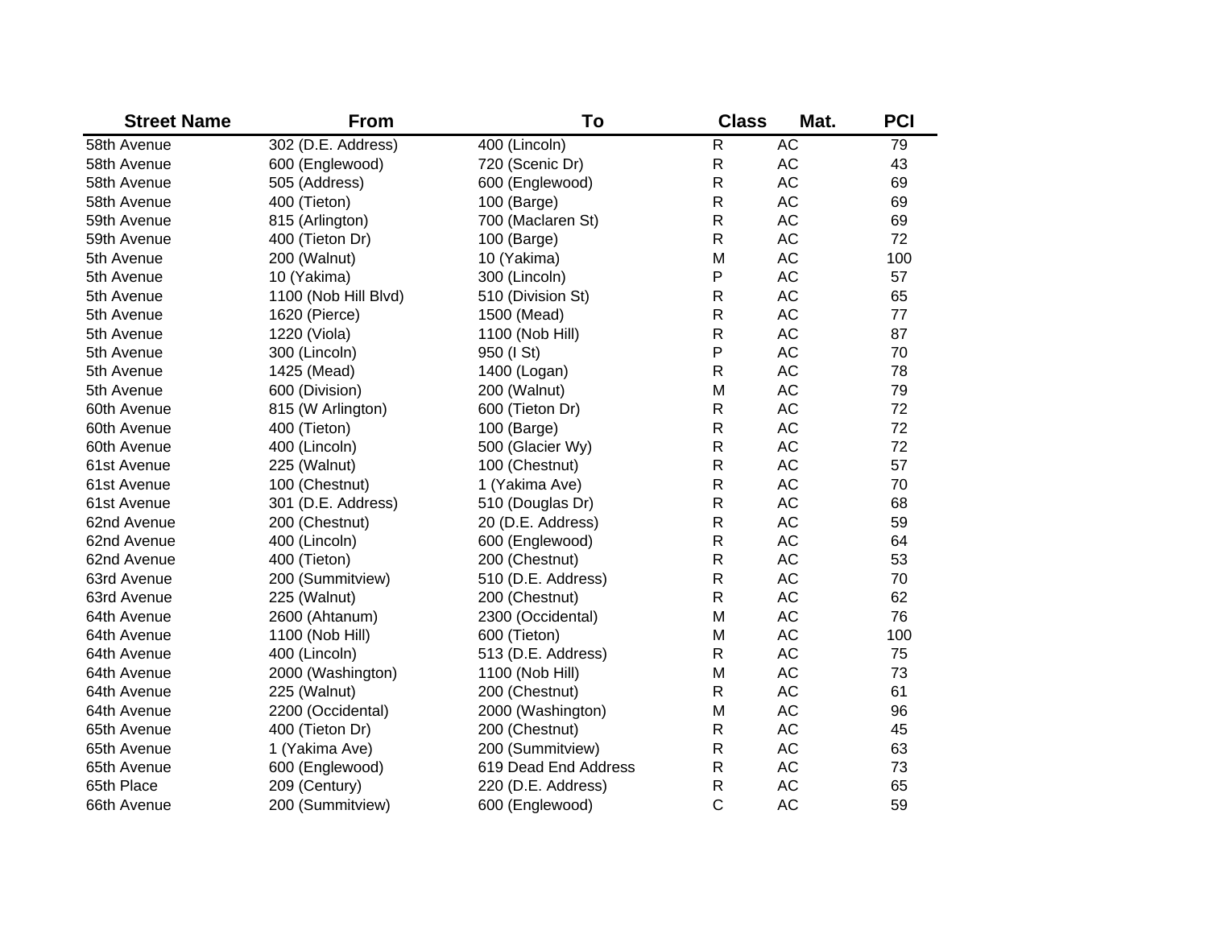| Street Name | From | To | Class | Mat. | PCI |
|---|---|---|---|---|---|
| 58th Avenue | 302 (D.E. Address) | 400 (Lincoln) | R | AC | 79 |
| 58th Avenue | 600 (Englewood) | 720 (Scenic Dr) | R | AC | 43 |
| 58th Avenue | 505 (Address) | 600 (Englewood) | R | AC | 69 |
| 58th Avenue | 400 (Tieton) | 100 (Barge) | R | AC | 69 |
| 59th Avenue | 815 (Arlington) | 700 (Maclaren St) | R | AC | 69 |
| 59th Avenue | 400 (Tieton Dr) | 100 (Barge) | R | AC | 72 |
| 5th Avenue | 200 (Walnut) | 10 (Yakima) | M | AC | 100 |
| 5th Avenue | 10 (Yakima) | 300 (Lincoln) | P | AC | 57 |
| 5th Avenue | 1100 (Nob Hill Blvd) | 510 (Division St) | R | AC | 65 |
| 5th Avenue | 1620 (Pierce) | 1500 (Mead) | R | AC | 77 |
| 5th Avenue | 1220 (Viola) | 1100 (Nob Hill) | R | AC | 87 |
| 5th Avenue | 300 (Lincoln) | 950 (I St) | P | AC | 70 |
| 5th Avenue | 1425 (Mead) | 1400 (Logan) | R | AC | 78 |
| 5th Avenue | 600 (Division) | 200 (Walnut) | M | AC | 79 |
| 60th Avenue | 815 (W Arlington) | 600 (Tieton Dr) | R | AC | 72 |
| 60th Avenue | 400 (Tieton) | 100 (Barge) | R | AC | 72 |
| 60th Avenue | 400 (Lincoln) | 500 (Glacier Wy) | R | AC | 72 |
| 61st Avenue | 225 (Walnut) | 100 (Chestnut) | R | AC | 57 |
| 61st Avenue | 100 (Chestnut) | 1 (Yakima Ave) | R | AC | 70 |
| 61st Avenue | 301 (D.E. Address) | 510 (Douglas Dr) | R | AC | 68 |
| 62nd Avenue | 200 (Chestnut) | 20 (D.E. Address) | R | AC | 59 |
| 62nd Avenue | 400 (Lincoln) | 600 (Englewood) | R | AC | 64 |
| 62nd Avenue | 400 (Tieton) | 200 (Chestnut) | R | AC | 53 |
| 63rd Avenue | 200 (Summitview) | 510 (D.E. Address) | R | AC | 70 |
| 63rd Avenue | 225 (Walnut) | 200 (Chestnut) | R | AC | 62 |
| 64th Avenue | 2600 (Ahtanum) | 2300 (Occidental) | M | AC | 76 |
| 64th Avenue | 1100 (Nob Hill) | 600 (Tieton) | M | AC | 100 |
| 64th Avenue | 400 (Lincoln) | 513 (D.E. Address) | R | AC | 75 |
| 64th Avenue | 2000 (Washington) | 1100 (Nob Hill) | M | AC | 73 |
| 64th Avenue | 225 (Walnut) | 200 (Chestnut) | R | AC | 61 |
| 64th Avenue | 2200 (Occidental) | 2000 (Washington) | M | AC | 96 |
| 65th Avenue | 400 (Tieton Dr) | 200 (Chestnut) | R | AC | 45 |
| 65th Avenue | 1 (Yakima Ave) | 200 (Summitview) | R | AC | 63 |
| 65th Avenue | 600 (Englewood) | 619 Dead End Address | R | AC | 73 |
| 65th Place | 209 (Century) | 220 (D.E. Address) | R | AC | 65 |
| 66th Avenue | 200 (Summitview) | 600 (Englewood) | C | AC | 59 |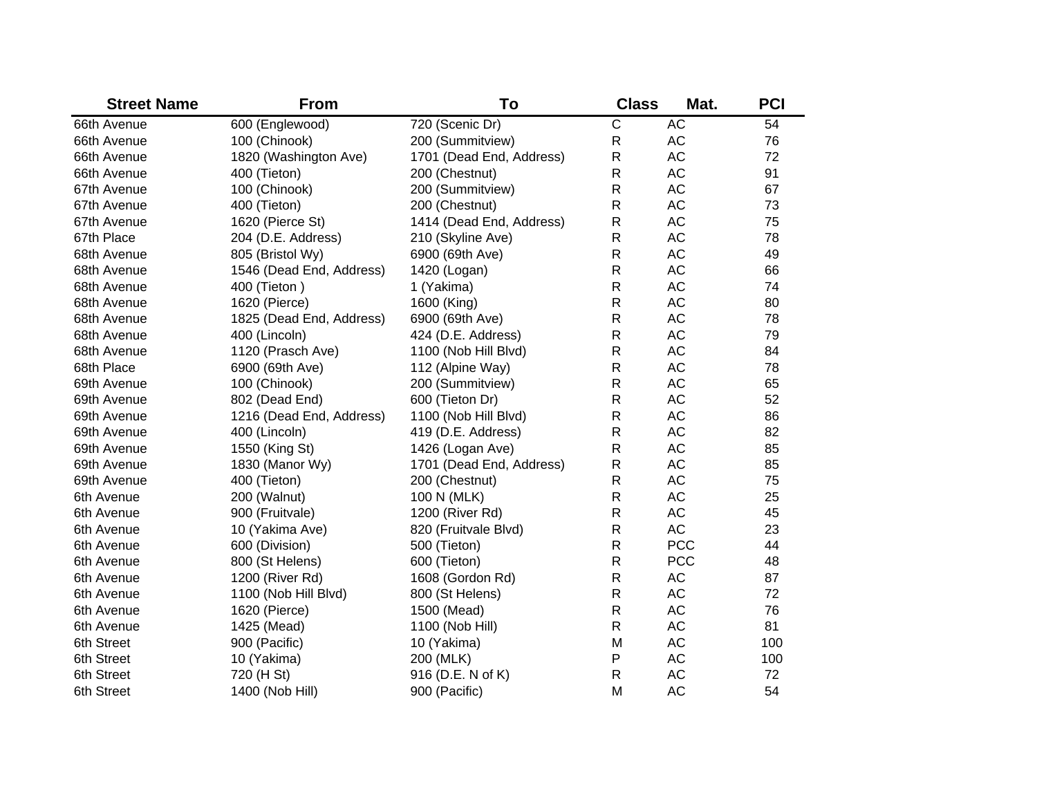| Street Name | From | To | Class | Mat. | PCI |
| --- | --- | --- | --- | --- | --- |
| 66th Avenue | 600 (Englewood) | 720 (Scenic Dr) | C | AC | 54 |
| 66th Avenue | 100 (Chinook) | 200 (Summitview) | R | AC | 76 |
| 66th Avenue | 1820 (Washington Ave) | 1701 (Dead End, Address) | R | AC | 72 |
| 66th Avenue | 400 (Tieton) | 200 (Chestnut) | R | AC | 91 |
| 67th Avenue | 100 (Chinook) | 200 (Summitview) | R | AC | 67 |
| 67th Avenue | 400 (Tieton) | 200 (Chestnut) | R | AC | 73 |
| 67th Avenue | 1620 (Pierce St) | 1414 (Dead End, Address) | R | AC | 75 |
| 67th Place | 204 (D.E. Address) | 210 (Skyline Ave) | R | AC | 78 |
| 68th Avenue | 805 (Bristol Wy) | 6900 (69th Ave) | R | AC | 49 |
| 68th Avenue | 1546 (Dead End, Address) | 1420 (Logan) | R | AC | 66 |
| 68th Avenue | 400 (Tieton ) | 1 (Yakima) | R | AC | 74 |
| 68th Avenue | 1620 (Pierce) | 1600 (King) | R | AC | 80 |
| 68th Avenue | 1825 (Dead End, Address) | 6900 (69th Ave) | R | AC | 78 |
| 68th Avenue | 400 (Lincoln) | 424 (D.E. Address) | R | AC | 79 |
| 68th Avenue | 1120 (Prasch Ave) | 1100 (Nob Hill Blvd) | R | AC | 84 |
| 68th Place | 6900 (69th Ave) | 112 (Alpine Way) | R | AC | 78 |
| 69th Avenue | 100 (Chinook) | 200 (Summitview) | R | AC | 65 |
| 69th Avenue | 802 (Dead End) | 600 (Tieton Dr) | R | AC | 52 |
| 69th Avenue | 1216 (Dead End, Address) | 1100 (Nob Hill Blvd) | R | AC | 86 |
| 69th Avenue | 400 (Lincoln) | 419 (D.E. Address) | R | AC | 82 |
| 69th Avenue | 1550 (King St) | 1426 (Logan Ave) | R | AC | 85 |
| 69th Avenue | 1830 (Manor Wy) | 1701 (Dead End, Address) | R | AC | 85 |
| 69th Avenue | 400 (Tieton) | 200 (Chestnut) | R | AC | 75 |
| 6th Avenue | 200 (Walnut) | 100 N (MLK) | R | AC | 25 |
| 6th Avenue | 900 (Fruitvale) | 1200 (River Rd) | R | AC | 45 |
| 6th Avenue | 10 (Yakima Ave) | 820 (Fruitvale Blvd) | R | AC | 23 |
| 6th Avenue | 600 (Division) | 500 (Tieton) | R | PCC | 44 |
| 6th Avenue | 800 (St Helens) | 600 (Tieton) | R | PCC | 48 |
| 6th Avenue | 1200 (River Rd) | 1608 (Gordon Rd) | R | AC | 87 |
| 6th Avenue | 1100 (Nob Hill Blvd) | 800 (St Helens) | R | AC | 72 |
| 6th Avenue | 1620 (Pierce) | 1500 (Mead) | R | AC | 76 |
| 6th Avenue | 1425 (Mead) | 1100 (Nob Hill) | R | AC | 81 |
| 6th Street | 900 (Pacific) | 10 (Yakima) | M | AC | 100 |
| 6th Street | 10 (Yakima) | 200 (MLK) | P | AC | 100 |
| 6th Street | 720 (H St) | 916 (D.E. N of K) | R | AC | 72 |
| 6th Street | 1400 (Nob Hill) | 900 (Pacific) | M | AC | 54 |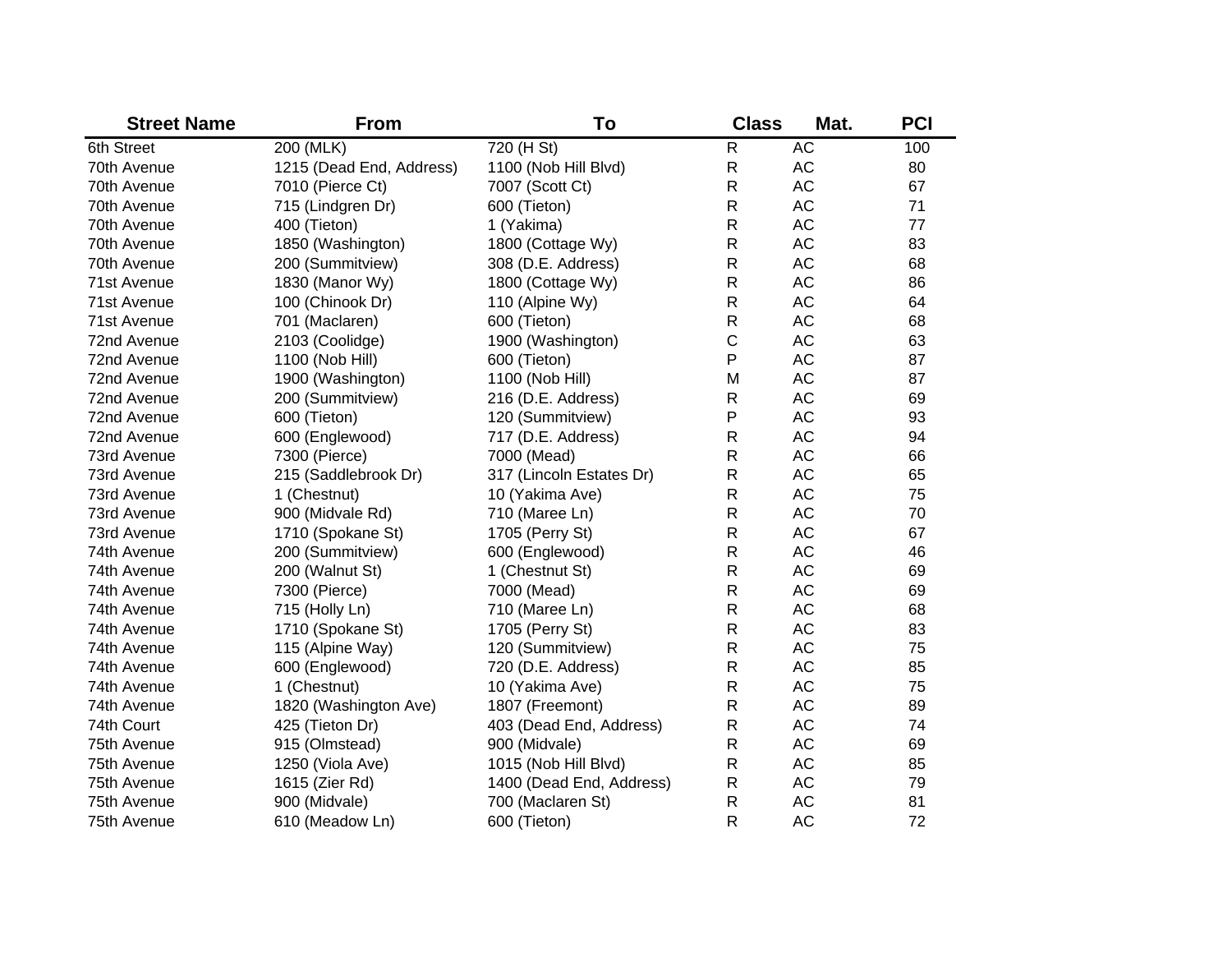| Street Name | From | To | Class | Mat. | PCI |
|---|---|---|---|---|---|
| 6th Street | 200 (MLK) | 720 (H St) | R | AC | 100 |
| 70th Avenue | 1215 (Dead End, Address) | 1100 (Nob Hill Blvd) | R | AC | 80 |
| 70th Avenue | 7010 (Pierce Ct) | 7007 (Scott Ct) | R | AC | 67 |
| 70th Avenue | 715 (Lindgren Dr) | 600 (Tieton) | R | AC | 71 |
| 70th Avenue | 400 (Tieton) | 1 (Yakima) | R | AC | 77 |
| 70th Avenue | 1850 (Washington) | 1800 (Cottage Wy) | R | AC | 83 |
| 70th Avenue | 200 (Summitview) | 308 (D.E. Address) | R | AC | 68 |
| 71st Avenue | 1830 (Manor Wy) | 1800 (Cottage Wy) | R | AC | 86 |
| 71st Avenue | 100 (Chinook Dr) | 110 (Alpine Wy) | R | AC | 64 |
| 71st Avenue | 701 (Maclaren) | 600 (Tieton) | R | AC | 68 |
| 72nd Avenue | 2103 (Coolidge) | 1900 (Washington) | C | AC | 63 |
| 72nd Avenue | 1100 (Nob Hill) | 600 (Tieton) | P | AC | 87 |
| 72nd Avenue | 1900 (Washington) | 1100 (Nob Hill) | M | AC | 87 |
| 72nd Avenue | 200 (Summitview) | 216 (D.E. Address) | R | AC | 69 |
| 72nd Avenue | 600 (Tieton) | 120 (Summitview) | P | AC | 93 |
| 72nd Avenue | 600 (Englewood) | 717 (D.E. Address) | R | AC | 94 |
| 73rd Avenue | 7300 (Pierce) | 7000 (Mead) | R | AC | 66 |
| 73rd Avenue | 215 (Saddlebrook Dr) | 317 (Lincoln Estates Dr) | R | AC | 65 |
| 73rd Avenue | 1 (Chestnut) | 10 (Yakima Ave) | R | AC | 75 |
| 73rd Avenue | 900 (Midvale Rd) | 710 (Maree Ln) | R | AC | 70 |
| 73rd Avenue | 1710 (Spokane St) | 1705 (Perry St) | R | AC | 67 |
| 74th Avenue | 200 (Summitview) | 600 (Englewood) | R | AC | 46 |
| 74th Avenue | 200 (Walnut St) | 1 (Chestnut St) | R | AC | 69 |
| 74th Avenue | 7300 (Pierce) | 7000 (Mead) | R | AC | 69 |
| 74th Avenue | 715 (Holly Ln) | 710 (Maree Ln) | R | AC | 68 |
| 74th Avenue | 1710 (Spokane St) | 1705 (Perry St) | R | AC | 83 |
| 74th Avenue | 115 (Alpine Way) | 120 (Summitview) | R | AC | 75 |
| 74th Avenue | 600 (Englewood) | 720 (D.E. Address) | R | AC | 85 |
| 74th Avenue | 1 (Chestnut) | 10 (Yakima Ave) | R | AC | 75 |
| 74th Avenue | 1820 (Washington Ave) | 1807 (Freemont) | R | AC | 89 |
| 74th Court | 425 (Tieton Dr) | 403 (Dead End, Address) | R | AC | 74 |
| 75th Avenue | 915 (Olmstead) | 900 (Midvale) | R | AC | 69 |
| 75th Avenue | 1250 (Viola Ave) | 1015 (Nob Hill Blvd) | R | AC | 85 |
| 75th Avenue | 1615 (Zier Rd) | 1400 (Dead End, Address) | R | AC | 79 |
| 75th Avenue | 900 (Midvale) | 700 (Maclaren St) | R | AC | 81 |
| 75th Avenue | 610 (Meadow Ln) | 600 (Tieton) | R | AC | 72 |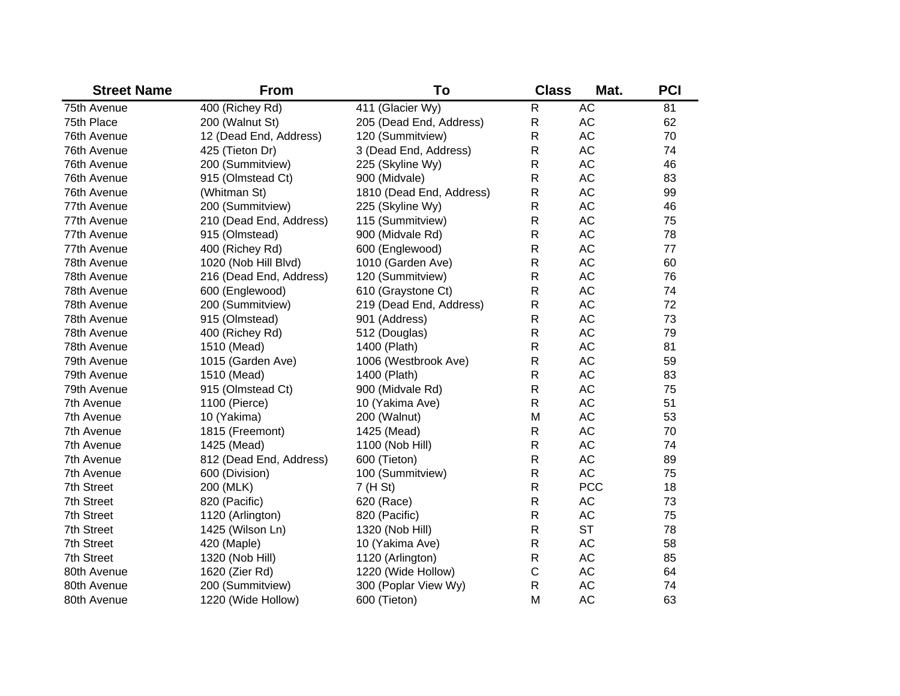| Street Name | From | To | Class | Mat. | PCI |
|---|---|---|---|---|---|
| 75th Avenue | 400 (Richey Rd) | 411 (Glacier Wy) | R | AC | 81 |
| 75th Place | 200 (Walnut St) | 205 (Dead End, Address) | R | AC | 62 |
| 76th Avenue | 12 (Dead End, Address) | 120 (Summitview) | R | AC | 70 |
| 76th Avenue | 425 (Tieton Dr) | 3 (Dead End, Address) | R | AC | 74 |
| 76th Avenue | 200 (Summitview) | 225 (Skyline Wy) | R | AC | 46 |
| 76th Avenue | 915 (Olmstead Ct) | 900 (Midvale) | R | AC | 83 |
| 76th Avenue | (Whitman St) | 1810 (Dead End, Address) | R | AC | 99 |
| 77th Avenue | 200 (Summitview) | 225 (Skyline Wy) | R | AC | 46 |
| 77th Avenue | 210 (Dead End, Address) | 115 (Summitview) | R | AC | 75 |
| 77th Avenue | 915 (Olmstead) | 900 (Midvale Rd) | R | AC | 78 |
| 77th Avenue | 400 (Richey Rd) | 600 (Englewood) | R | AC | 77 |
| 78th Avenue | 1020 (Nob Hill Blvd) | 1010 (Garden Ave) | R | AC | 60 |
| 78th Avenue | 216 (Dead End, Address) | 120 (Summitview) | R | AC | 76 |
| 78th Avenue | 600 (Englewood) | 610 (Graystone Ct) | R | AC | 74 |
| 78th Avenue | 200 (Summitview) | 219 (Dead End, Address) | R | AC | 72 |
| 78th Avenue | 915 (Olmstead) | 901 (Address) | R | AC | 73 |
| 78th Avenue | 400 (Richey Rd) | 512 (Douglas) | R | AC | 79 |
| 78th Avenue | 1510 (Mead) | 1400 (Plath) | R | AC | 81 |
| 79th Avenue | 1015 (Garden Ave) | 1006 (Westbrook Ave) | R | AC | 59 |
| 79th Avenue | 1510 (Mead) | 1400 (Plath) | R | AC | 83 |
| 79th Avenue | 915 (Olmstead Ct) | 900 (Midvale Rd) | R | AC | 75 |
| 7th Avenue | 1100 (Pierce) | 10 (Yakima Ave) | R | AC | 51 |
| 7th Avenue | 10 (Yakima) | 200 (Walnut) | M | AC | 53 |
| 7th Avenue | 1815 (Freemont) | 1425 (Mead) | R | AC | 70 |
| 7th Avenue | 1425 (Mead) | 1100 (Nob Hill) | R | AC | 74 |
| 7th Avenue | 812 (Dead End, Address) | 600 (Tieton) | R | AC | 89 |
| 7th Avenue | 600 (Division) | 100 (Summitview) | R | AC | 75 |
| 7th Street | 200 (MLK) | 7 (H St) | R | PCC | 18 |
| 7th Street | 820 (Pacific) | 620 (Race) | R | AC | 73 |
| 7th Street | 1120 (Arlington) | 820 (Pacific) | R | AC | 75 |
| 7th Street | 1425 (Wilson Ln) | 1320 (Nob Hill) | R | ST | 78 |
| 7th Street | 420 (Maple) | 10 (Yakima Ave) | R | AC | 58 |
| 7th Street | 1320 (Nob Hill) | 1120 (Arlington) | R | AC | 85 |
| 80th Avenue | 1620 (Zier Rd) | 1220 (Wide Hollow) | C | AC | 64 |
| 80th Avenue | 200 (Summitview) | 300 (Poplar View Wy) | R | AC | 74 |
| 80th Avenue | 1220 (Wide Hollow) | 600 (Tieton) | M | AC | 63 |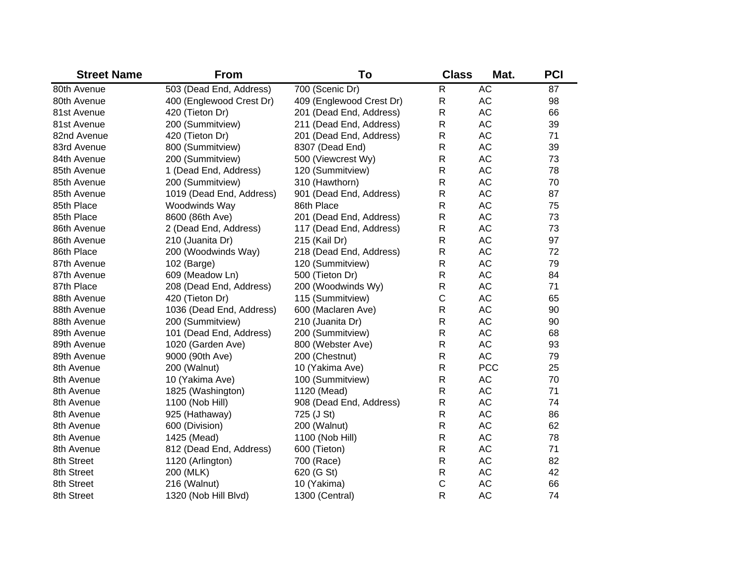| Street Name | From | To | Class | Mat. | PCI |
|---|---|---|---|---|---|
| 80th Avenue | 503 (Dead End, Address) | 700 (Scenic Dr) | R | AC | 87 |
| 80th Avenue | 400 (Englewood Crest Dr) | 409 (Englewood Crest Dr) | R | AC | 98 |
| 81st Avenue | 420 (Tieton Dr) | 201 (Dead End, Address) | R | AC | 66 |
| 81st Avenue | 200 (Summitview) | 211 (Dead End, Address) | R | AC | 39 |
| 82nd Avenue | 420 (Tieton Dr) | 201 (Dead End, Address) | R | AC | 71 |
| 83rd Avenue | 800 (Summitview) | 8307 (Dead End) | R | AC | 39 |
| 84th Avenue | 200 (Summitview) | 500 (Viewcrest Wy) | R | AC | 73 |
| 85th Avenue | 1 (Dead End, Address) | 120 (Summitview) | R | AC | 78 |
| 85th Avenue | 200 (Summitview) | 310 (Hawthorn) | R | AC | 70 |
| 85th Avenue | 1019 (Dead End, Address) | 901 (Dead End, Address) | R | AC | 87 |
| 85th Place | Woodwinds Way | 86th Place | R | AC | 75 |
| 85th Place | 8600 (86th Ave) | 201 (Dead End, Address) | R | AC | 73 |
| 86th Avenue | 2 (Dead End, Address) | 117 (Dead End, Address) | R | AC | 73 |
| 86th Avenue | 210 (Juanita Dr) | 215 (Kail Dr) | R | AC | 97 |
| 86th Place | 200 (Woodwinds Way) | 218 (Dead End, Address) | R | AC | 72 |
| 87th Avenue | 102 (Barge) | 120 (Summitview) | R | AC | 79 |
| 87th Avenue | 609 (Meadow Ln) | 500 (Tieton Dr) | R | AC | 84 |
| 87th Place | 208 (Dead End, Address) | 200 (Woodwinds Wy) | R | AC | 71 |
| 88th Avenue | 420 (Tieton Dr) | 115 (Summitview) | C | AC | 65 |
| 88th Avenue | 1036 (Dead End, Address) | 600 (Maclaren Ave) | R | AC | 90 |
| 88th Avenue | 200 (Summitview) | 210 (Juanita Dr) | R | AC | 90 |
| 89th Avenue | 101 (Dead End, Address) | 200 (Summitview) | R | AC | 68 |
| 89th Avenue | 1020 (Garden Ave) | 800 (Webster Ave) | R | AC | 93 |
| 89th Avenue | 9000 (90th Ave) | 200 (Chestnut) | R | AC | 79 |
| 8th Avenue | 200 (Walnut) | 10 (Yakima Ave) | R | PCC | 25 |
| 8th Avenue | 10 (Yakima Ave) | 100 (Summitview) | R | AC | 70 |
| 8th Avenue | 1825 (Washington) | 1120 (Mead) | R | AC | 71 |
| 8th Avenue | 1100 (Nob Hill) | 908 (Dead End, Address) | R | AC | 74 |
| 8th Avenue | 925 (Hathaway) | 725 (J St) | R | AC | 86 |
| 8th Avenue | 600 (Division) | 200 (Walnut) | R | AC | 62 |
| 8th Avenue | 1425 (Mead) | 1100 (Nob Hill) | R | AC | 78 |
| 8th Avenue | 812 (Dead End, Address) | 600 (Tieton) | R | AC | 71 |
| 8th Street | 1120 (Arlington) | 700 (Race) | R | AC | 82 |
| 8th Street | 200 (MLK) | 620 (G St) | R | AC | 42 |
| 8th Street | 216 (Walnut) | 10 (Yakima) | C | AC | 66 |
| 8th Street | 1320 (Nob Hill Blvd) | 1300 (Central) | R | AC | 74 |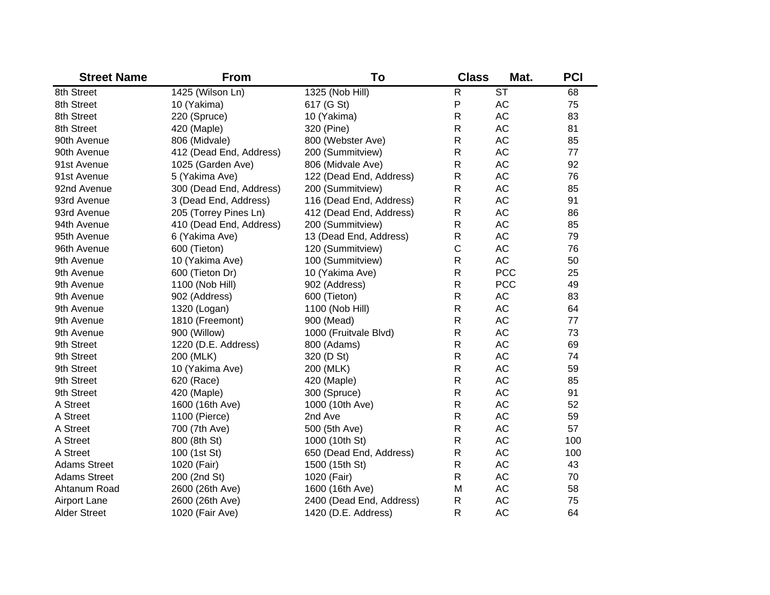| Street Name | From | To | Class | Mat. | PCI |
|---|---|---|---|---|---|
| 8th Street | 1425 (Wilson Ln) | 1325 (Nob Hill) | R | ST | 68 |
| 8th Street | 10 (Yakima) | 617 (G St) | P | AC | 75 |
| 8th Street | 220 (Spruce) | 10 (Yakima) | R | AC | 83 |
| 8th Street | 420 (Maple) | 320 (Pine) | R | AC | 81 |
| 90th Avenue | 806 (Midvale) | 800 (Webster Ave) | R | AC | 85 |
| 90th Avenue | 412 (Dead End, Address) | 200 (Summitview) | R | AC | 77 |
| 91st Avenue | 1025 (Garden Ave) | 806 (Midvale Ave) | R | AC | 92 |
| 91st Avenue | 5 (Yakima Ave) | 122 (Dead End, Address) | R | AC | 76 |
| 92nd Avenue | 300 (Dead End, Address) | 200 (Summitview) | R | AC | 85 |
| 93rd Avenue | 3 (Dead End, Address) | 116 (Dead End, Address) | R | AC | 91 |
| 93rd Avenue | 205 (Torrey Pines Ln) | 412 (Dead End, Address) | R | AC | 86 |
| 94th Avenue | 410 (Dead End, Address) | 200 (Summitview) | R | AC | 85 |
| 95th Avenue | 6 (Yakima Ave) | 13 (Dead End, Address) | R | AC | 79 |
| 96th Avenue | 600 (Tieton) | 120 (Summitview) | C | AC | 76 |
| 9th Avenue | 10 (Yakima Ave) | 100 (Summitview) | R | AC | 50 |
| 9th Avenue | 600 (Tieton Dr) | 10 (Yakima Ave) | R | PCC | 25 |
| 9th Avenue | 1100 (Nob Hill) | 902 (Address) | R | PCC | 49 |
| 9th Avenue | 902 (Address) | 600 (Tieton) | R | AC | 83 |
| 9th Avenue | 1320 (Logan) | 1100 (Nob Hill) | R | AC | 64 |
| 9th Avenue | 1810 (Freemont) | 900 (Mead) | R | AC | 77 |
| 9th Avenue | 900 (Willow) | 1000 (Fruitvale Blvd) | R | AC | 73 |
| 9th Street | 1220 (D.E. Address) | 800 (Adams) | R | AC | 69 |
| 9th Street | 200 (MLK) | 320 (D St) | R | AC | 74 |
| 9th Street | 10 (Yakima Ave) | 200 (MLK) | R | AC | 59 |
| 9th Street | 620 (Race) | 420 (Maple) | R | AC | 85 |
| 9th Street | 420 (Maple) | 300 (Spruce) | R | AC | 91 |
| A Street | 1600 (16th Ave) | 1000 (10th Ave) | R | AC | 52 |
| A Street | 1100 (Pierce) | 2nd Ave | R | AC | 59 |
| A Street | 700 (7th Ave) | 500 (5th Ave) | R | AC | 57 |
| A Street | 800 (8th St) | 1000 (10th St) | R | AC | 100 |
| A Street | 100 (1st St) | 650 (Dead End, Address) | R | AC | 100 |
| Adams Street | 1020 (Fair) | 1500 (15th St) | R | AC | 43 |
| Adams Street | 200 (2nd St) | 1020 (Fair) | R | AC | 70 |
| Ahtanum Road | 2600 (26th Ave) | 1600 (16th Ave) | M | AC | 58 |
| Airport Lane | 2600 (26th Ave) | 2400 (Dead End, Address) | R | AC | 75 |
| Alder Street | 1020 (Fair Ave) | 1420 (D.E. Address) | R | AC | 64 |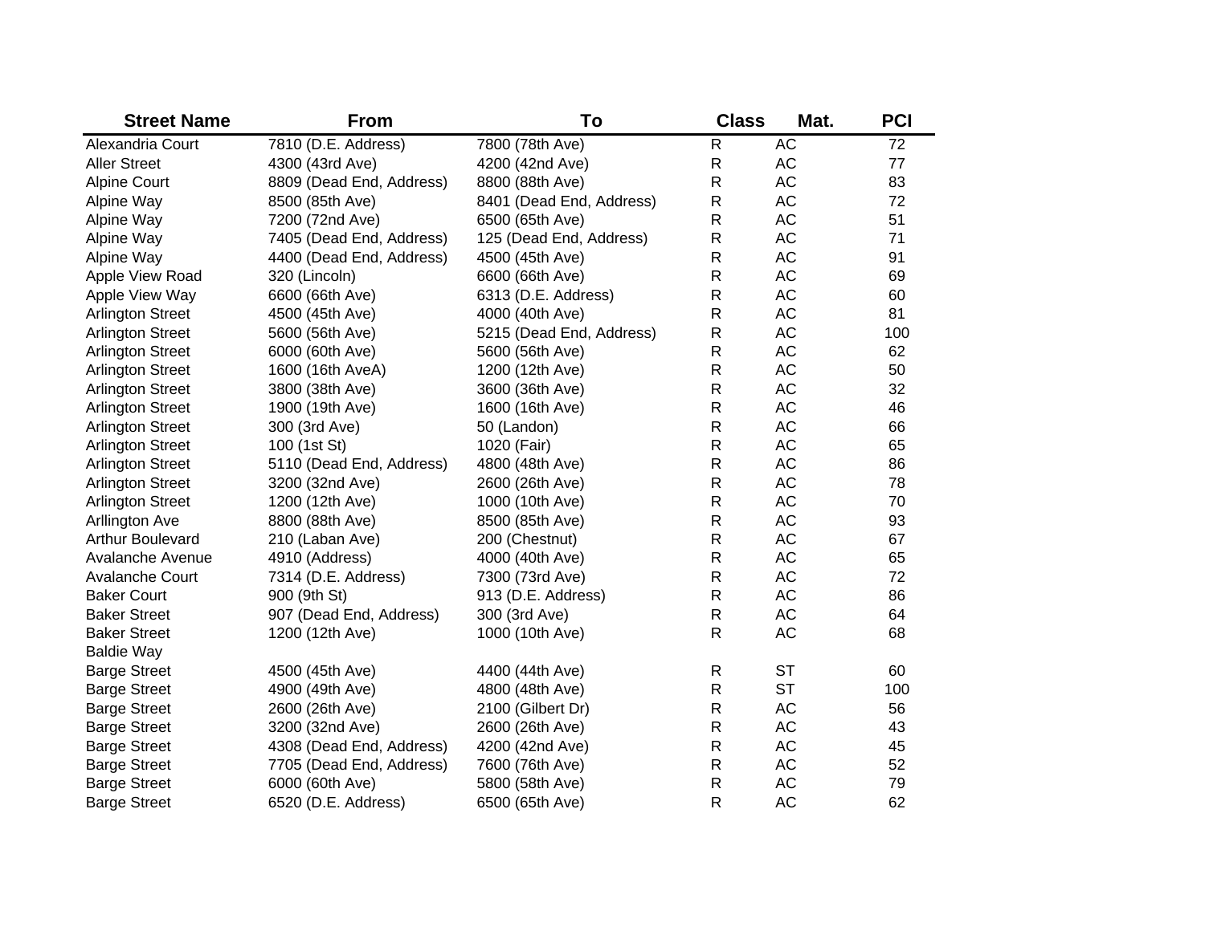| Street Name | From | To | Class | Mat. | PCI |
|---|---|---|---|---|---|
| Alexandria Court | 7810 (D.E. Address) | 7800 (78th Ave) | R | AC | 72 |
| Aller Street | 4300 (43rd Ave) | 4200 (42nd Ave) | R | AC | 77 |
| Alpine Court | 8809 (Dead End, Address) | 8800 (88th Ave) | R | AC | 83 |
| Alpine Way | 8500 (85th Ave) | 8401 (Dead End, Address) | R | AC | 72 |
| Alpine Way | 7200 (72nd Ave) | 6500 (65th Ave) | R | AC | 51 |
| Alpine Way | 7405 (Dead End, Address) | 125 (Dead End, Address) | R | AC | 71 |
| Alpine Way | 4400 (Dead End, Address) | 4500 (45th Ave) | R | AC | 91 |
| Apple View Road | 320 (Lincoln) | 6600 (66th Ave) | R | AC | 69 |
| Apple View Way | 6600 (66th Ave) | 6313 (D.E. Address) | R | AC | 60 |
| Arlington Street | 4500 (45th Ave) | 4000 (40th Ave) | R | AC | 81 |
| Arlington Street | 5600 (56th Ave) | 5215 (Dead End, Address) | R | AC | 100 |
| Arlington Street | 6000 (60th Ave) | 5600 (56th Ave) | R | AC | 62 |
| Arlington Street | 1600 (16th AveA) | 1200 (12th Ave) | R | AC | 50 |
| Arlington Street | 3800 (38th Ave) | 3600 (36th Ave) | R | AC | 32 |
| Arlington Street | 1900 (19th Ave) | 1600 (16th Ave) | R | AC | 46 |
| Arlington Street | 300 (3rd Ave) | 50 (Landon) | R | AC | 66 |
| Arlington Street | 100 (1st St) | 1020 (Fair) | R | AC | 65 |
| Arlington Street | 5110 (Dead End, Address) | 4800 (48th Ave) | R | AC | 86 |
| Arlington Street | 3200 (32nd Ave) | 2600 (26th Ave) | R | AC | 78 |
| Arlington Street | 1200 (12th Ave) | 1000 (10th Ave) | R | AC | 70 |
| Arllington Ave | 8800 (88th Ave) | 8500 (85th Ave) | R | AC | 93 |
| Arthur Boulevard | 210 (Laban Ave) | 200 (Chestnut) | R | AC | 67 |
| Avalanche Avenue | 4910 (Address) | 4000 (40th Ave) | R | AC | 65 |
| Avalanche Court | 7314 (D.E. Address) | 7300 (73rd Ave) | R | AC | 72 |
| Baker Court | 900 (9th St) | 913 (D.E. Address) | R | AC | 86 |
| Baker Street | 907 (Dead End, Address) | 300 (3rd Ave) | R | AC | 64 |
| Baker Street | 1200 (12th Ave) | 1000 (10th Ave) | R | AC | 68 |
| Baldie Way | | | | | |
| Barge Street | 4500 (45th Ave) | 4400 (44th Ave) | R | ST | 60 |
| Barge Street | 4900 (49th Ave) | 4800 (48th Ave) | R | ST | 100 |
| Barge Street | 2600 (26th Ave) | 2100 (Gilbert Dr) | R | AC | 56 |
| Barge Street | 3200 (32nd Ave) | 2600 (26th Ave) | R | AC | 43 |
| Barge Street | 4308 (Dead End, Address) | 4200 (42nd Ave) | R | AC | 45 |
| Barge Street | 7705 (Dead End, Address) | 7600 (76th Ave) | R | AC | 52 |
| Barge Street | 6000 (60th Ave) | 5800 (58th Ave) | R | AC | 79 |
| Barge Street | 6520 (D.E. Address) | 6500 (65th Ave) | R | AC | 62 |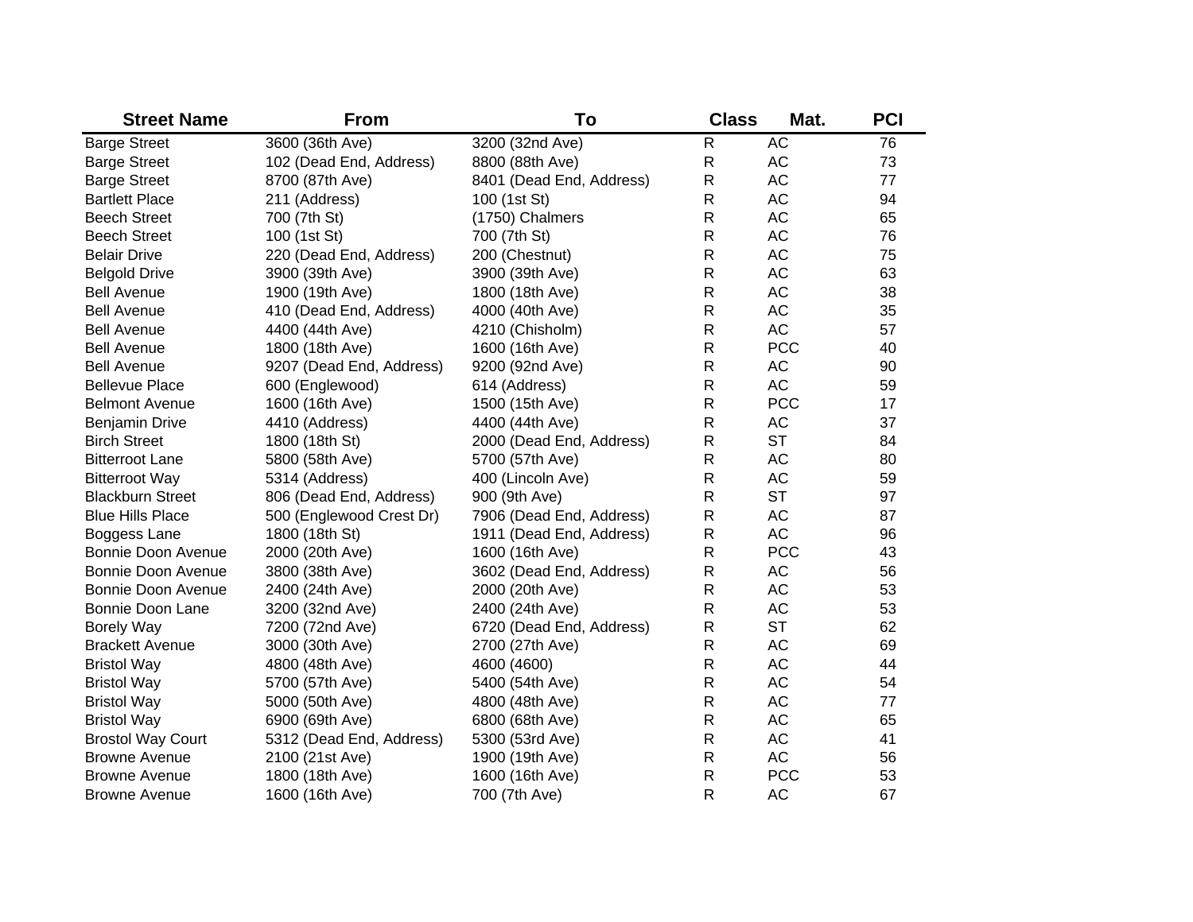| Street Name | From | To | Class | Mat. | PCI |
|---|---|---|---|---|---|
| Barge Street | 3600 (36th Ave) | 3200 (32nd Ave) | R | AC | 76 |
| Barge Street | 102 (Dead End, Address) | 8800 (88th Ave) | R | AC | 73 |
| Barge Street | 8700 (87th Ave) | 8401 (Dead End, Address) | R | AC | 77 |
| Bartlett Place | 211 (Address) | 100 (1st St) | R | AC | 94 |
| Beech Street | 700 (7th St) | (1750) Chalmers | R | AC | 65 |
| Beech Street | 100 (1st St) | 700 (7th St) | R | AC | 76 |
| Belair Drive | 220 (Dead End, Address) | 200 (Chestnut) | R | AC | 75 |
| Belgold Drive | 3900 (39th Ave) | 3900 (39th Ave) | R | AC | 63 |
| Bell Avenue | 1900 (19th Ave) | 1800 (18th Ave) | R | AC | 38 |
| Bell Avenue | 410 (Dead End, Address) | 4000 (40th Ave) | R | AC | 35 |
| Bell Avenue | 4400 (44th Ave) | 4210 (Chisholm) | R | AC | 57 |
| Bell Avenue | 1800 (18th Ave) | 1600 (16th Ave) | R | PCC | 40 |
| Bell Avenue | 9207 (Dead End, Address) | 9200 (92nd Ave) | R | AC | 90 |
| Bellevue Place | 600 (Englewood) | 614 (Address) | R | AC | 59 |
| Belmont Avenue | 1600 (16th Ave) | 1500 (15th Ave) | R | PCC | 17 |
| Benjamin Drive | 4410 (Address) | 4400 (44th Ave) | R | AC | 37 |
| Birch Street | 1800 (18th St) | 2000 (Dead End, Address) | R | ST | 84 |
| Bitterroot Lane | 5800 (58th Ave) | 5700 (57th Ave) | R | AC | 80 |
| Bitterroot Way | 5314 (Address) | 400 (Lincoln Ave) | R | AC | 59 |
| Blackburn Street | 806 (Dead End, Address) | 900 (9th Ave) | R | ST | 97 |
| Blue Hills Place | 500 (Englewood Crest Dr) | 7906 (Dead End, Address) | R | AC | 87 |
| Boggess Lane | 1800 (18th St) | 1911 (Dead End, Address) | R | AC | 96 |
| Bonnie Doon Avenue | 2000 (20th Ave) | 1600 (16th Ave) | R | PCC | 43 |
| Bonnie Doon Avenue | 3800 (38th Ave) | 3602 (Dead End, Address) | R | AC | 56 |
| Bonnie Doon Avenue | 2400 (24th Ave) | 2000 (20th Ave) | R | AC | 53 |
| Bonnie Doon Lane | 3200 (32nd Ave) | 2400 (24th Ave) | R | AC | 53 |
| Borely Way | 7200 (72nd Ave) | 6720 (Dead End, Address) | R | ST | 62 |
| Brackett Avenue | 3000 (30th Ave) | 2700 (27th Ave) | R | AC | 69 |
| Bristol Way | 4800 (48th Ave) | 4600 (4600) | R | AC | 44 |
| Bristol Way | 5700 (57th Ave) | 5400 (54th Ave) | R | AC | 54 |
| Bristol Way | 5000 (50th Ave) | 4800 (48th Ave) | R | AC | 77 |
| Bristol Way | 6900 (69th Ave) | 6800 (68th Ave) | R | AC | 65 |
| Brostol Way Court | 5312 (Dead End, Address) | 5300 (53rd Ave) | R | AC | 41 |
| Browne Avenue | 2100 (21st Ave) | 1900 (19th Ave) | R | AC | 56 |
| Browne Avenue | 1800 (18th Ave) | 1600 (16th Ave) | R | PCC | 53 |
| Browne Avenue | 1600 (16th Ave) | 700 (7th Ave) | R | AC | 67 |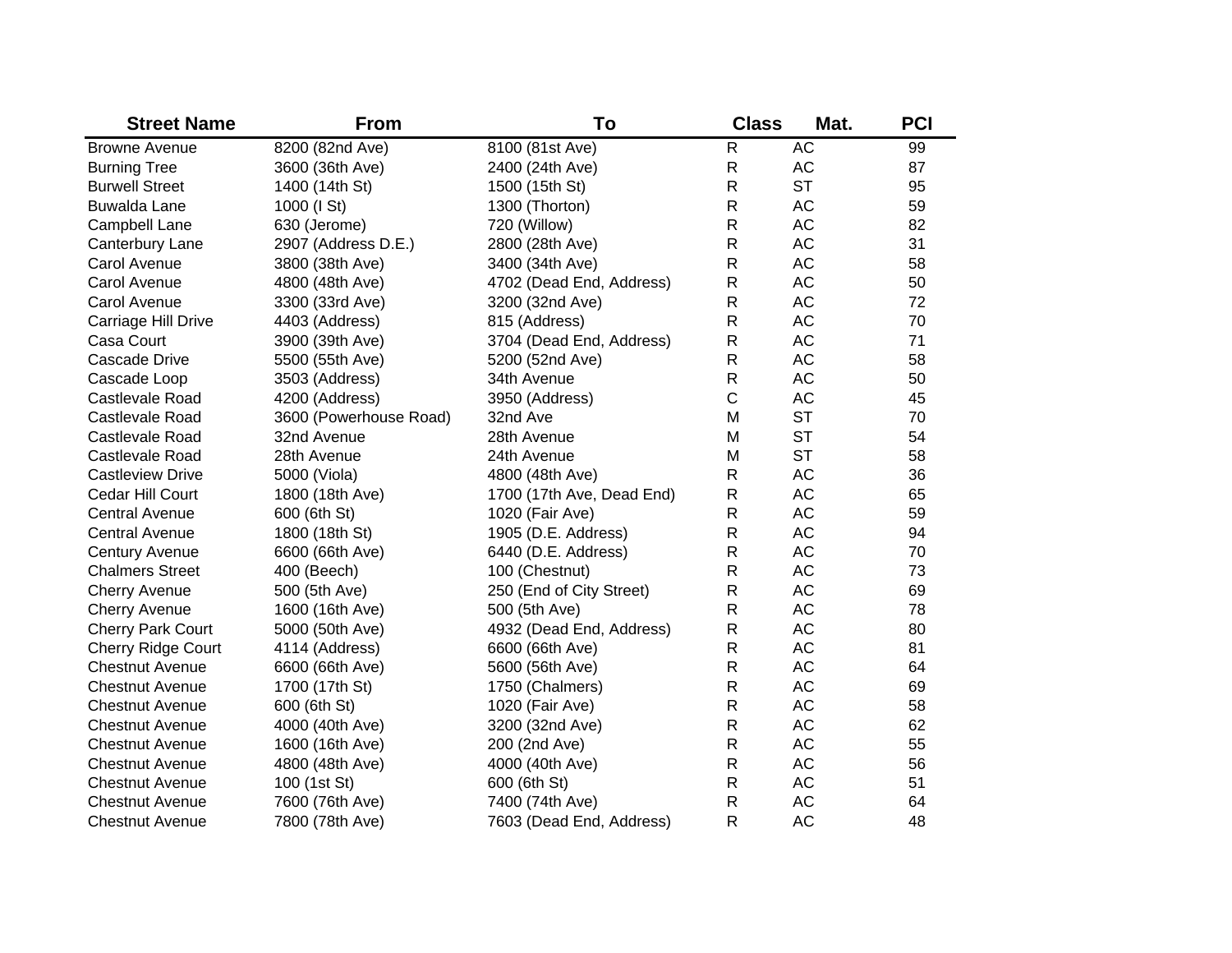| Street Name | From | To | Class | Mat. | PCI |
|---|---|---|---|---|---|
| Browne Avenue | 8200 (82nd Ave) | 8100 (81st Ave) | R | AC | 99 |
| Burning Tree | 3600 (36th Ave) | 2400 (24th Ave) | R | AC | 87 |
| Burwell Street | 1400 (14th St) | 1500 (15th St) | R | ST | 95 |
| Buwalda Lane | 1000 (I St) | 1300 (Thorton) | R | AC | 59 |
| Campbell Lane | 630 (Jerome) | 720 (Willow) | R | AC | 82 |
| Canterbury Lane | 2907 (Address D.E.) | 2800 (28th Ave) | R | AC | 31 |
| Carol Avenue | 3800 (38th Ave) | 3400 (34th Ave) | R | AC | 58 |
| Carol Avenue | 4800 (48th Ave) | 4702 (Dead End, Address) | R | AC | 50 |
| Carol Avenue | 3300 (33rd Ave) | 3200 (32nd Ave) | R | AC | 72 |
| Carriage Hill Drive | 4403 (Address) | 815 (Address) | R | AC | 70 |
| Casa Court | 3900 (39th Ave) | 3704 (Dead End, Address) | R | AC | 71 |
| Cascade Drive | 5500 (55th Ave) | 5200 (52nd Ave) | R | AC | 58 |
| Cascade Loop | 3503 (Address) | 34th Avenue | R | AC | 50 |
| Castlevale Road | 4200 (Address) | 3950 (Address) | C | AC | 45 |
| Castlevale Road | 3600 (Powerhouse Road) | 32nd Ave | M | ST | 70 |
| Castlevale Road | 32nd Avenue | 28th Avenue | M | ST | 54 |
| Castlevale Road | 28th Avenue | 24th Avenue | M | ST | 58 |
| Castleview Drive | 5000 (Viola) | 4800 (48th Ave) | R | AC | 36 |
| Cedar Hill Court | 1800 (18th Ave) | 1700 (17th Ave, Dead End) | R | AC | 65 |
| Central Avenue | 600 (6th St) | 1020 (Fair Ave) | R | AC | 59 |
| Central Avenue | 1800 (18th St) | 1905 (D.E. Address) | R | AC | 94 |
| Century Avenue | 6600 (66th Ave) | 6440 (D.E. Address) | R | AC | 70 |
| Chalmers Street | 400 (Beech) | 100 (Chestnut) | R | AC | 73 |
| Cherry Avenue | 500 (5th Ave) | 250 (End of City Street) | R | AC | 69 |
| Cherry Avenue | 1600 (16th Ave) | 500 (5th Ave) | R | AC | 78 |
| Cherry Park Court | 5000 (50th Ave) | 4932 (Dead End, Address) | R | AC | 80 |
| Cherry Ridge Court | 4114 (Address) | 6600 (66th Ave) | R | AC | 81 |
| Chestnut Avenue | 6600 (66th Ave) | 5600 (56th Ave) | R | AC | 64 |
| Chestnut Avenue | 1700 (17th St) | 1750 (Chalmers) | R | AC | 69 |
| Chestnut Avenue | 600 (6th St) | 1020 (Fair Ave) | R | AC | 58 |
| Chestnut Avenue | 4000 (40th Ave) | 3200 (32nd Ave) | R | AC | 62 |
| Chestnut Avenue | 1600 (16th Ave) | 200 (2nd Ave) | R | AC | 55 |
| Chestnut Avenue | 4800 (48th Ave) | 4000 (40th Ave) | R | AC | 56 |
| Chestnut Avenue | 100 (1st St) | 600 (6th St) | R | AC | 51 |
| Chestnut Avenue | 7600 (76th Ave) | 7400 (74th Ave) | R | AC | 64 |
| Chestnut Avenue | 7800 (78th Ave) | 7603 (Dead End, Address) | R | AC | 48 |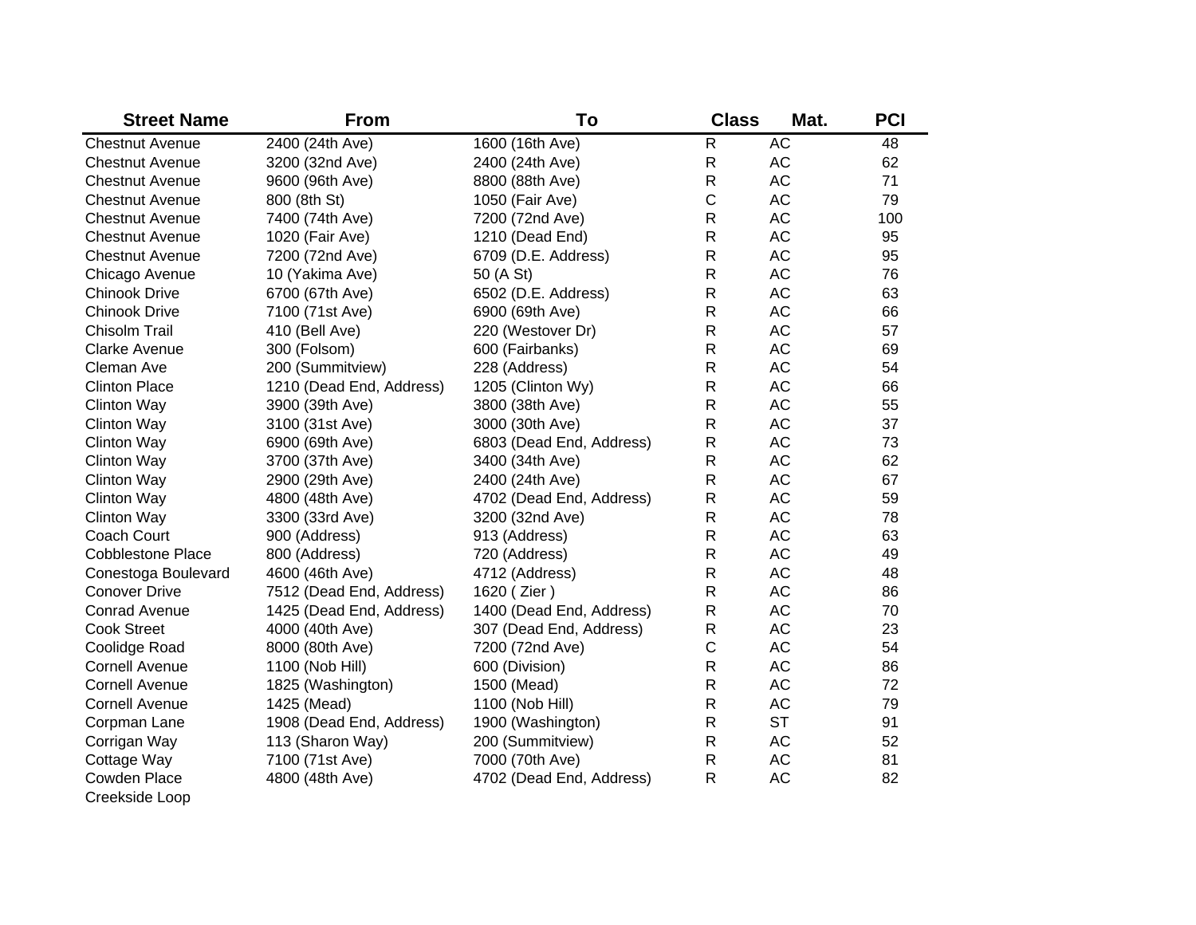| Street Name | From | To | Class | Mat. | PCI |
| --- | --- | --- | --- | --- | --- |
| Chestnut Avenue | 2400 (24th Ave) | 1600 (16th Ave) | R | AC | 48 |
| Chestnut Avenue | 3200 (32nd Ave) | 2400 (24th Ave) | R | AC | 62 |
| Chestnut Avenue | 9600 (96th Ave) | 8800 (88th Ave) | R | AC | 71 |
| Chestnut Avenue | 800 (8th St) | 1050 (Fair Ave) | C | AC | 79 |
| Chestnut Avenue | 7400 (74th Ave) | 7200 (72nd Ave) | R | AC | 100 |
| Chestnut Avenue | 1020 (Fair Ave) | 1210 (Dead End) | R | AC | 95 |
| Chestnut Avenue | 7200 (72nd Ave) | 6709 (D.E. Address) | R | AC | 95 |
| Chicago Avenue | 10 (Yakima Ave) | 50 (A St) | R | AC | 76 |
| Chinook Drive | 6700 (67th Ave) | 6502 (D.E. Address) | R | AC | 63 |
| Chinook Drive | 7100 (71st Ave) | 6900 (69th Ave) | R | AC | 66 |
| Chisolm Trail | 410 (Bell Ave) | 220 (Westover Dr) | R | AC | 57 |
| Clarke Avenue | 300 (Folsom) | 600 (Fairbanks) | R | AC | 69 |
| Cleman Ave | 200 (Summitview) | 228 (Address) | R | AC | 54 |
| Clinton Place | 1210 (Dead End, Address) | 1205 (Clinton Wy) | R | AC | 66 |
| Clinton Way | 3900 (39th Ave) | 3800 (38th Ave) | R | AC | 55 |
| Clinton Way | 3100 (31st Ave) | 3000 (30th Ave) | R | AC | 37 |
| Clinton Way | 6900 (69th Ave) | 6803 (Dead End, Address) | R | AC | 73 |
| Clinton Way | 3700 (37th Ave) | 3400 (34th Ave) | R | AC | 62 |
| Clinton Way | 2900 (29th Ave) | 2400 (24th Ave) | R | AC | 67 |
| Clinton Way | 4800 (48th Ave) | 4702 (Dead End, Address) | R | AC | 59 |
| Clinton Way | 3300 (33rd Ave) | 3200 (32nd Ave) | R | AC | 78 |
| Coach Court | 900 (Address) | 913 (Address) | R | AC | 63 |
| Cobblestone Place | 800 (Address) | 720 (Address) | R | AC | 49 |
| Conestoga Boulevard | 4600 (46th Ave) | 4712 (Address) | R | AC | 48 |
| Conover Drive | 7512 (Dead End, Address) | 1620 ( Zier ) | R | AC | 86 |
| Conrad Avenue | 1425 (Dead End, Address) | 1400 (Dead End, Address) | R | AC | 70 |
| Cook Street | 4000 (40th Ave) | 307 (Dead End, Address) | R | AC | 23 |
| Coolidge Road | 8000 (80th Ave) | 7200 (72nd Ave) | C | AC | 54 |
| Cornell Avenue | 1100 (Nob Hill) | 600 (Division) | R | AC | 86 |
| Cornell Avenue | 1825 (Washington) | 1500 (Mead) | R | AC | 72 |
| Cornell Avenue | 1425 (Mead) | 1100 (Nob Hill) | R | AC | 79 |
| Corpman Lane | 1908 (Dead End, Address) | 1900 (Washington) | R | ST | 91 |
| Corrigan Way | 113 (Sharon Way) | 200 (Summitview) | R | AC | 52 |
| Cottage Way | 7100 (71st Ave) | 7000 (70th Ave) | R | AC | 81 |
| Cowden Place | 4800 (48th Ave) | 4702 (Dead End, Address) | R | AC | 82 |
| Creekside Loop | | | | | |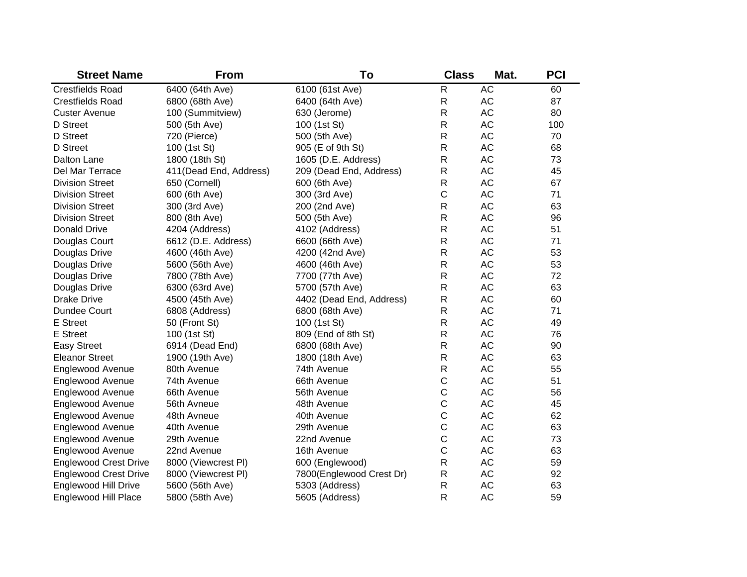| Street Name | From | To | Class | Mat. | PCI |
|---|---|---|---|---|---|
| Crestfields Road | 6400 (64th Ave) | 6100 (61st Ave) | R | AC | 60 |
| Crestfields Road | 6800 (68th Ave) | 6400 (64th Ave) | R | AC | 87 |
| Custer Avenue | 100 (Summitview) | 630 (Jerome) | R | AC | 80 |
| D Street | 500 (5th Ave) | 100 (1st St) | R | AC | 100 |
| D Street | 720 (Pierce) | 500 (5th Ave) | R | AC | 70 |
| D Street | 100 (1st St) | 905 (E of 9th St) | R | AC | 68 |
| Dalton Lane | 1800 (18th St) | 1605 (D.E. Address) | R | AC | 73 |
| Del Mar Terrace | 411(Dead End, Address) | 209 (Dead End, Address) | R | AC | 45 |
| Division Street | 650 (Cornell) | 600 (6th Ave) | R | AC | 67 |
| Division Street | 600 (6th Ave) | 300 (3rd Ave) | C | AC | 71 |
| Division Street | 300 (3rd Ave) | 200 (2nd Ave) | R | AC | 63 |
| Division Street | 800 (8th Ave) | 500 (5th Ave) | R | AC | 96 |
| Donald Drive | 4204 (Address) | 4102 (Address) | R | AC | 51 |
| Douglas Court | 6612 (D.E. Address) | 6600 (66th Ave) | R | AC | 71 |
| Douglas Drive | 4600 (46th Ave) | 4200 (42nd Ave) | R | AC | 53 |
| Douglas Drive | 5600 (56th Ave) | 4600 (46th Ave) | R | AC | 53 |
| Douglas Drive | 7800 (78th Ave) | 7700 (77th Ave) | R | AC | 72 |
| Douglas Drive | 6300 (63rd Ave) | 5700 (57th Ave) | R | AC | 63 |
| Drake Drive | 4500 (45th Ave) | 4402 (Dead End, Address) | R | AC | 60 |
| Dundee Court | 6808 (Address) | 6800 (68th Ave) | R | AC | 71 |
| E Street | 50 (Front St) | 100 (1st St) | R | AC | 49 |
| E Street | 100 (1st St) | 809 (End of 8th St) | R | AC | 76 |
| Easy Street | 6914 (Dead End) | 6800 (68th Ave) | R | AC | 90 |
| Eleanor Street | 1900 (19th Ave) | 1800 (18th Ave) | R | AC | 63 |
| Englewood Avenue | 80th Avenue | 74th Avenue | R | AC | 55 |
| Englewood Avenue | 74th Avenue | 66th Avenue | C | AC | 51 |
| Englewood Avenue | 66th Avenue | 56th Avenue | C | AC | 56 |
| Englewood Avenue | 56th Avneue | 48th Avenue | C | AC | 45 |
| Englewood Avenue | 48th Avneue | 40th Avenue | C | AC | 62 |
| Englewood Avenue | 40th Avenue | 29th Avenue | C | AC | 63 |
| Englewood Avenue | 29th Avenue | 22nd Avenue | C | AC | 73 |
| Englewood Avenue | 22nd Avenue | 16th Avenue | C | AC | 63 |
| Englewood Crest Drive | 8000 (Viewcrest Pl) | 600 (Englewood) | R | AC | 59 |
| Englewood Crest Drive | 8000 (Viewcrest Pl) | 7800(Englewood Crest Dr) | R | AC | 92 |
| Englewood Hill Drive | 5600 (56th Ave) | 5303 (Address) | R | AC | 63 |
| Englewood Hill Place | 5800 (58th Ave) | 5605 (Address) | R | AC | 59 |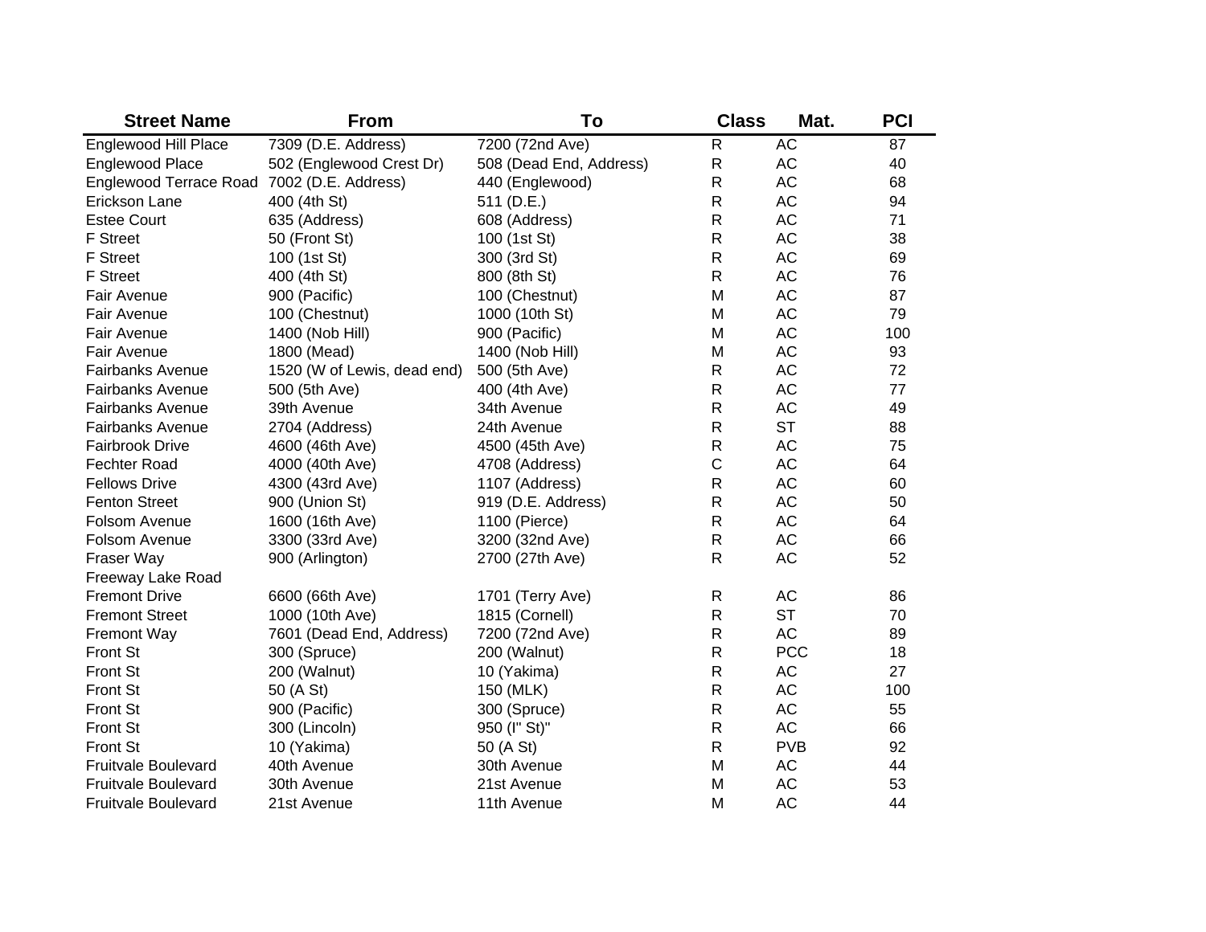| Street Name | From | To | Class | Mat. | PCI |
|---|---|---|---|---|---|
| Englewood Hill Place | 7309 (D.E. Address) | 7200 (72nd Ave) | R | AC | 87 |
| Englewood Place | 502 (Englewood Crest Dr) | 508 (Dead End, Address) | R | AC | 40 |
| Englewood Terrace Road | 7002 (D.E. Address) | 440 (Englewood) | R | AC | 68 |
| Erickson Lane | 400 (4th St) | 511 (D.E.) | R | AC | 94 |
| Estee Court | 635 (Address) | 608 (Address) | R | AC | 71 |
| F Street | 50 (Front St) | 100 (1st St) | R | AC | 38 |
| F Street | 100 (1st St) | 300 (3rd St) | R | AC | 69 |
| F Street | 400 (4th St) | 800 (8th St) | R | AC | 76 |
| Fair Avenue | 900 (Pacific) | 100 (Chestnut) | M | AC | 87 |
| Fair Avenue | 100 (Chestnut) | 1000 (10th St) | M | AC | 79 |
| Fair Avenue | 1400 (Nob Hill) | 900 (Pacific) | M | AC | 100 |
| Fair Avenue | 1800 (Mead) | 1400 (Nob Hill) | M | AC | 93 |
| Fairbanks Avenue | 1520 (W of Lewis, dead end) | 500 (5th Ave) | R | AC | 72 |
| Fairbanks Avenue | 500 (5th Ave) | 400 (4th Ave) | R | AC | 77 |
| Fairbanks Avenue | 39th Avenue | 34th Avenue | R | AC | 49 |
| Fairbanks Avenue | 2704 (Address) | 24th Avenue | R | ST | 88 |
| Fairbrook Drive | 4600 (46th Ave) | 4500 (45th Ave) | R | AC | 75 |
| Fechter Road | 4000 (40th Ave) | 4708 (Address) | C | AC | 64 |
| Fellows Drive | 4300 (43rd Ave) | 1107 (Address) | R | AC | 60 |
| Fenton Street | 900 (Union St) | 919 (D.E. Address) | R | AC | 50 |
| Folsom Avenue | 1600 (16th Ave) | 1100 (Pierce) | R | AC | 64 |
| Folsom Avenue | 3300 (33rd Ave) | 3200 (32nd Ave) | R | AC | 66 |
| Fraser Way | 900 (Arlington) | 2700 (27th Ave) | R | AC | 52 |
| Freeway Lake Road | | | | | |
| Fremont Drive | 6600 (66th Ave) | 1701 (Terry Ave) | R | AC | 86 |
| Fremont Street | 1000 (10th Ave) | 1815 (Cornell) | R | ST | 70 |
| Fremont Way | 7601 (Dead End, Address) | 7200 (72nd Ave) | R | AC | 89 |
| Front St | 300 (Spruce) | 200 (Walnut) | R | PCC | 18 |
| Front St | 200 (Walnut) | 10 (Yakima) | R | AC | 27 |
| Front St | 50 (A St) | 150 (MLK) | R | AC | 100 |
| Front St | 900 (Pacific) | 300 (Spruce) | R | AC | 55 |
| Front St | 300 (Lincoln) | 950 (I" St)" | R | AC | 66 |
| Front St | 10 (Yakima) | 50 (A St) | R | PVB | 92 |
| Fruitvale Boulevard | 40th Avenue | 30th Avenue | M | AC | 44 |
| Fruitvale Boulevard | 30th Avenue | 21st Avenue | M | AC | 53 |
| Fruitvale Boulevard | 21st Avenue | 11th Avenue | M | AC | 44 |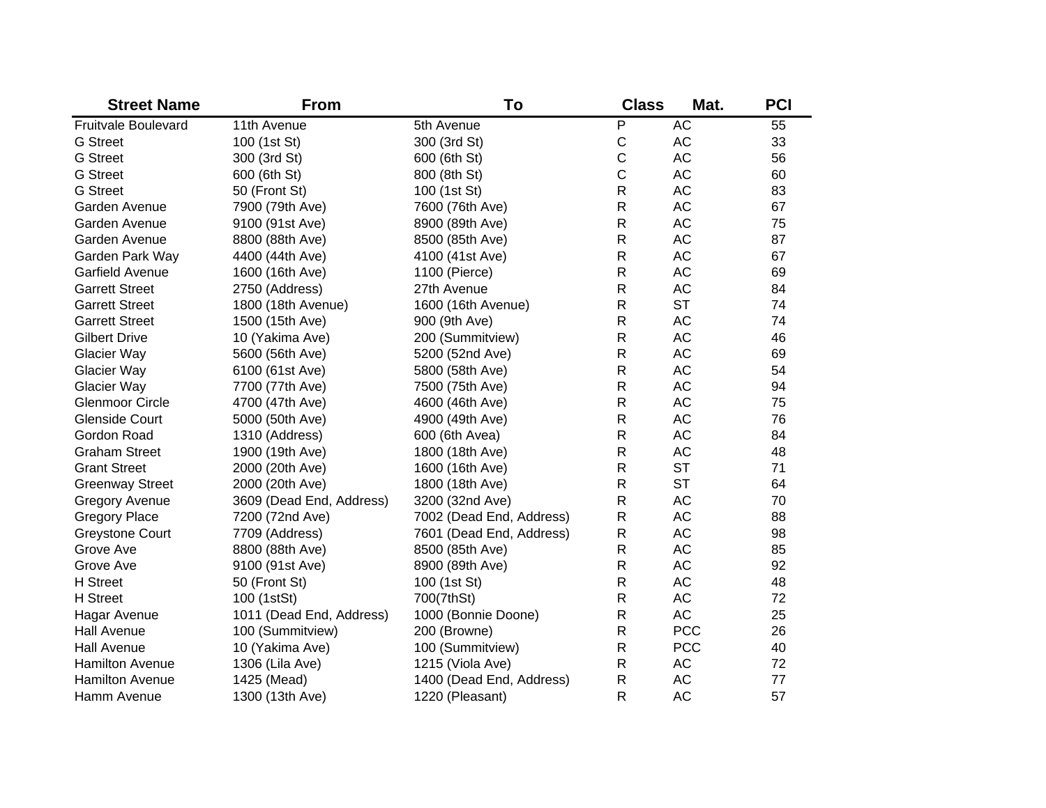| Street Name | From | To | Class | Mat. | PCI |
|---|---|---|---|---|---|
| Fruitvale Boulevard | 11th Avenue | 5th Avenue | P | AC | 55 |
| G Street | 100 (1st St) | 300 (3rd St) | C | AC | 33 |
| G Street | 300 (3rd St) | 600 (6th St) | C | AC | 56 |
| G Street | 600 (6th St) | 800 (8th St) | C | AC | 60 |
| G Street | 50 (Front St) | 100 (1st St) | R | AC | 83 |
| Garden Avenue | 7900 (79th Ave) | 7600 (76th Ave) | R | AC | 67 |
| Garden Avenue | 9100 (91st Ave) | 8900 (89th Ave) | R | AC | 75 |
| Garden Avenue | 8800 (88th Ave) | 8500 (85th Ave) | R | AC | 87 |
| Garden Park Way | 4400 (44th Ave) | 4100 (41st Ave) | R | AC | 67 |
| Garfield Avenue | 1600 (16th Ave) | 1100 (Pierce) | R | AC | 69 |
| Garrett Street | 2750 (Address) | 27th Avenue | R | AC | 84 |
| Garrett Street | 1800 (18th Avenue) | 1600 (16th Avenue) | R | ST | 74 |
| Garrett Street | 1500 (15th Ave) | 900 (9th Ave) | R | AC | 74 |
| Gilbert Drive | 10 (Yakima Ave) | 200 (Summitview) | R | AC | 46 |
| Glacier Way | 5600 (56th Ave) | 5200 (52nd Ave) | R | AC | 69 |
| Glacier Way | 6100 (61st Ave) | 5800 (58th Ave) | R | AC | 54 |
| Glacier Way | 7700 (77th Ave) | 7500 (75th Ave) | R | AC | 94 |
| Glenmoor Circle | 4700 (47th Ave) | 4600 (46th Ave) | R | AC | 75 |
| Glenside Court | 5000 (50th Ave) | 4900 (49th Ave) | R | AC | 76 |
| Gordon Road | 1310 (Address) | 600 (6th Avea) | R | AC | 84 |
| Graham Street | 1900 (19th Ave) | 1800 (18th Ave) | R | AC | 48 |
| Grant Street | 2000 (20th Ave) | 1600 (16th Ave) | R | ST | 71 |
| Greenway Street | 2000 (20th Ave) | 1800 (18th Ave) | R | ST | 64 |
| Gregory Avenue | 3609 (Dead End, Address) | 3200 (32nd Ave) | R | AC | 70 |
| Gregory Place | 7200 (72nd Ave) | 7002 (Dead End, Address) | R | AC | 88 |
| Greystone Court | 7709 (Address) | 7601 (Dead End, Address) | R | AC | 98 |
| Grove Ave | 8800 (88th Ave) | 8500 (85th Ave) | R | AC | 85 |
| Grove Ave | 9100 (91st Ave) | 8900 (89th Ave) | R | AC | 92 |
| H Street | 50 (Front St) | 100 (1st St) | R | AC | 48 |
| H Street | 100 (1stSt) | 700(7thSt) | R | AC | 72 |
| Hagar Avenue | 1011 (Dead End, Address) | 1000 (Bonnie Doone) | R | AC | 25 |
| Hall Avenue | 100 (Summitview) | 200 (Browne) | R | PCC | 26 |
| Hall Avenue | 10 (Yakima Ave) | 100 (Summitview) | R | PCC | 40 |
| Hamilton Avenue | 1306 (Lila Ave) | 1215 (Viola Ave) | R | AC | 72 |
| Hamilton Avenue | 1425 (Mead) | 1400 (Dead End, Address) | R | AC | 77 |
| Hamm Avenue | 1300 (13th Ave) | 1220 (Pleasant) | R | AC | 57 |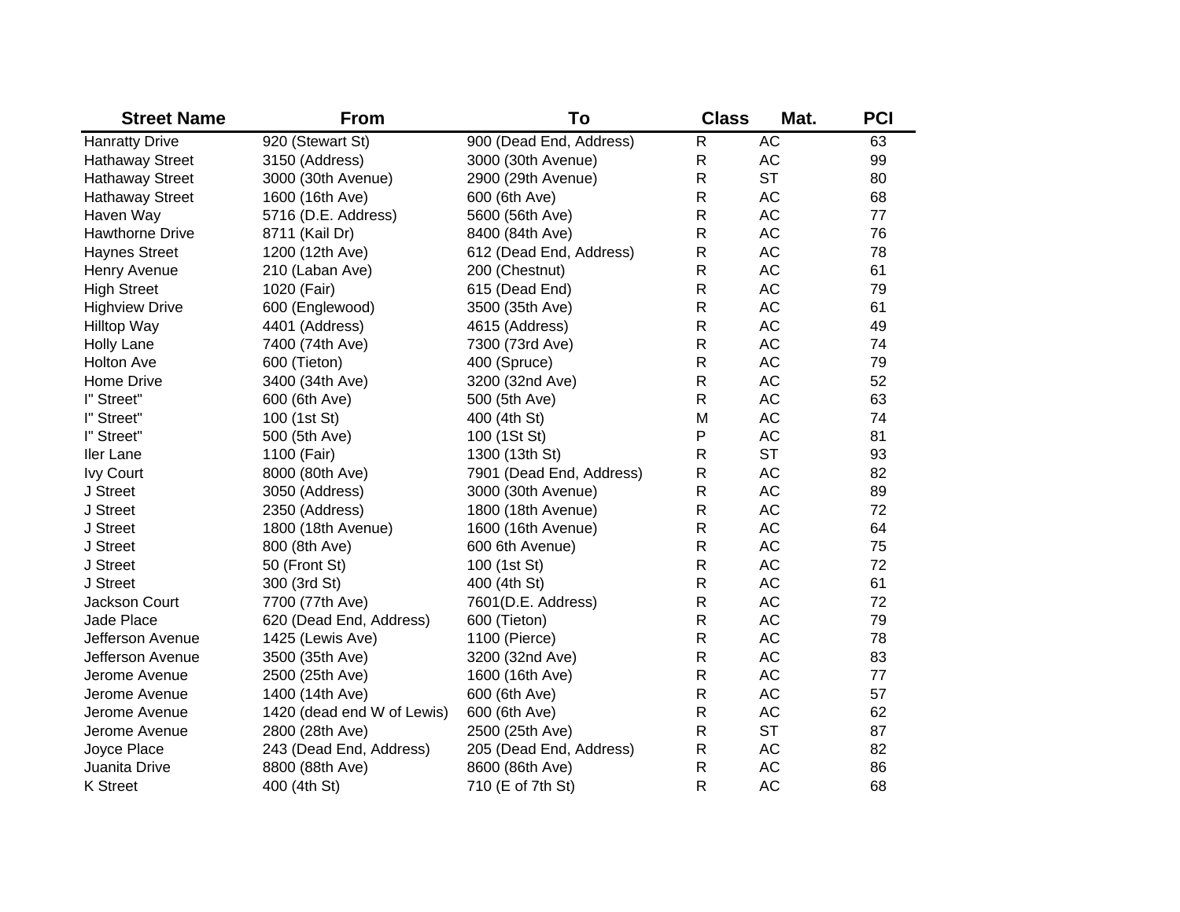| Street Name | From | To | Class | Mat. | PCI |
|---|---|---|---|---|---|
| Hanratty Drive | 920 (Stewart St) | 900 (Dead End, Address) | R | AC | 63 |
| Hathaway Street | 3150 (Address) | 3000 (30th Avenue) | R | AC | 99 |
| Hathaway Street | 3000 (30th Avenue) | 2900 (29th Avenue) | R | ST | 80 |
| Hathaway Street | 1600 (16th Ave) | 600 (6th Ave) | R | AC | 68 |
| Haven Way | 5716 (D.E. Address) | 5600 (56th Ave) | R | AC | 77 |
| Hawthorne Drive | 8711 (Kail Dr) | 8400 (84th Ave) | R | AC | 76 |
| Haynes Street | 1200 (12th Ave) | 612 (Dead End, Address) | R | AC | 78 |
| Henry Avenue | 210 (Laban Ave) | 200 (Chestnut) | R | AC | 61 |
| High Street | 1020 (Fair) | 615 (Dead End) | R | AC | 79 |
| Highview Drive | 600 (Englewood) | 3500 (35th Ave) | R | AC | 61 |
| Hilltop Way | 4401 (Address) | 4615 (Address) | R | AC | 49 |
| Holly Lane | 7400 (74th Ave) | 7300 (73rd Ave) | R | AC | 74 |
| Holton Ave | 600 (Tieton) | 400 (Spruce) | R | AC | 79 |
| Home Drive | 3400 (34th Ave) | 3200 (32nd Ave) | R | AC | 52 |
| I" Street" | 600 (6th Ave) | 500 (5th Ave) | R | AC | 63 |
| I" Street" | 100 (1st St) | 400 (4th St) | M | AC | 74 |
| I" Street" | 500 (5th Ave) | 100 (1St St) | P | AC | 81 |
| Iler Lane | 1100 (Fair) | 1300 (13th St) | R | ST | 93 |
| Ivy Court | 8000 (80th Ave) | 7901 (Dead End, Address) | R | AC | 82 |
| J Street | 3050 (Address) | 3000 (30th Avenue) | R | AC | 89 |
| J Street | 2350 (Address) | 1800 (18th Avenue) | R | AC | 72 |
| J Street | 1800 (18th Avenue) | 1600 (16th Avenue) | R | AC | 64 |
| J Street | 800 (8th Ave) | 600 6th Avenue) | R | AC | 75 |
| J Street | 50 (Front St) | 100 (1st St) | R | AC | 72 |
| J Street | 300 (3rd St) | 400 (4th St) | R | AC | 61 |
| Jackson Court | 7700 (77th Ave) | 7601(D.E. Address) | R | AC | 72 |
| Jade Place | 620 (Dead End, Address) | 600 (Tieton) | R | AC | 79 |
| Jefferson Avenue | 1425 (Lewis Ave) | 1100 (Pierce) | R | AC | 78 |
| Jefferson Avenue | 3500 (35th Ave) | 3200 (32nd Ave) | R | AC | 83 |
| Jerome Avenue | 2500 (25th Ave) | 1600 (16th Ave) | R | AC | 77 |
| Jerome Avenue | 1400 (14th Ave) | 600 (6th Ave) | R | AC | 57 |
| Jerome Avenue | 1420 (dead end W of Lewis) | 600 (6th Ave) | R | AC | 62 |
| Jerome Avenue | 2800 (28th Ave) | 2500 (25th Ave) | R | ST | 87 |
| Joyce Place | 243 (Dead End, Address) | 205 (Dead End, Address) | R | AC | 82 |
| Juanita Drive | 8800 (88th Ave) | 8600 (86th Ave) | R | AC | 86 |
| K Street | 400 (4th St) | 710 (E of 7th St) | R | AC | 68 |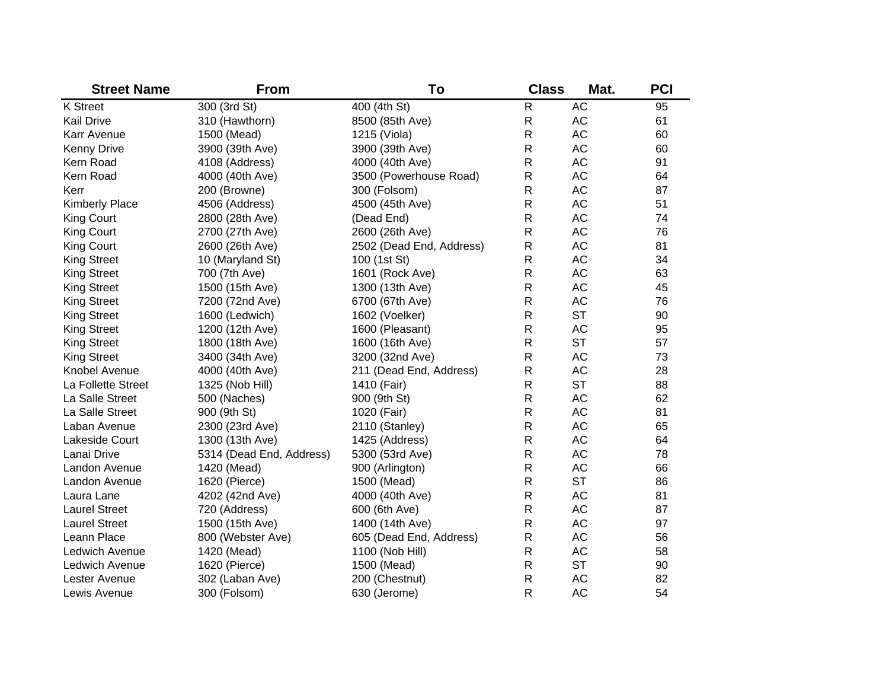| Street Name | From | To | Class | Mat. | PCI |
|---|---|---|---|---|---|
| K Street | 300 (3rd St) | 400 (4th St) | R | AC | 95 |
| Kail Drive | 310 (Hawthorn) | 8500 (85th Ave) | R | AC | 61 |
| Karr Avenue | 1500 (Mead) | 1215 (Viola) | R | AC | 60 |
| Kenny Drive | 3900 (39th Ave) | 3900 (39th Ave) | R | AC | 60 |
| Kern Road | 4108 (Address) | 4000 (40th Ave) | R | AC | 91 |
| Kern Road | 4000 (40th Ave) | 3500 (Powerhouse Road) | R | AC | 64 |
| Kerr | 200 (Browne) | 300 (Folsom) | R | AC | 87 |
| Kimberly Place | 4506 (Address) | 4500 (45th Ave) | R | AC | 51 |
| King Court | 2800 (28th Ave) | (Dead End) | R | AC | 74 |
| King Court | 2700 (27th Ave) | 2600 (26th Ave) | R | AC | 76 |
| King Court | 2600 (26th Ave) | 2502 (Dead End, Address) | R | AC | 81 |
| King Street | 10 (Maryland St) | 100 (1st St) | R | AC | 34 |
| King Street | 700 (7th Ave) | 1601 (Rock Ave) | R | AC | 63 |
| King Street | 1500 (15th Ave) | 1300 (13th Ave) | R | AC | 45 |
| King Street | 7200 (72nd Ave) | 6700 (67th Ave) | R | AC | 76 |
| King Street | 1600 (Ledwich) | 1602 (Voelker) | R | ST | 90 |
| King Street | 1200 (12th Ave) | 1600 (Pleasant) | R | AC | 95 |
| King Street | 1800 (18th Ave) | 1600 (16th Ave) | R | ST | 57 |
| King Street | 3400 (34th Ave) | 3200 (32nd Ave) | R | AC | 73 |
| Knobel Avenue | 4000 (40th Ave) | 211 (Dead End, Address) | R | AC | 28 |
| La Follette Street | 1325 (Nob Hill) | 1410 (Fair) | R | ST | 88 |
| La Salle Street | 500 (Naches) | 900 (9th St) | R | AC | 62 |
| La Salle Street | 900 (9th St) | 1020 (Fair) | R | AC | 81 |
| Laban Avenue | 2300 (23rd Ave) | 2110 (Stanley) | R | AC | 65 |
| Lakeside Court | 1300 (13th Ave) | 1425 (Address) | R | AC | 64 |
| Lanai Drive | 5314 (Dead End, Address) | 5300 (53rd Ave) | R | AC | 78 |
| Landon Avenue | 1420 (Mead) | 900 (Arlington) | R | AC | 66 |
| Landon Avenue | 1620 (Pierce) | 1500 (Mead) | R | ST | 86 |
| Laura Lane | 4202 (42nd Ave) | 4000 (40th Ave) | R | AC | 81 |
| Laurel Street | 720 (Address) | 600 (6th Ave) | R | AC | 87 |
| Laurel Street | 1500 (15th Ave) | 1400 (14th Ave) | R | AC | 97 |
| Leann Place | 800 (Webster Ave) | 605 (Dead End, Address) | R | AC | 56 |
| Ledwich Avenue | 1420 (Mead) | 1100 (Nob Hill) | R | AC | 58 |
| Ledwich Avenue | 1620 (Pierce) | 1500 (Mead) | R | ST | 90 |
| Lester Avenue | 302 (Laban Ave) | 200 (Chestnut) | R | AC | 82 |
| Lewis Avenue | 300 (Folsom) | 630 (Jerome) | R | AC | 54 |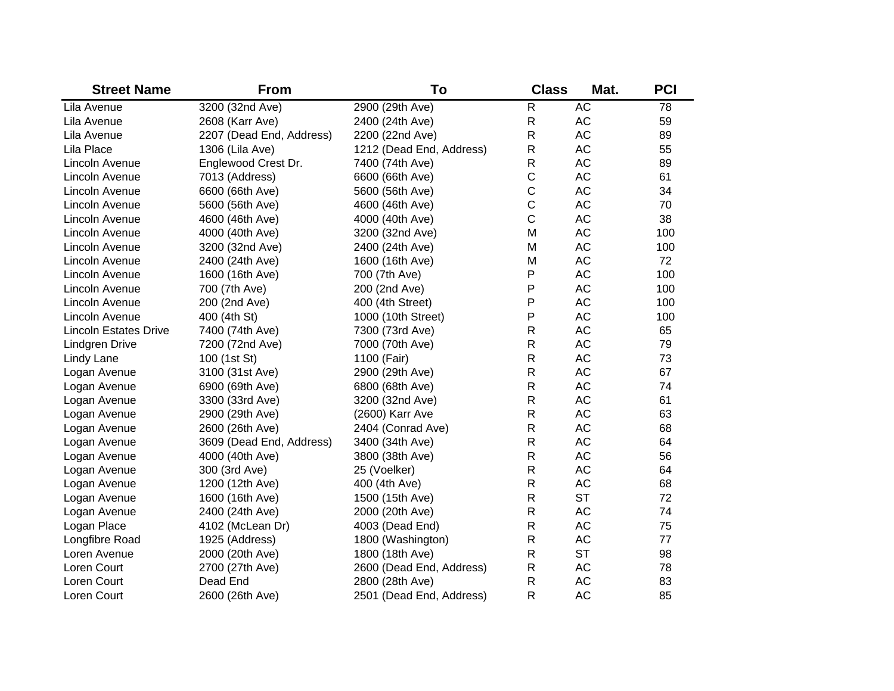| Street Name | From | To | Class | Mat. | PCI |
|---|---|---|---|---|---|
| Lila Avenue | 3200 (32nd Ave) | 2900 (29th Ave) | R | AC | 78 |
| Lila Avenue | 2608 (Karr Ave) | 2400 (24th Ave) | R | AC | 59 |
| Lila Avenue | 2207 (Dead End, Address) | 2200 (22nd Ave) | R | AC | 89 |
| Lila Place | 1306 (Lila Ave) | 1212 (Dead End, Address) | R | AC | 55 |
| Lincoln Avenue | Englewood Crest Dr. | 7400 (74th Ave) | R | AC | 89 |
| Lincoln Avenue | 7013 (Address) | 6600 (66th Ave) | C | AC | 61 |
| Lincoln Avenue | 6600 (66th Ave) | 5600 (56th Ave) | C | AC | 34 |
| Lincoln Avenue | 5600 (56th Ave) | 4600 (46th Ave) | C | AC | 70 |
| Lincoln Avenue | 4600 (46th Ave) | 4000 (40th Ave) | C | AC | 38 |
| Lincoln Avenue | 4000 (40th Ave) | 3200 (32nd Ave) | M | AC | 100 |
| Lincoln Avenue | 3200 (32nd Ave) | 2400 (24th Ave) | M | AC | 100 |
| Lincoln Avenue | 2400 (24th Ave) | 1600 (16th Ave) | M | AC | 72 |
| Lincoln Avenue | 1600 (16th Ave) | 700 (7th Ave) | P | AC | 100 |
| Lincoln Avenue | 700 (7th Ave) | 200 (2nd Ave) | P | AC | 100 |
| Lincoln Avenue | 200 (2nd Ave) | 400 (4th Street) | P | AC | 100 |
| Lincoln Avenue | 400 (4th St) | 1000 (10th Street) | P | AC | 100 |
| Lincoln Estates Drive | 7400 (74th Ave) | 7300 (73rd Ave) | R | AC | 65 |
| Lindgren Drive | 7200 (72nd Ave) | 7000 (70th Ave) | R | AC | 79 |
| Lindy Lane | 100 (1st St) | 1100 (Fair) | R | AC | 73 |
| Logan Avenue | 3100 (31st Ave) | 2900 (29th Ave) | R | AC | 67 |
| Logan Avenue | 6900 (69th Ave) | 6800 (68th Ave) | R | AC | 74 |
| Logan Avenue | 3300 (33rd Ave) | 3200 (32nd Ave) | R | AC | 61 |
| Logan Avenue | 2900 (29th Ave) | (2600) Karr Ave | R | AC | 63 |
| Logan Avenue | 2600 (26th Ave) | 2404 (Conrad Ave) | R | AC | 68 |
| Logan Avenue | 3609 (Dead End, Address) | 3400 (34th Ave) | R | AC | 64 |
| Logan Avenue | 4000 (40th Ave) | 3800 (38th Ave) | R | AC | 56 |
| Logan Avenue | 300 (3rd Ave) | 25 (Voelker) | R | AC | 64 |
| Logan Avenue | 1200 (12th Ave) | 400 (4th Ave) | R | AC | 68 |
| Logan Avenue | 1600 (16th Ave) | 1500 (15th Ave) | R | ST | 72 |
| Logan Avenue | 2400 (24th Ave) | 2000 (20th Ave) | R | AC | 74 |
| Logan Place | 4102 (McLean Dr) | 4003 (Dead End) | R | AC | 75 |
| Longfibre Road | 1925 (Address) | 1800 (Washington) | R | AC | 77 |
| Loren Avenue | 2000 (20th Ave) | 1800 (18th Ave) | R | ST | 98 |
| Loren Court | 2700 (27th Ave) | 2600 (Dead End, Address) | R | AC | 78 |
| Loren Court | Dead End | 2800 (28th Ave) | R | AC | 83 |
| Loren Court | 2600 (26th Ave) | 2501 (Dead End, Address) | R | AC | 85 |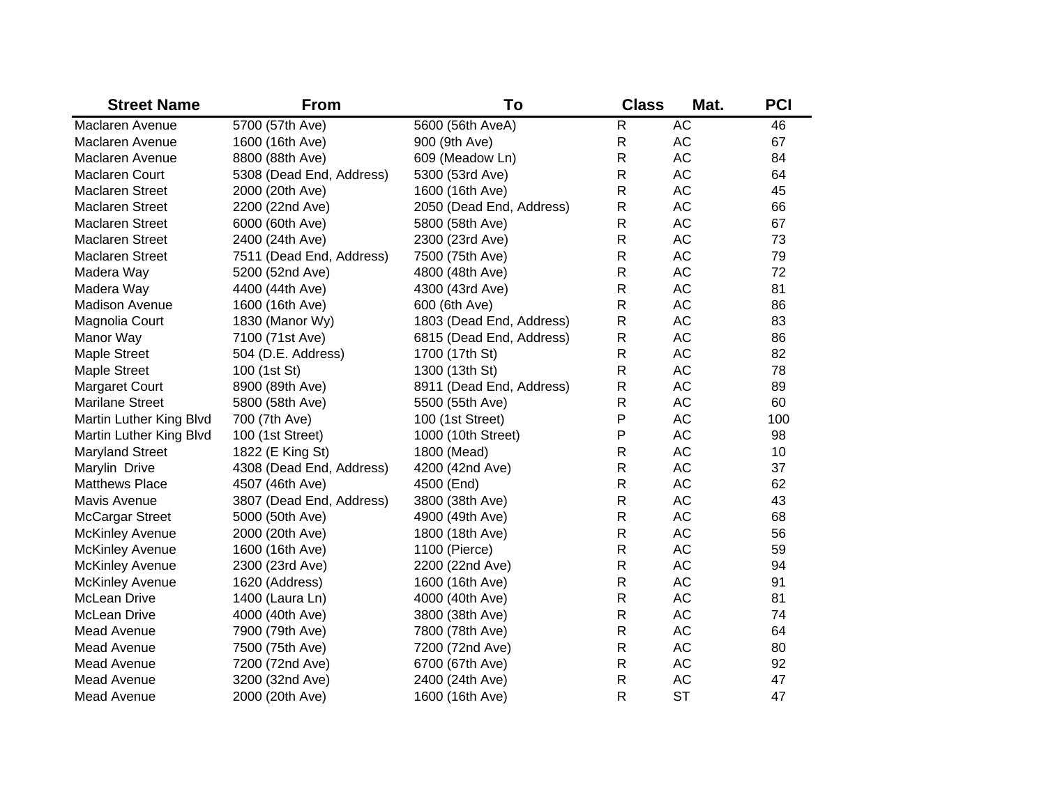| Street Name | From | To | Class | Mat. | PCI |
|---|---|---|---|---|---|
| Maclaren Avenue | 5700 (57th Ave) | 5600 (56th AveA) | R | AC | 46 |
| Maclaren Avenue | 1600 (16th Ave) | 900 (9th Ave) | R | AC | 67 |
| Maclaren Avenue | 8800 (88th Ave) | 609 (Meadow Ln) | R | AC | 84 |
| Maclaren Court | 5308 (Dead End, Address) | 5300 (53rd Ave) | R | AC | 64 |
| Maclaren Street | 2000 (20th Ave) | 1600 (16th Ave) | R | AC | 45 |
| Maclaren Street | 2200 (22nd Ave) | 2050 (Dead End, Address) | R | AC | 66 |
| Maclaren Street | 6000 (60th Ave) | 5800 (58th Ave) | R | AC | 67 |
| Maclaren Street | 2400 (24th Ave) | 2300 (23rd Ave) | R | AC | 73 |
| Maclaren Street | 7511 (Dead End, Address) | 7500 (75th Ave) | R | AC | 79 |
| Madera Way | 5200 (52nd Ave) | 4800 (48th Ave) | R | AC | 72 |
| Madera Way | 4400 (44th Ave) | 4300 (43rd Ave) | R | AC | 81 |
| Madison Avenue | 1600 (16th Ave) | 600 (6th Ave) | R | AC | 86 |
| Magnolia Court | 1830 (Manor Wy) | 1803 (Dead End, Address) | R | AC | 83 |
| Manor Way | 7100 (71st Ave) | 6815 (Dead End, Address) | R | AC | 86 |
| Maple Street | 504 (D.E. Address) | 1700 (17th St) | R | AC | 82 |
| Maple Street | 100 (1st St) | 1300 (13th St) | R | AC | 78 |
| Margaret Court | 8900 (89th Ave) | 8911 (Dead End, Address) | R | AC | 89 |
| Marilane Street | 5800 (58th Ave) | 5500 (55th Ave) | R | AC | 60 |
| Martin Luther King Blvd | 700 (7th Ave) | 100 (1st Street) | P | AC | 100 |
| Martin Luther King Blvd | 100 (1st Street) | 1000 (10th Street) | P | AC | 98 |
| Maryland Street | 1822 (E King St) | 1800 (Mead) | R | AC | 10 |
| Marylin Drive | 4308 (Dead End, Address) | 4200 (42nd Ave) | R | AC | 37 |
| Matthews Place | 4507 (46th Ave) | 4500 (End) | R | AC | 62 |
| Mavis Avenue | 3807 (Dead End, Address) | 3800 (38th Ave) | R | AC | 43 |
| McCargar Street | 5000 (50th Ave) | 4900 (49th Ave) | R | AC | 68 |
| McKinley Avenue | 2000 (20th Ave) | 1800 (18th Ave) | R | AC | 56 |
| McKinley Avenue | 1600 (16th Ave) | 1100 (Pierce) | R | AC | 59 |
| McKinley Avenue | 2300 (23rd Ave) | 2200 (22nd Ave) | R | AC | 94 |
| McKinley Avenue | 1620 (Address) | 1600 (16th Ave) | R | AC | 91 |
| McLean Drive | 1400 (Laura Ln) | 4000 (40th Ave) | R | AC | 81 |
| McLean Drive | 4000 (40th Ave) | 3800 (38th Ave) | R | AC | 74 |
| Mead Avenue | 7900 (79th Ave) | 7800 (78th Ave) | R | AC | 64 |
| Mead Avenue | 7500 (75th Ave) | 7200 (72nd Ave) | R | AC | 80 |
| Mead Avenue | 7200 (72nd Ave) | 6700 (67th Ave) | R | AC | 92 |
| Mead Avenue | 3200 (32nd Ave) | 2400 (24th Ave) | R | AC | 47 |
| Mead Avenue | 2000 (20th Ave) | 1600 (16th Ave) | R | ST | 47 |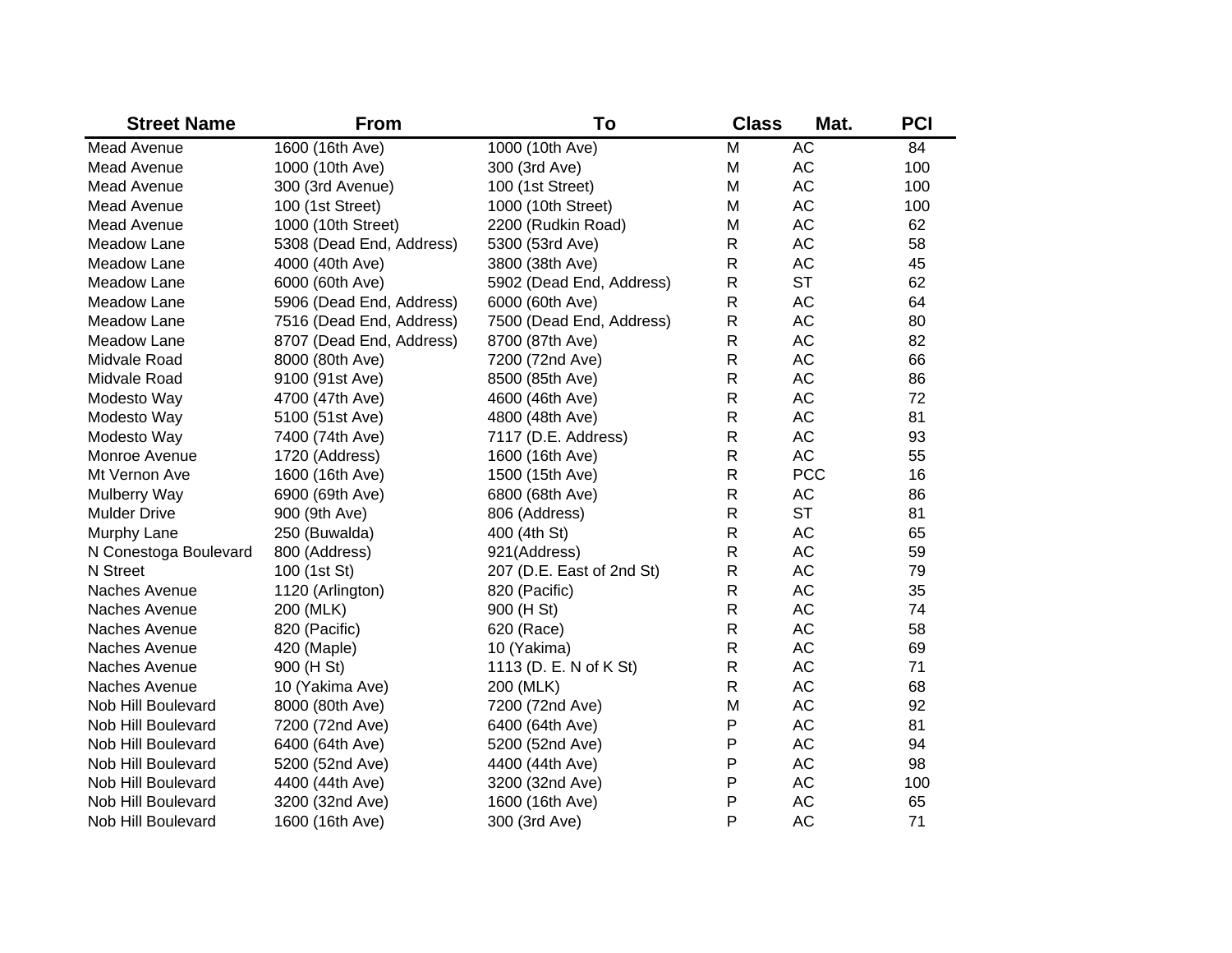| Street Name | From | To | Class | Mat. | PCI |
|---|---|---|---|---|---|
| Mead Avenue | 1600 (16th Ave) | 1000 (10th Ave) | M | AC | 84 |
| Mead Avenue | 1000 (10th Ave) | 300 (3rd Ave) | M | AC | 100 |
| Mead Avenue | 300 (3rd Avenue) | 100 (1st Street) | M | AC | 100 |
| Mead Avenue | 100 (1st Street) | 1000 (10th Street) | M | AC | 100 |
| Mead Avenue | 1000 (10th Street) | 2200 (Rudkin Road) | M | AC | 62 |
| Meadow Lane | 5308 (Dead End, Address) | 5300 (53rd Ave) | R | AC | 58 |
| Meadow Lane | 4000 (40th Ave) | 3800 (38th Ave) | R | AC | 45 |
| Meadow Lane | 6000 (60th Ave) | 5902 (Dead End, Address) | R | ST | 62 |
| Meadow Lane | 5906 (Dead End, Address) | 6000 (60th Ave) | R | AC | 64 |
| Meadow Lane | 7516 (Dead End, Address) | 7500 (Dead End, Address) | R | AC | 80 |
| Meadow Lane | 8707 (Dead End, Address) | 8700 (87th Ave) | R | AC | 82 |
| Midvale Road | 8000 (80th Ave) | 7200 (72nd Ave) | R | AC | 66 |
| Midvale Road | 9100 (91st Ave) | 8500 (85th Ave) | R | AC | 86 |
| Modesto Way | 4700 (47th Ave) | 4600 (46th Ave) | R | AC | 72 |
| Modesto Way | 5100 (51st Ave) | 4800 (48th Ave) | R | AC | 81 |
| Modesto Way | 7400 (74th Ave) | 7117 (D.E. Address) | R | AC | 93 |
| Monroe Avenue | 1720 (Address) | 1600 (16th Ave) | R | AC | 55 |
| Mt Vernon Ave | 1600 (16th Ave) | 1500 (15th Ave) | R | PCC | 16 |
| Mulberry Way | 6900 (69th Ave) | 6800 (68th Ave) | R | AC | 86 |
| Mulder Drive | 900 (9th Ave) | 806 (Address) | R | ST | 81 |
| Murphy Lane | 250 (Buwalda) | 400 (4th St) | R | AC | 65 |
| N Conestoga Boulevard | 800 (Address) | 921(Address) | R | AC | 59 |
| N Street | 100 (1st St) | 207 (D.E. East of 2nd St) | R | AC | 79 |
| Naches Avenue | 1120 (Arlington) | 820 (Pacific) | R | AC | 35 |
| Naches Avenue | 200 (MLK) | 900 (H St) | R | AC | 74 |
| Naches Avenue | 820 (Pacific) | 620 (Race) | R | AC | 58 |
| Naches Avenue | 420 (Maple) | 10 (Yakima) | R | AC | 69 |
| Naches Avenue | 900 (H St) | 1113 (D. E. N of K St) | R | AC | 71 |
| Naches Avenue | 10 (Yakima Ave) | 200 (MLK) | R | AC | 68 |
| Nob Hill Boulevard | 8000 (80th Ave) | 7200 (72nd Ave) | M | AC | 92 |
| Nob Hill Boulevard | 7200 (72nd Ave) | 6400 (64th Ave) | P | AC | 81 |
| Nob Hill Boulevard | 6400 (64th Ave) | 5200 (52nd Ave) | P | AC | 94 |
| Nob Hill Boulevard | 5200 (52nd Ave) | 4400 (44th Ave) | P | AC | 98 |
| Nob Hill Boulevard | 4400 (44th Ave) | 3200 (32nd Ave) | P | AC | 100 |
| Nob Hill Boulevard | 3200 (32nd Ave) | 1600 (16th Ave) | P | AC | 65 |
| Nob Hill Boulevard | 1600 (16th Ave) | 300 (3rd Ave) | P | AC | 71 |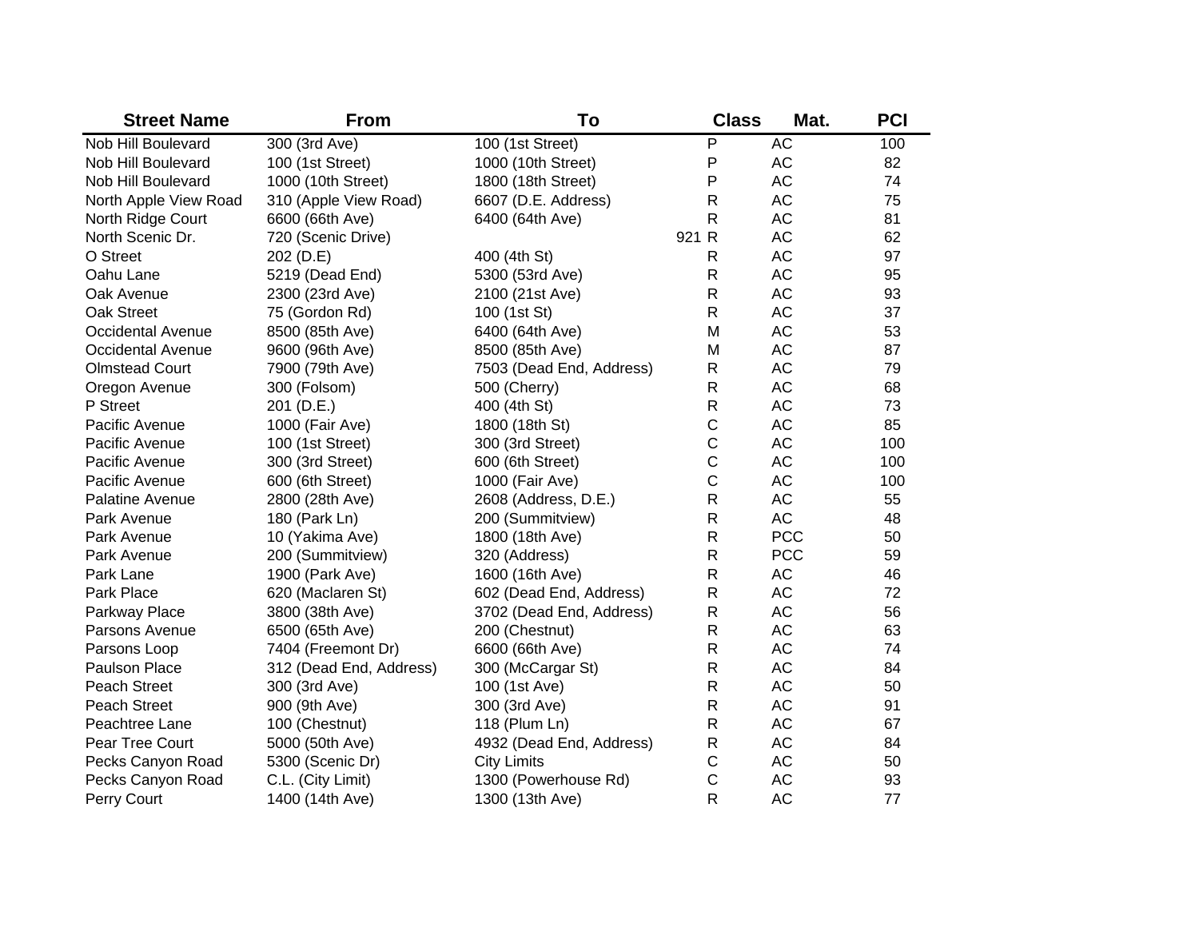| Street Name | From | To | Class | Mat. | PCI |
|---|---|---|---|---|---|
| Nob Hill Boulevard | 300 (3rd Ave) | 100 (1st Street) | P | AC | 100 |
| Nob Hill Boulevard | 100 (1st Street) | 1000 (10th Street) | P | AC | 82 |
| Nob Hill Boulevard | 1000 (10th Street) | 1800 (18th Street) | P | AC | 74 |
| North Apple View Road | 310 (Apple View Road) | 6607 (D.E. Address) | R | AC | 75 |
| North Ridge Court | 6600 (66th Ave) | 6400 (64th Ave) | R | AC | 81 |
| North Scenic Dr. | 720 (Scenic Drive) | 921 | R | AC | 62 |
| O Street | 202 (D.E) | 400 (4th St) | R | AC | 97 |
| Oahu Lane | 5219 (Dead End) | 5300 (53rd Ave) | R | AC | 95 |
| Oak Avenue | 2300 (23rd Ave) | 2100 (21st Ave) | R | AC | 93 |
| Oak Street | 75 (Gordon Rd) | 100 (1st St) | R | AC | 37 |
| Occidental Avenue | 8500 (85th Ave) | 6400 (64th Ave) | M | AC | 53 |
| Occidental Avenue | 9600 (96th Ave) | 8500 (85th Ave) | M | AC | 87 |
| Olmstead Court | 7900 (79th Ave) | 7503 (Dead End, Address) | R | AC | 79 |
| Oregon Avenue | 300 (Folsom) | 500 (Cherry) | R | AC | 68 |
| P Street | 201 (D.E.) | 400 (4th St) | R | AC | 73 |
| Pacific Avenue | 1000 (Fair Ave) | 1800 (18th St) | C | AC | 85 |
| Pacific Avenue | 100 (1st Street) | 300 (3rd Street) | C | AC | 100 |
| Pacific Avenue | 300 (3rd Street) | 600 (6th Street) | C | AC | 100 |
| Pacific Avenue | 600 (6th Street) | 1000 (Fair Ave) | C | AC | 100 |
| Palatine Avenue | 2800 (28th Ave) | 2608 (Address, D.E.) | R | AC | 55 |
| Park Avenue | 180 (Park Ln) | 200 (Summitview) | R | AC | 48 |
| Park Avenue | 10 (Yakima Ave) | 1800 (18th Ave) | R | PCC | 50 |
| Park Avenue | 200 (Summitview) | 320 (Address) | R | PCC | 59 |
| Park Lane | 1900 (Park Ave) | 1600 (16th Ave) | R | AC | 46 |
| Park Place | 620 (Maclaren St) | 602 (Dead End, Address) | R | AC | 72 |
| Parkway Place | 3800 (38th Ave) | 3702 (Dead End, Address) | R | AC | 56 |
| Parsons Avenue | 6500 (65th Ave) | 200 (Chestnut) | R | AC | 63 |
| Parsons Loop | 7404 (Freemont Dr) | 6600 (66th Ave) | R | AC | 74 |
| Paulson Place | 312 (Dead End, Address) | 300 (McCargar St) | R | AC | 84 |
| Peach Street | 300 (3rd Ave) | 100 (1st Ave) | R | AC | 50 |
| Peach Street | 900 (9th Ave) | 300 (3rd Ave) | R | AC | 91 |
| Peachtree Lane | 100 (Chestnut) | 118 (Plum Ln) | R | AC | 67 |
| Pear Tree Court | 5000 (50th Ave) | 4932 (Dead End, Address) | R | AC | 84 |
| Pecks Canyon Road | 5300 (Scenic Dr) | City Limits | C | AC | 50 |
| Pecks Canyon Road | C.L. (City Limit) | 1300 (Powerhouse Rd) | C | AC | 93 |
| Perry Court | 1400 (14th Ave) | 1300 (13th Ave) | R | AC | 77 |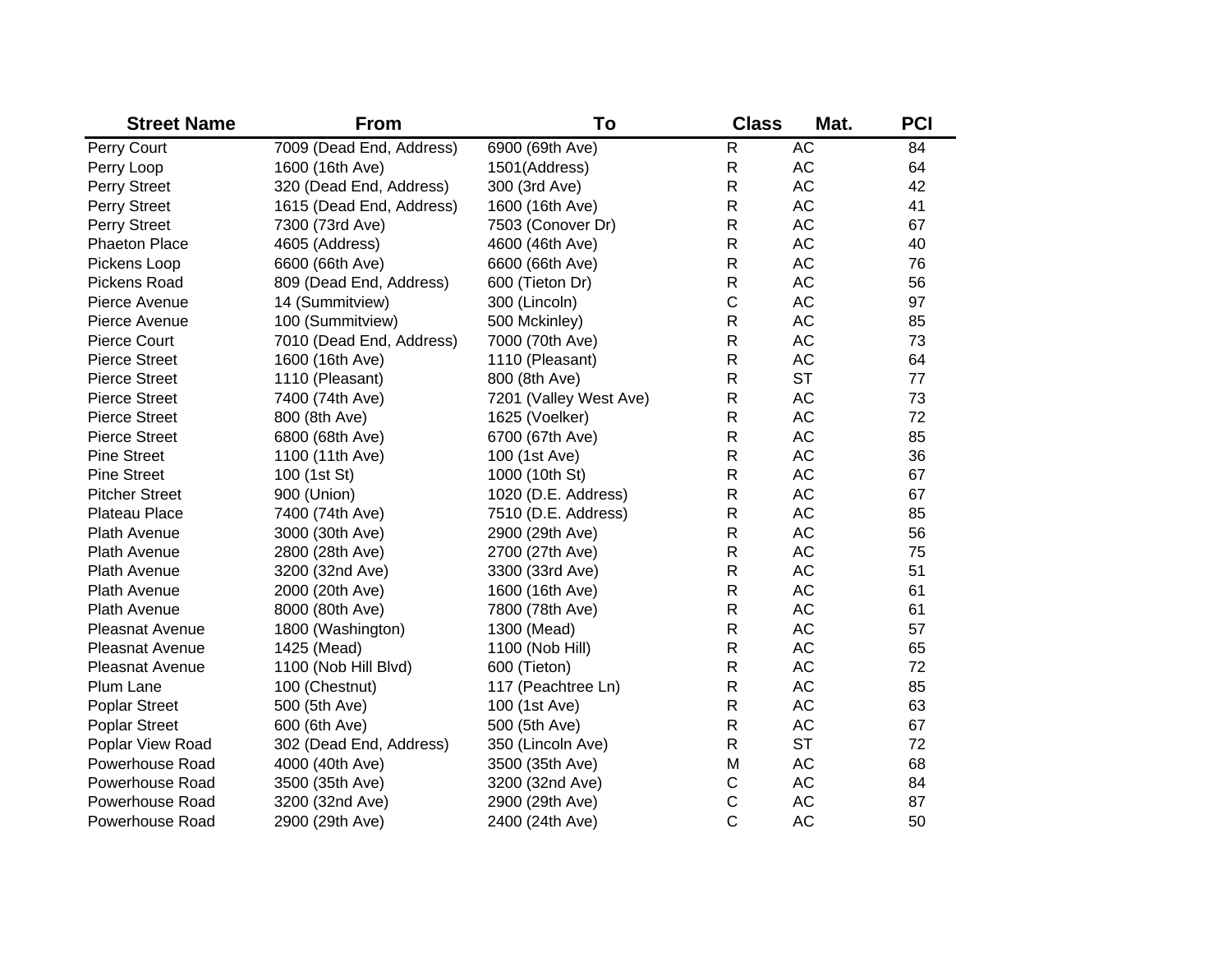| Street Name | From | To | Class | Mat. | PCI |
|---|---|---|---|---|---|
| Perry Court | 7009 (Dead End, Address) | 6900 (69th Ave) | R | AC | 84 |
| Perry Loop | 1600 (16th Ave) | 1501(Address) | R | AC | 64 |
| Perry Street | 320 (Dead End, Address) | 300 (3rd Ave) | R | AC | 42 |
| Perry Street | 1615 (Dead End, Address) | 1600 (16th Ave) | R | AC | 41 |
| Perry Street | 7300 (73rd Ave) | 7503 (Conover Dr) | R | AC | 67 |
| Phaeton Place | 4605 (Address) | 4600 (46th Ave) | R | AC | 40 |
| Pickens Loop | 6600 (66th Ave) | 6600 (66th Ave) | R | AC | 76 |
| Pickens Road | 809 (Dead End, Address) | 600 (Tieton Dr) | R | AC | 56 |
| Pierce Avenue | 14 (Summitview) | 300 (Lincoln) | C | AC | 97 |
| Pierce Avenue | 100 (Summitview) | 500 Mckinley) | R | AC | 85 |
| Pierce Court | 7010 (Dead End, Address) | 7000 (70th Ave) | R | AC | 73 |
| Pierce Street | 1600 (16th Ave) | 1110 (Pleasant) | R | AC | 64 |
| Pierce Street | 1110 (Pleasant) | 800 (8th Ave) | R | ST | 77 |
| Pierce Street | 7400 (74th Ave) | 7201 (Valley West Ave) | R | AC | 73 |
| Pierce Street | 800 (8th Ave) | 1625 (Voelker) | R | AC | 72 |
| Pierce Street | 6800 (68th Ave) | 6700 (67th Ave) | R | AC | 85 |
| Pine Street | 1100 (11th Ave) | 100 (1st Ave) | R | AC | 36 |
| Pine Street | 100 (1st St) | 1000 (10th St) | R | AC | 67 |
| Pitcher Street | 900 (Union) | 1020 (D.E. Address) | R | AC | 67 |
| Plateau Place | 7400 (74th Ave) | 7510 (D.E. Address) | R | AC | 85 |
| Plath Avenue | 3000 (30th Ave) | 2900 (29th Ave) | R | AC | 56 |
| Plath Avenue | 2800 (28th Ave) | 2700 (27th Ave) | R | AC | 75 |
| Plath Avenue | 3200 (32nd Ave) | 3300 (33rd Ave) | R | AC | 51 |
| Plath Avenue | 2000 (20th Ave) | 1600 (16th Ave) | R | AC | 61 |
| Plath Avenue | 8000 (80th Ave) | 7800 (78th Ave) | R | AC | 61 |
| Pleasnat Avenue | 1800 (Washington) | 1300 (Mead) | R | AC | 57 |
| Pleasnat Avenue | 1425 (Mead) | 1100 (Nob Hill) | R | AC | 65 |
| Pleasnat Avenue | 1100 (Nob Hill Blvd) | 600 (Tieton) | R | AC | 72 |
| Plum Lane | 100 (Chestnut) | 117 (Peachtree Ln) | R | AC | 85 |
| Poplar Street | 500 (5th Ave) | 100 (1st Ave) | R | AC | 63 |
| Poplar Street | 600 (6th Ave) | 500 (5th Ave) | R | AC | 67 |
| Poplar View Road | 302 (Dead End, Address) | 350 (Lincoln Ave) | R | ST | 72 |
| Powerhouse Road | 4000 (40th Ave) | 3500 (35th Ave) | M | AC | 68 |
| Powerhouse Road | 3500 (35th Ave) | 3200 (32nd Ave) | C | AC | 84 |
| Powerhouse Road | 3200 (32nd Ave) | 2900 (29th Ave) | C | AC | 87 |
| Powerhouse Road | 2900 (29th Ave) | 2400 (24th Ave) | C | AC | 50 |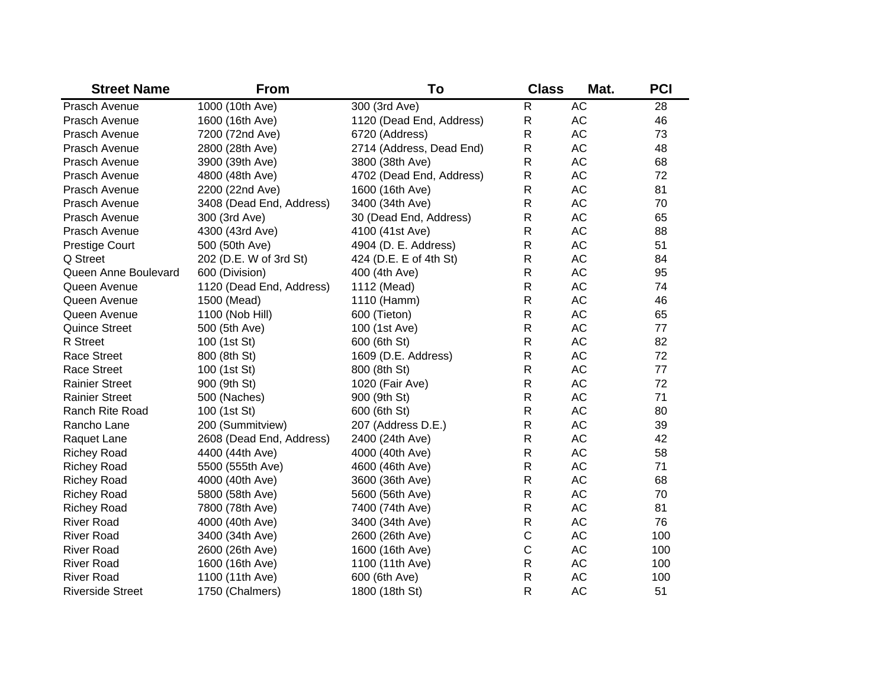| Street Name | From | To | Class | Mat. | PCI |
|---|---|---|---|---|---|
| Prasch Avenue | 1000 (10th Ave) | 300 (3rd Ave) | R | AC | 28 |
| Prasch Avenue | 1600 (16th Ave) | 1120 (Dead End, Address) | R | AC | 46 |
| Prasch Avenue | 7200 (72nd Ave) | 6720 (Address) | R | AC | 73 |
| Prasch Avenue | 2800 (28th Ave) | 2714 (Address, Dead End) | R | AC | 48 |
| Prasch Avenue | 3900 (39th Ave) | 3800 (38th Ave) | R | AC | 68 |
| Prasch Avenue | 4800 (48th Ave) | 4702 (Dead End, Address) | R | AC | 72 |
| Prasch Avenue | 2200 (22nd Ave) | 1600 (16th Ave) | R | AC | 81 |
| Prasch Avenue | 3408 (Dead End, Address) | 3400 (34th Ave) | R | AC | 70 |
| Prasch Avenue | 300 (3rd Ave) | 30 (Dead End, Address) | R | AC | 65 |
| Prasch Avenue | 4300 (43rd Ave) | 4100 (41st Ave) | R | AC | 88 |
| Prestige Court | 500 (50th Ave) | 4904 (D. E. Address) | R | AC | 51 |
| Q Street | 202 (D.E. W of 3rd St) | 424 (D.E. E of 4th St) | R | AC | 84 |
| Queen Anne Boulevard | 600 (Division) | 400 (4th Ave) | R | AC | 95 |
| Queen Avenue | 1120 (Dead End, Address) | 1112 (Mead) | R | AC | 74 |
| Queen Avenue | 1500 (Mead) | 1110 (Hamm) | R | AC | 46 |
| Queen Avenue | 1100 (Nob Hill) | 600 (Tieton) | R | AC | 65 |
| Quince Street | 500 (5th Ave) | 100 (1st Ave) | R | AC | 77 |
| R Street | 100 (1st St) | 600 (6th St) | R | AC | 82 |
| Race Street | 800 (8th St) | 1609 (D.E. Address) | R | AC | 72 |
| Race Street | 100 (1st St) | 800 (8th St) | R | AC | 77 |
| Rainier Street | 900 (9th St) | 1020 (Fair Ave) | R | AC | 72 |
| Rainier Street | 500 (Naches) | 900 (9th St) | R | AC | 71 |
| Ranch Rite Road | 100 (1st St) | 600 (6th St) | R | AC | 80 |
| Rancho Lane | 200 (Summitview) | 207 (Address D.E.) | R | AC | 39 |
| Raquet Lane | 2608 (Dead End, Address) | 2400 (24th Ave) | R | AC | 42 |
| Richey Road | 4400 (44th Ave) | 4000 (40th Ave) | R | AC | 58 |
| Richey Road | 5500 (555th Ave) | 4600 (46th Ave) | R | AC | 71 |
| Richey Road | 4000 (40th Ave) | 3600 (36th Ave) | R | AC | 68 |
| Richey Road | 5800 (58th Ave) | 5600 (56th Ave) | R | AC | 70 |
| Richey Road | 7800 (78th Ave) | 7400 (74th Ave) | R | AC | 81 |
| River Road | 4000 (40th Ave) | 3400 (34th Ave) | R | AC | 76 |
| River Road | 3400 (34th Ave) | 2600 (26th Ave) | C | AC | 100 |
| River Road | 2600 (26th Ave) | 1600 (16th Ave) | C | AC | 100 |
| River Road | 1600 (16th Ave) | 1100 (11th Ave) | R | AC | 100 |
| River Road | 1100 (11th Ave) | 600 (6th Ave) | R | AC | 100 |
| Riverside Street | 1750 (Chalmers) | 1800 (18th St) | R | AC | 51 |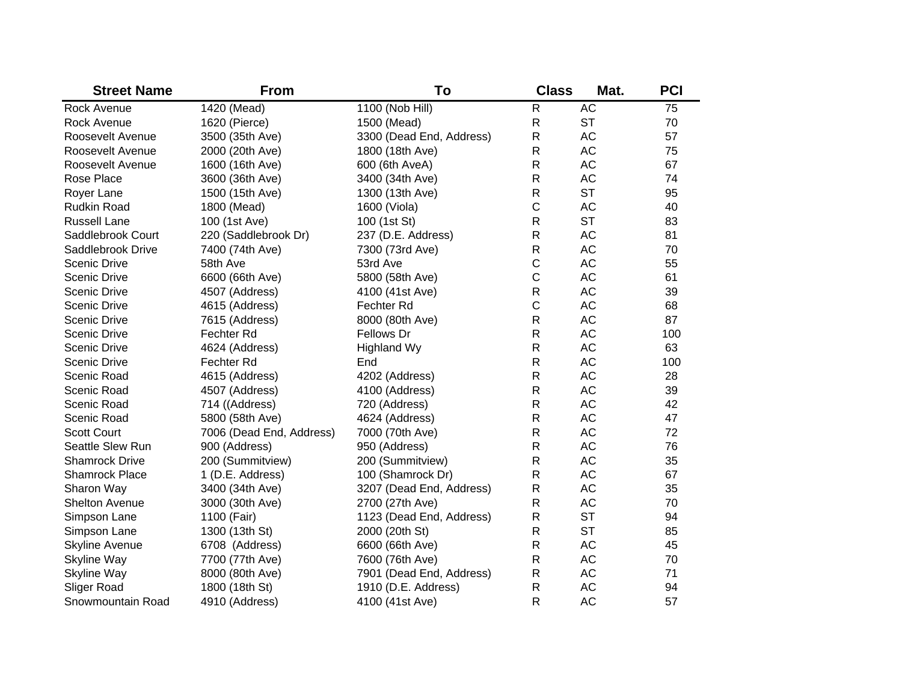| Street Name | From | To | Class | Mat. | PCI |
|---|---|---|---|---|---|
| Rock Avenue | 1420 (Mead) | 1100 (Nob Hill) | R | AC | 75 |
| Rock Avenue | 1620 (Pierce) | 1500 (Mead) | R | ST | 70 |
| Roosevelt Avenue | 3500 (35th Ave) | 3300 (Dead End, Address) | R | AC | 57 |
| Roosevelt Avenue | 2000 (20th Ave) | 1800 (18th Ave) | R | AC | 75 |
| Roosevelt Avenue | 1600 (16th Ave) | 600 (6th AveA) | R | AC | 67 |
| Rose Place | 3600 (36th Ave) | 3400 (34th Ave) | R | AC | 74 |
| Royer Lane | 1500 (15th Ave) | 1300 (13th Ave) | R | ST | 95 |
| Rudkin Road | 1800 (Mead) | 1600 (Viola) | C | AC | 40 |
| Russell Lane | 100 (1st Ave) | 100 (1st St) | R | ST | 83 |
| Saddlebrook Court | 220 (Saddlebrook Dr) | 237 (D.E. Address) | R | AC | 81 |
| Saddlebrook Drive | 7400 (74th Ave) | 7300 (73rd Ave) | R | AC | 70 |
| Scenic Drive | 58th Ave | 53rd Ave | C | AC | 55 |
| Scenic Drive | 6600 (66th Ave) | 5800 (58th Ave) | C | AC | 61 |
| Scenic Drive | 4507 (Address) | 4100 (41st Ave) | R | AC | 39 |
| Scenic Drive | 4615 (Address) | Fechter Rd | C | AC | 68 |
| Scenic Drive | 7615 (Address) | 8000 (80th Ave) | R | AC | 87 |
| Scenic Drive | Fechter Rd | Fellows Dr | R | AC | 100 |
| Scenic Drive | 4624 (Address) | Highland Wy | R | AC | 63 |
| Scenic Drive | Fechter Rd | End | R | AC | 100 |
| Scenic Road | 4615 (Address) | 4202 (Address) | R | AC | 28 |
| Scenic Road | 4507 (Address) | 4100 (Address) | R | AC | 39 |
| Scenic Road | 714 ((Address) | 720 (Address) | R | AC | 42 |
| Scenic Road | 5800 (58th Ave) | 4624 (Address) | R | AC | 47 |
| Scott Court | 7006 (Dead End, Address) | 7000 (70th Ave) | R | AC | 72 |
| Seattle Slew Run | 900 (Address) | 950 (Address) | R | AC | 76 |
| Shamrock Drive | 200 (Summitview) | 200 (Summitview) | R | AC | 35 |
| Shamrock Place | 1 (D.E. Address) | 100 (Shamrock Dr) | R | AC | 67 |
| Sharon Way | 3400 (34th Ave) | 3207 (Dead End, Address) | R | AC | 35 |
| Shelton Avenue | 3000 (30th Ave) | 2700 (27th Ave) | R | AC | 70 |
| Simpson Lane | 1100 (Fair) | 1123 (Dead End, Address) | R | ST | 94 |
| Simpson Lane | 1300 (13th St) | 2000 (20th St) | R | ST | 85 |
| Skyline Avenue | 6708 (Address) | 6600 (66th Ave) | R | AC | 45 |
| Skyline Way | 7700 (77th Ave) | 7600 (76th Ave) | R | AC | 70 |
| Skyline Way | 8000 (80th Ave) | 7901 (Dead End, Address) | R | AC | 71 |
| Sliger Road | 1800 (18th St) | 1910 (D.E. Address) | R | AC | 94 |
| Snowmountain Road | 4910 (Address) | 4100 (41st Ave) | R | AC | 57 |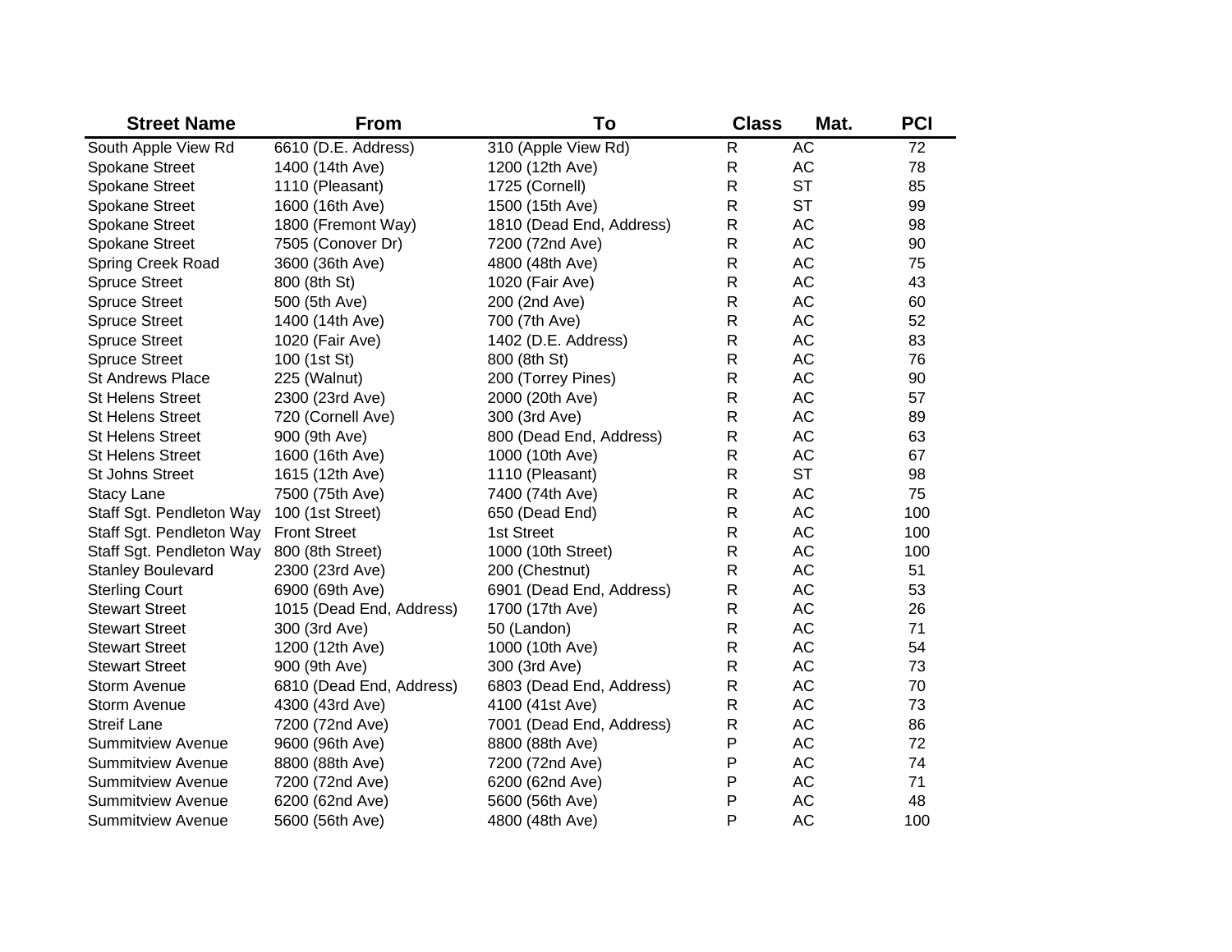| Street Name | From | To | Class | Mat. | PCI |
|---|---|---|---|---|---|
| South Apple View Rd | 6610 (D.E. Address) | 310 (Apple View Rd) | R | AC | 72 |
| Spokane Street | 1400 (14th Ave) | 1200 (12th Ave) | R | AC | 78 |
| Spokane Street | 1110 (Pleasant) | 1725 (Cornell) | R | ST | 85 |
| Spokane Street | 1600 (16th Ave) | 1500 (15th Ave) | R | ST | 99 |
| Spokane Street | 1800 (Fremont Way) | 1810 (Dead End, Address) | R | AC | 98 |
| Spokane Street | 7505 (Conover Dr) | 7200 (72nd Ave) | R | AC | 90 |
| Spring Creek Road | 3600 (36th Ave) | 4800 (48th Ave) | R | AC | 75 |
| Spruce Street | 800 (8th St) | 1020 (Fair Ave) | R | AC | 43 |
| Spruce Street | 500 (5th Ave) | 200 (2nd Ave) | R | AC | 60 |
| Spruce Street | 1400 (14th Ave) | 700 (7th Ave) | R | AC | 52 |
| Spruce Street | 1020 (Fair Ave) | 1402 (D.E. Address) | R | AC | 83 |
| Spruce Street | 100 (1st St) | 800 (8th St) | R | AC | 76 |
| St Andrews Place | 225 (Walnut) | 200 (Torrey Pines) | R | AC | 90 |
| St Helens Street | 2300 (23rd Ave) | 2000 (20th Ave) | R | AC | 57 |
| St Helens Street | 720 (Cornell Ave) | 300 (3rd Ave) | R | AC | 89 |
| St Helens Street | 900 (9th Ave) | 800 (Dead End, Address) | R | AC | 63 |
| St Helens Street | 1600 (16th Ave) | 1000 (10th Ave) | R | AC | 67 |
| St Johns Street | 1615 (12th Ave) | 1110 (Pleasant) | R | ST | 98 |
| Stacy Lane | 7500 (75th Ave) | 7400 (74th Ave) | R | AC | 75 |
| Staff Sgt. Pendleton Way | 100 (1st Street) | 650 (Dead End) | R | AC | 100 |
| Staff Sgt. Pendleton Way | Front Street | 1st Street | R | AC | 100 |
| Staff Sgt. Pendleton Way | 800 (8th Street) | 1000 (10th Street) | R | AC | 100 |
| Stanley Boulevard | 2300 (23rd Ave) | 200 (Chestnut) | R | AC | 51 |
| Sterling Court | 6900 (69th Ave) | 6901 (Dead End, Address) | R | AC | 53 |
| Stewart Street | 1015 (Dead End, Address) | 1700 (17th Ave) | R | AC | 26 |
| Stewart Street | 300 (3rd Ave) | 50 (Landon) | R | AC | 71 |
| Stewart Street | 1200 (12th Ave) | 1000 (10th Ave) | R | AC | 54 |
| Stewart Street | 900 (9th Ave) | 300 (3rd Ave) | R | AC | 73 |
| Storm Avenue | 6810 (Dead End, Address) | 6803 (Dead End, Address) | R | AC | 70 |
| Storm Avenue | 4300 (43rd Ave) | 4100 (41st Ave) | R | AC | 73 |
| Streif Lane | 7200 (72nd Ave) | 7001 (Dead End, Address) | R | AC | 86 |
| Summitview Avenue | 9600 (96th Ave) | 8800 (88th Ave) | P | AC | 72 |
| Summitview Avenue | 8800 (88th Ave) | 7200 (72nd Ave) | P | AC | 74 |
| Summitview Avenue | 7200 (72nd Ave) | 6200 (62nd Ave) | P | AC | 71 |
| Summitview Avenue | 6200 (62nd Ave) | 5600 (56th Ave) | P | AC | 48 |
| Summitview Avenue | 5600 (56th Ave) | 4800 (48th Ave) | P | AC | 100 |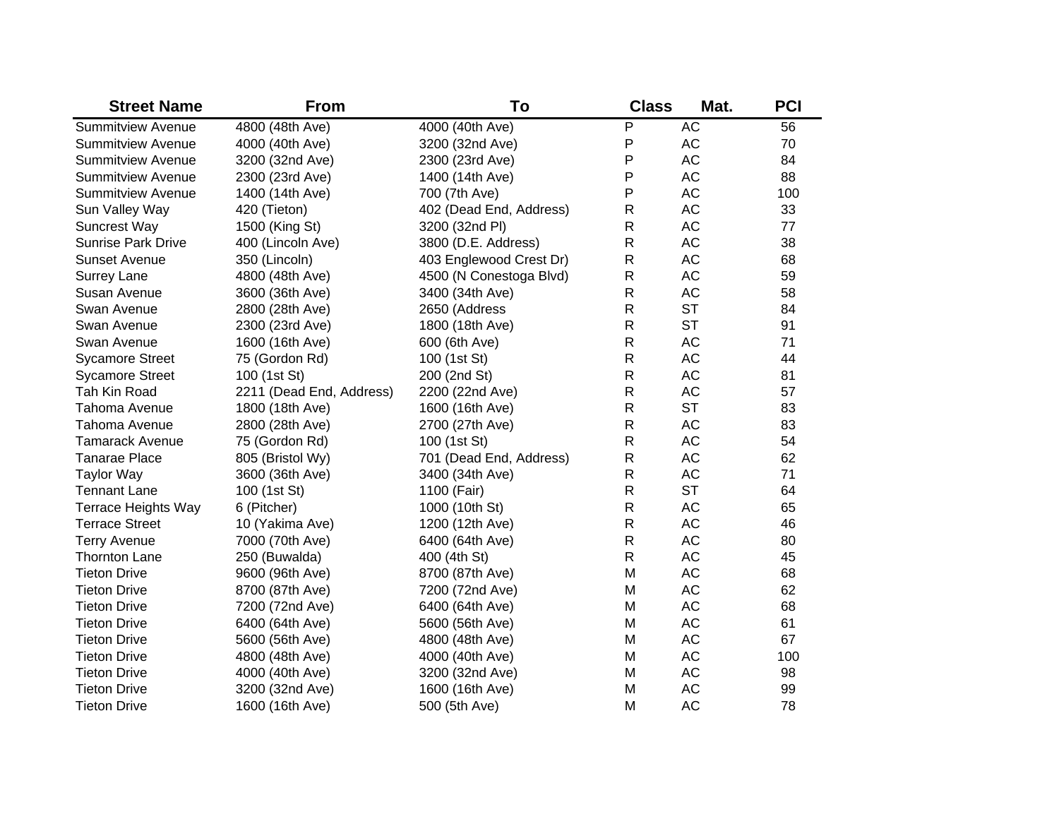| Street Name | From | To | Class | Mat. | PCI |
| --- | --- | --- | --- | --- | --- |
| Summitview Avenue | 4800 (48th Ave) | 4000 (40th Ave) | P | AC | 56 |
| Summitview Avenue | 4000 (40th Ave) | 3200 (32nd Ave) | P | AC | 70 |
| Summitview Avenue | 3200 (32nd Ave) | 2300 (23rd Ave) | P | AC | 84 |
| Summitview Avenue | 2300 (23rd Ave) | 1400 (14th Ave) | P | AC | 88 |
| Summitview Avenue | 1400 (14th Ave) | 700 (7th Ave) | P | AC | 100 |
| Sun Valley Way | 420 (Tieton) | 402 (Dead End, Address) | R | AC | 33 |
| Suncrest Way | 1500 (King St) | 3200 (32nd Pl) | R | AC | 77 |
| Sunrise Park Drive | 400 (Lincoln Ave) | 3800 (D.E. Address) | R | AC | 38 |
| Sunset Avenue | 350 (Lincoln) | 403 Englewood Crest Dr) | R | AC | 68 |
| Surrey Lane | 4800 (48th Ave) | 4500 (N Conestoga Blvd) | R | AC | 59 |
| Susan Avenue | 3600 (36th Ave) | 3400 (34th Ave) | R | AC | 58 |
| Swan Avenue | 2800 (28th Ave) | 2650 (Address | R | ST | 84 |
| Swan Avenue | 2300 (23rd Ave) | 1800 (18th Ave) | R | ST | 91 |
| Swan Avenue | 1600 (16th Ave) | 600 (6th Ave) | R | AC | 71 |
| Sycamore Street | 75 (Gordon Rd) | 100 (1st St) | R | AC | 44 |
| Sycamore Street | 100 (1st St) | 200 (2nd St) | R | AC | 81 |
| Tah Kin Road | 2211 (Dead End, Address) | 2200 (22nd Ave) | R | AC | 57 |
| Tahoma Avenue | 1800 (18th Ave) | 1600 (16th Ave) | R | ST | 83 |
| Tahoma Avenue | 2800 (28th Ave) | 2700 (27th Ave) | R | AC | 83 |
| Tamarack Avenue | 75 (Gordon Rd) | 100 (1st St) | R | AC | 54 |
| Tanarae Place | 805 (Bristol Wy) | 701 (Dead End, Address) | R | AC | 62 |
| Taylor Way | 3600 (36th Ave) | 3400 (34th Ave) | R | AC | 71 |
| Tennant Lane | 100 (1st St) | 1100 (Fair) | R | ST | 64 |
| Terrace Heights Way | 6 (Pitcher) | 1000 (10th St) | R | AC | 65 |
| Terrace Street | 10 (Yakima Ave) | 1200 (12th Ave) | R | AC | 46 |
| Terry Avenue | 7000 (70th Ave) | 6400 (64th Ave) | R | AC | 80 |
| Thornton Lane | 250 (Buwalda) | 400 (4th St) | R | AC | 45 |
| Tieton Drive | 9600 (96th Ave) | 8700 (87th Ave) | M | AC | 68 |
| Tieton Drive | 8700 (87th Ave) | 7200 (72nd Ave) | M | AC | 62 |
| Tieton Drive | 7200 (72nd Ave) | 6400 (64th Ave) | M | AC | 68 |
| Tieton Drive | 6400 (64th Ave) | 5600 (56th Ave) | M | AC | 61 |
| Tieton Drive | 5600 (56th Ave) | 4800 (48th Ave) | M | AC | 67 |
| Tieton Drive | 4800 (48th Ave) | 4000 (40th Ave) | M | AC | 100 |
| Tieton Drive | 4000 (40th Ave) | 3200 (32nd Ave) | M | AC | 98 |
| Tieton Drive | 3200 (32nd Ave) | 1600 (16th Ave) | M | AC | 99 |
| Tieton Drive | 1600 (16th Ave) | 500 (5th Ave) | M | AC | 78 |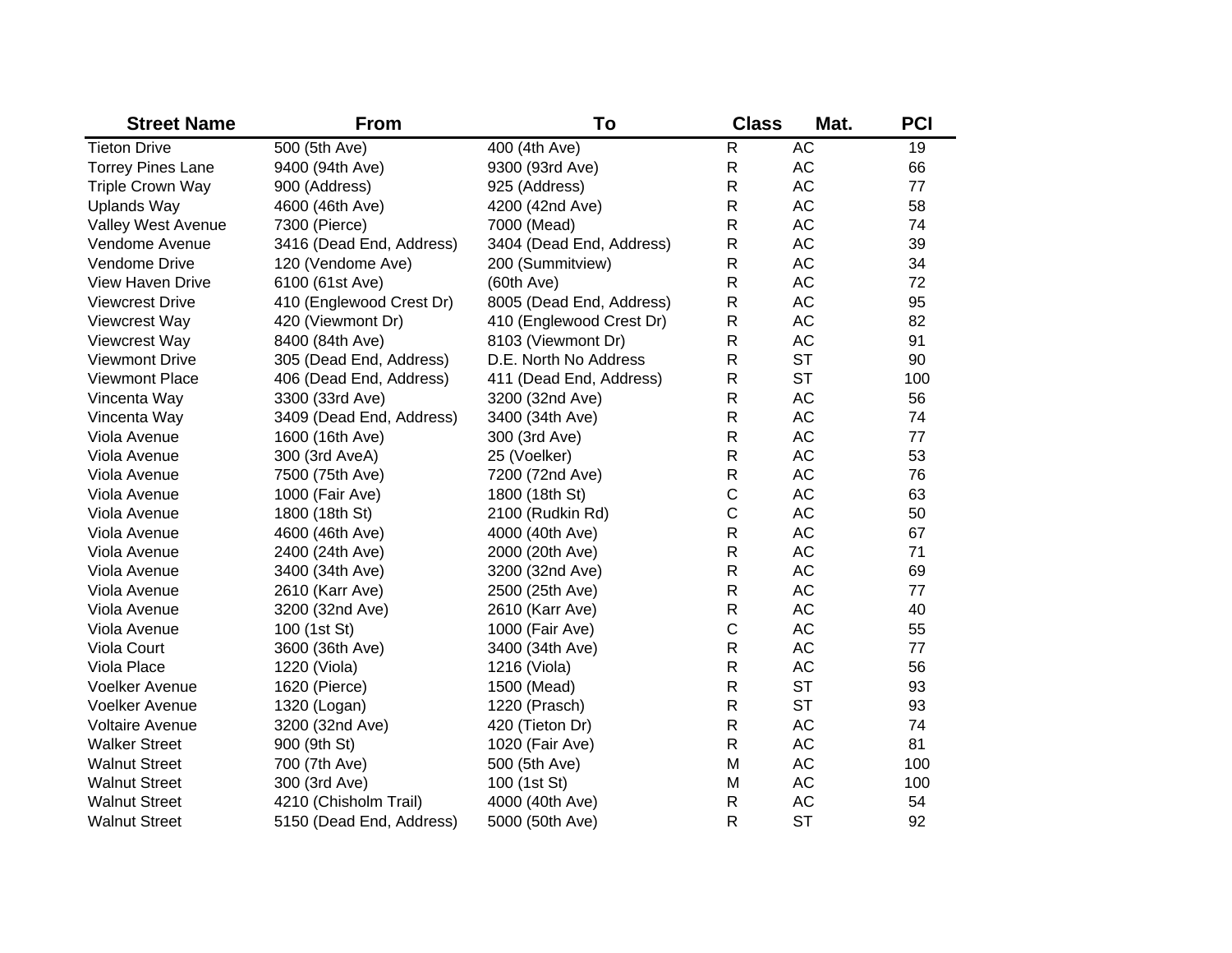| Street Name | From | To | Class | Mat. | PCI |
|---|---|---|---|---|---|
| Tieton Drive | 500 (5th Ave) | 400 (4th Ave) | R | AC | 19 |
| Torrey Pines Lane | 9400 (94th Ave) | 9300 (93rd Ave) | R | AC | 66 |
| Triple Crown Way | 900 (Address) | 925 (Address) | R | AC | 77 |
| Uplands Way | 4600 (46th Ave) | 4200 (42nd Ave) | R | AC | 58 |
| Valley West Avenue | 7300 (Pierce) | 7000 (Mead) | R | AC | 74 |
| Vendome Avenue | 3416 (Dead End, Address) | 3404 (Dead End, Address) | R | AC | 39 |
| Vendome Drive | 120 (Vendome Ave) | 200 (Summitview) | R | AC | 34 |
| View Haven Drive | 6100 (61st Ave) | (60th Ave) | R | AC | 72 |
| Viewcrest Drive | 410 (Englewood Crest Dr) | 8005 (Dead End, Address) | R | AC | 95 |
| Viewcrest Way | 420 (Viewmont Dr) | 410 (Englewood Crest Dr) | R | AC | 82 |
| Viewcrest Way | 8400 (84th Ave) | 8103 (Viewmont Dr) | R | AC | 91 |
| Viewmont Drive | 305 (Dead End, Address) | D.E. North No Address | R | ST | 90 |
| Viewmont Place | 406 (Dead End, Address) | 411 (Dead End, Address) | R | ST | 100 |
| Vincenta Way | 3300 (33rd Ave) | 3200 (32nd Ave) | R | AC | 56 |
| Vincenta Way | 3409 (Dead End, Address) | 3400 (34th Ave) | R | AC | 74 |
| Viola Avenue | 1600 (16th Ave) | 300 (3rd Ave) | R | AC | 77 |
| Viola Avenue | 300 (3rd AveA) | 25 (Voelker) | R | AC | 53 |
| Viola Avenue | 7500 (75th Ave) | 7200 (72nd Ave) | R | AC | 76 |
| Viola Avenue | 1000 (Fair Ave) | 1800 (18th St) | C | AC | 63 |
| Viola Avenue | 1800 (18th St) | 2100 (Rudkin Rd) | C | AC | 50 |
| Viola Avenue | 4600 (46th Ave) | 4000 (40th Ave) | R | AC | 67 |
| Viola Avenue | 2400 (24th Ave) | 2000 (20th Ave) | R | AC | 71 |
| Viola Avenue | 3400 (34th Ave) | 3200 (32nd Ave) | R | AC | 69 |
| Viola Avenue | 2610 (Karr Ave) | 2500 (25th Ave) | R | AC | 77 |
| Viola Avenue | 3200 (32nd Ave) | 2610 (Karr Ave) | R | AC | 40 |
| Viola Avenue | 100 (1st St) | 1000 (Fair Ave) | C | AC | 55 |
| Viola Court | 3600 (36th Ave) | 3400 (34th Ave) | R | AC | 77 |
| Viola Place | 1220 (Viola) | 1216 (Viola) | R | AC | 56 |
| Voelker Avenue | 1620 (Pierce) | 1500 (Mead) | R | ST | 93 |
| Voelker Avenue | 1320 (Logan) | 1220 (Prasch) | R | ST | 93 |
| Voltaire Avenue | 3200 (32nd Ave) | 420 (Tieton Dr) | R | AC | 74 |
| Walker Street | 900 (9th St) | 1020 (Fair Ave) | R | AC | 81 |
| Walnut Street | 700 (7th Ave) | 500 (5th Ave) | M | AC | 100 |
| Walnut Street | 300 (3rd Ave) | 100 (1st St) | M | AC | 100 |
| Walnut Street | 4210 (Chisholm Trail) | 4000 (40th Ave) | R | AC | 54 |
| Walnut Street | 5150 (Dead End, Address) | 5000 (50th Ave) | R | ST | 92 |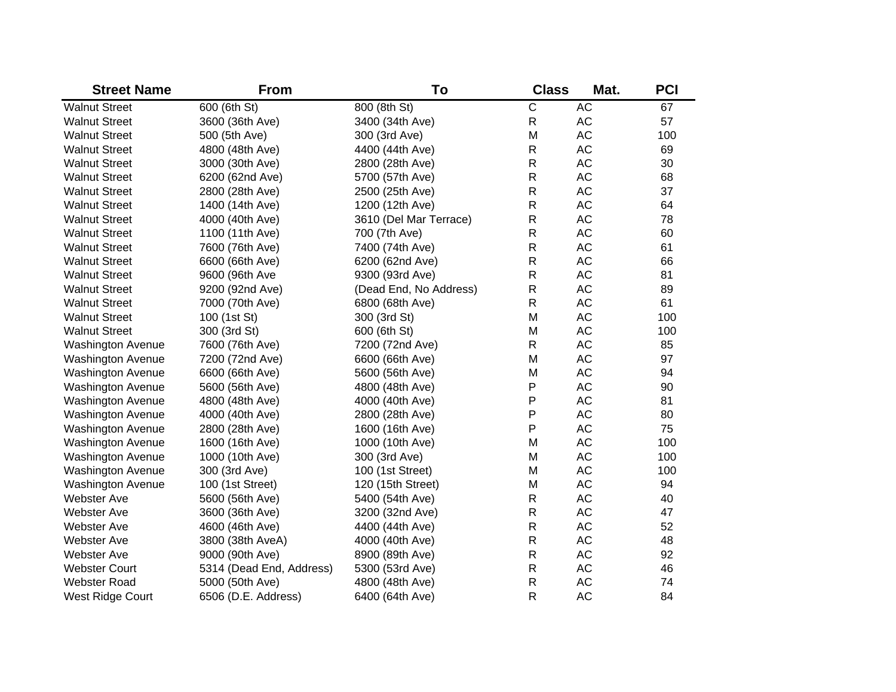| Street Name | From | To | Class | Mat. | PCI |
|---|---|---|---|---|---|
| Walnut Street | 600 (6th St) | 800 (8th St) | C | AC | 67 |
| Walnut Street | 3600 (36th Ave) | 3400 (34th Ave) | R | AC | 57 |
| Walnut Street | 500 (5th Ave) | 300 (3rd Ave) | M | AC | 100 |
| Walnut Street | 4800 (48th Ave) | 4400 (44th Ave) | R | AC | 69 |
| Walnut Street | 3000 (30th Ave) | 2800 (28th Ave) | R | AC | 30 |
| Walnut Street | 6200 (62nd Ave) | 5700 (57th Ave) | R | AC | 68 |
| Walnut Street | 2800 (28th Ave) | 2500 (25th Ave) | R | AC | 37 |
| Walnut Street | 1400 (14th Ave) | 1200 (12th Ave) | R | AC | 64 |
| Walnut Street | 4000 (40th Ave) | 3610 (Del Mar Terrace) | R | AC | 78 |
| Walnut Street | 1100 (11th Ave) | 700 (7th Ave) | R | AC | 60 |
| Walnut Street | 7600 (76th Ave) | 7400 (74th Ave) | R | AC | 61 |
| Walnut Street | 6600 (66th Ave) | 6200 (62nd Ave) | R | AC | 66 |
| Walnut Street | 9600 (96th Ave | 9300 (93rd Ave) | R | AC | 81 |
| Walnut Street | 9200 (92nd Ave) | (Dead End, No Address) | R | AC | 89 |
| Walnut Street | 7000 (70th Ave) | 6800 (68th Ave) | R | AC | 61 |
| Walnut Street | 100 (1st St) | 300 (3rd St) | M | AC | 100 |
| Walnut Street | 300 (3rd St) | 600 (6th St) | M | AC | 100 |
| Washington Avenue | 7600 (76th Ave) | 7200 (72nd Ave) | R | AC | 85 |
| Washington Avenue | 7200 (72nd Ave) | 6600 (66th Ave) | M | AC | 97 |
| Washington Avenue | 6600 (66th Ave) | 5600 (56th Ave) | M | AC | 94 |
| Washington Avenue | 5600 (56th Ave) | 4800 (48th Ave) | P | AC | 90 |
| Washington Avenue | 4800 (48th Ave) | 4000 (40th Ave) | P | AC | 81 |
| Washington Avenue | 4000 (40th Ave) | 2800 (28th Ave) | P | AC | 80 |
| Washington Avenue | 2800 (28th Ave) | 1600 (16th Ave) | P | AC | 75 |
| Washington Avenue | 1600 (16th Ave) | 1000 (10th Ave) | M | AC | 100 |
| Washington Avenue | 1000 (10th Ave) | 300 (3rd Ave) | M | AC | 100 |
| Washington Avenue | 300 (3rd Ave) | 100 (1st Street) | M | AC | 100 |
| Washington Avenue | 100 (1st Street) | 120 (15th Street) | M | AC | 94 |
| Webster Ave | 5600 (56th Ave) | 5400 (54th Ave) | R | AC | 40 |
| Webster Ave | 3600 (36th Ave) | 3200 (32nd Ave) | R | AC | 47 |
| Webster Ave | 4600 (46th Ave) | 4400 (44th Ave) | R | AC | 52 |
| Webster Ave | 3800 (38th AveA) | 4000 (40th Ave) | R | AC | 48 |
| Webster Ave | 9000 (90th Ave) | 8900 (89th Ave) | R | AC | 92 |
| Webster Court | 5314 (Dead End, Address) | 5300 (53rd Ave) | R | AC | 46 |
| Webster Road | 5000 (50th Ave) | 4800 (48th Ave) | R | AC | 74 |
| West Ridge Court | 6506 (D.E. Address) | 6400 (64th Ave) | R | AC | 84 |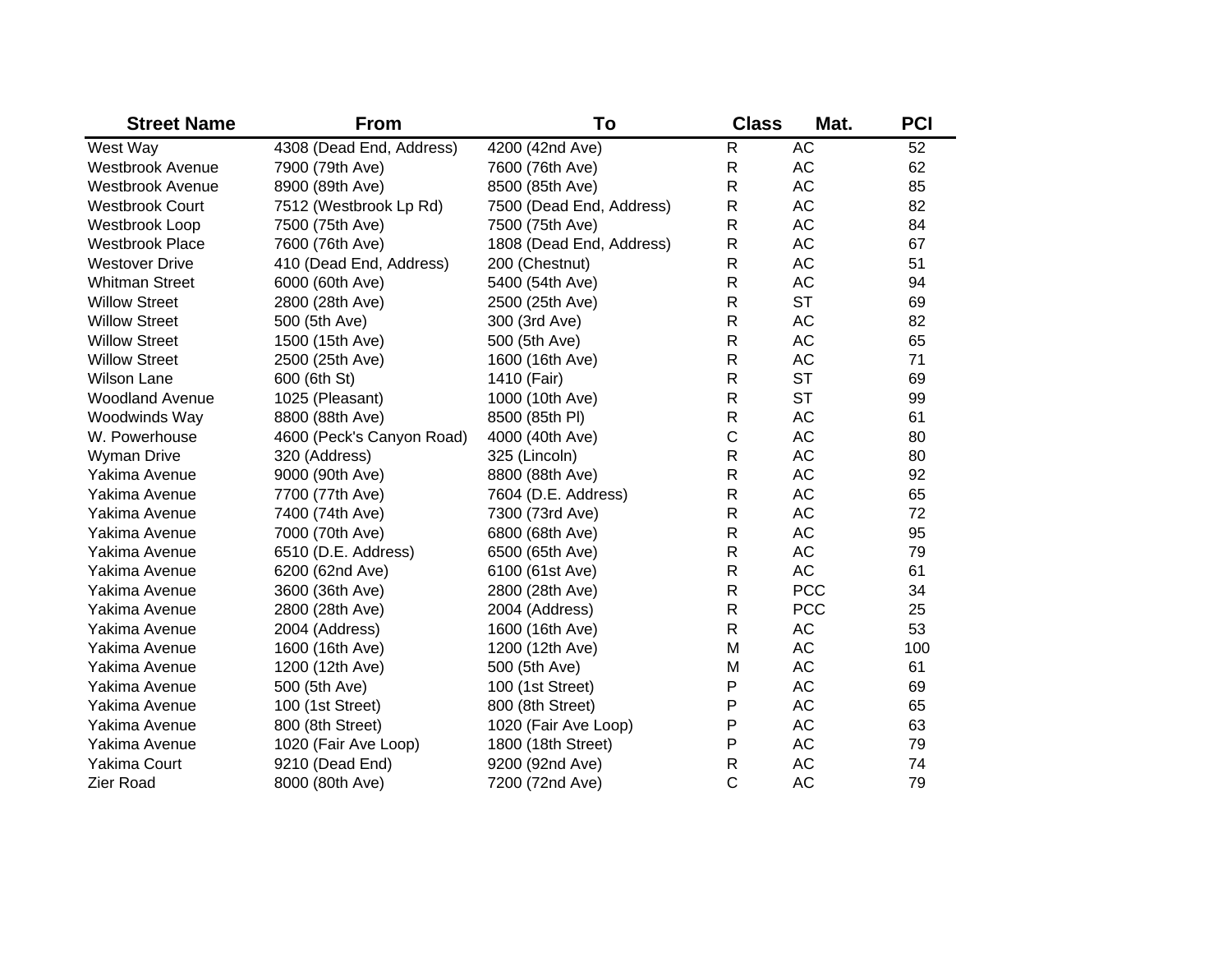| Street Name | From | To | Class | Mat. | PCI |
|---|---|---|---|---|---|
| West Way | 4308 (Dead End, Address) | 4200 (42nd Ave) | R | AC | 52 |
| Westbrook Avenue | 7900 (79th Ave) | 7600 (76th Ave) | R | AC | 62 |
| Westbrook Avenue | 8900 (89th Ave) | 8500 (85th Ave) | R | AC | 85 |
| Westbrook Court | 7512 (Westbrook Lp Rd) | 7500 (Dead End, Address) | R | AC | 82 |
| Westbrook Loop | 7500 (75th Ave) | 7500 (75th Ave) | R | AC | 84 |
| Westbrook Place | 7600 (76th Ave) | 1808 (Dead End, Address) | R | AC | 67 |
| Westover Drive | 410 (Dead End, Address) | 200 (Chestnut) | R | AC | 51 |
| Whitman Street | 6000 (60th Ave) | 5400 (54th Ave) | R | AC | 94 |
| Willow Street | 2800 (28th Ave) | 2500 (25th Ave) | R | ST | 69 |
| Willow Street | 500 (5th Ave) | 300 (3rd Ave) | R | AC | 82 |
| Willow Street | 1500 (15th Ave) | 500 (5th Ave) | R | AC | 65 |
| Willow Street | 2500 (25th Ave) | 1600 (16th Ave) | R | AC | 71 |
| Wilson Lane | 600 (6th St) | 1410 (Fair) | R | ST | 69 |
| Woodland Avenue | 1025 (Pleasant) | 1000 (10th Ave) | R | ST | 99 |
| Woodwinds Way | 8800 (88th Ave) | 8500 (85th Pl) | R | AC | 61 |
| W. Powerhouse | 4600 (Peck's Canyon Road) | 4000 (40th Ave) | C | AC | 80 |
| Wyman Drive | 320 (Address) | 325 (Lincoln) | R | AC | 80 |
| Yakima Avenue | 9000 (90th Ave) | 8800 (88th Ave) | R | AC | 92 |
| Yakima Avenue | 7700 (77th Ave) | 7604 (D.E. Address) | R | AC | 65 |
| Yakima Avenue | 7400 (74th Ave) | 7300 (73rd Ave) | R | AC | 72 |
| Yakima Avenue | 7000 (70th Ave) | 6800 (68th Ave) | R | AC | 95 |
| Yakima Avenue | 6510 (D.E. Address) | 6500 (65th Ave) | R | AC | 79 |
| Yakima Avenue | 6200 (62nd Ave) | 6100 (61st Ave) | R | AC | 61 |
| Yakima Avenue | 3600 (36th Ave) | 2800 (28th Ave) | R | PCC | 34 |
| Yakima Avenue | 2800 (28th Ave) | 2004 (Address) | R | PCC | 25 |
| Yakima Avenue | 2004 (Address) | 1600 (16th Ave) | R | AC | 53 |
| Yakima Avenue | 1600 (16th Ave) | 1200 (12th Ave) | M | AC | 100 |
| Yakima Avenue | 1200 (12th Ave) | 500 (5th Ave) | M | AC | 61 |
| Yakima Avenue | 500 (5th Ave) | 100 (1st Street) | P | AC | 69 |
| Yakima Avenue | 100 (1st Street) | 800 (8th Street) | P | AC | 65 |
| Yakima Avenue | 800 (8th Street) | 1020 (Fair Ave Loop) | P | AC | 63 |
| Yakima Avenue | 1020 (Fair Ave Loop) | 1800 (18th Street) | P | AC | 79 |
| Yakima Court | 9210 (Dead End) | 9200 (92nd Ave) | R | AC | 74 |
| Zier Road | 8000 (80th Ave) | 7200 (72nd Ave) | C | AC | 79 |